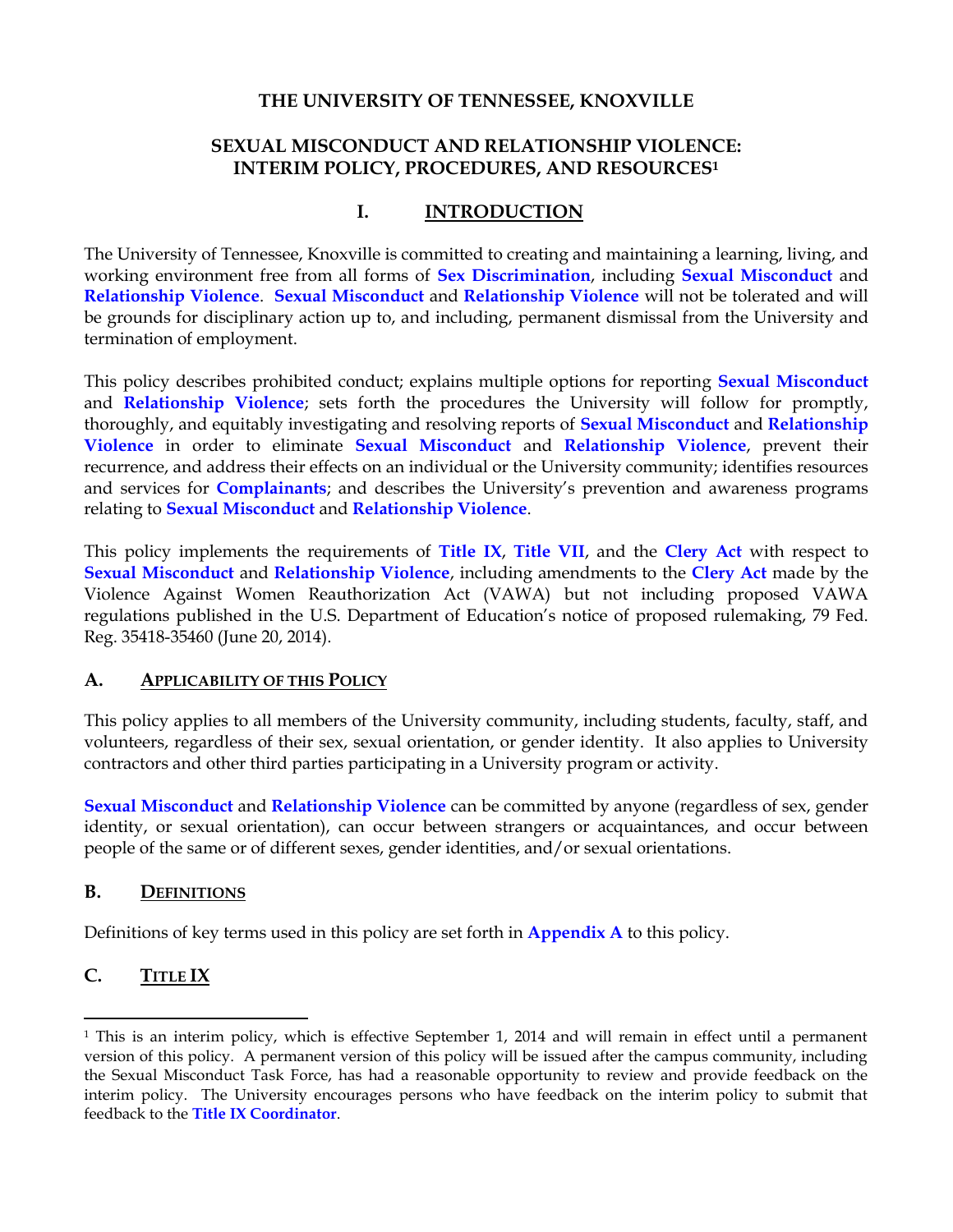# THE UNIVERSITY OF TENNESSEE, KNOXVILLE

## SEXUAL MISCONDUCT AND RELATIONSHIP VIOLENCE: INTERIM POLICY, PROCEDURES, AND RESOURCES[1]

## I. INTRODUCTION

The University of Tennessee, Knoxville is committed to creating and maintaining a learning, living, and working environment free from all forms of **Sex Discrimination**, including **Sexual Misconduct** and **Relationship Violence**. **Sexual Misconduct** and **Relationship Violence** will not be tolerated and will be grounds for disciplinary action up to, and including, permanent dismissal from the University and termination of employment.

This policy describes prohibited conduct; explains multiple options for reporting **Sexual Misconduct** and **Relationship Violence**; sets forth the procedures the University will follow for promptly, thoroughly, and equitably investigating and resolving reports of **Sexual Misconduct** and **Relationship Violence** in order to eliminate **Sexual Misconduct** and **Relationship Violence**, prevent their recurrence, and address their effects on an individual or the University community; identifies resources and services for **Complainants**; and describes the University's prevention and awareness programs relating to **Sexual Misconduct** and **Relationship Violence**.

This policy implements the requirements of **Title IX**, **Title VII**, and the **Clery Act** with respect to **Sexual Misconduct** and **Relationship Violence**, including amendments to the **Clery Act** made by the Violence Against Women Reauthorization Act (VAWA) but not including proposed VAWA regulations published in the U.S. Department of Education's notice of proposed rulemaking, 79 Fed. Reg. 35418-35460 (June 20, 2014).

### A. APPLICABILITY OF THIS POLICY

This policy applies to all members of the University community, including students, faculty, staff, and volunteers, regardless of their sex, sexual orientation, or gender identity. It also applies to University contractors and other third parties participating in a University program or activity.

**Sexual Misconduct** and **Relationship Violence** can be committed by anyone (regardless of sex, gender identity, or sexual orientation), can occur between strangers or acquaintances, and occur between people of the same or of different sexes, gender identities, and/or sexual orientations.

### B. DEFINITIONS

Definitions of key terms used in this policy are set forth in **Appendix A** to this policy.

### C. TITLE IX

---

[1] This is an interim policy, which is effective September 1, 2014 and will remain in effect until a permanent version of this policy. A permanent version of this policy will be issued after the campus community, including the Sexual Misconduct Task Force, has had a reasonable opportunity to review and provide feedback on the interim policy. The University encourages persons who have feedback on the interim policy to submit that feedback to the **Title IX Coordinator**.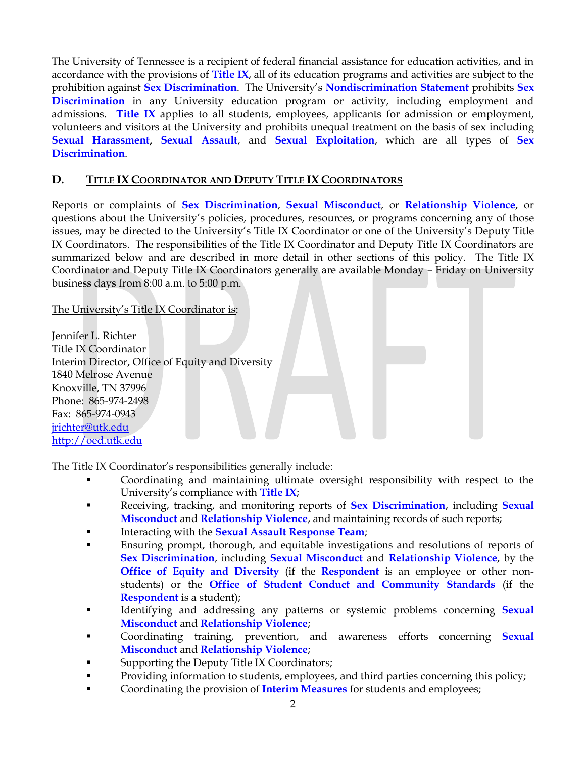The University of Tennessee is a recipient of federal financial assistance for education activities, and in accordance with the provisions of **Title IX**, all of its education programs and activities are subject to the prohibition against **Sex Discrimination**. The University's **Nondiscrimination Statement** prohibits **Sex Discrimination** in any University education program or activity, including employment and admissions. **Title IX** applies to all students, employees, applicants for admission or employment, volunteers and visitors at the University and prohibits unequal treatment on the basis of sex including **Sexual Harassment**, **Sexual Assault**, and **Sexual Exploitation**, which are all types of **Sex Discrimination**.

## D. Title IX Coordinator and Deputy Title IX Coordinators

Reports or complaints of **Sex Discrimination**, **Sexual Misconduct**, or **Relationship Violence**, or questions about the University's policies, procedures, resources, or programs concerning any of those issues, may be directed to the University's Title IX Coordinator or one of the University's Deputy Title IX Coordinators. The responsibilities of the Title IX Coordinator and Deputy Title IX Coordinators are summarized below and are described in more detail in other sections of this policy. The Title IX Coordinator and Deputy Title IX Coordinators generally are available Monday – Friday on University business days from 8:00 a.m. to 5:00 p.m.

The University's Title IX Coordinator is:

Jennifer L. Richter
Title IX Coordinator
Interim Director, Office of Equity and Diversity
1840 Melrose Avenue
Knoxville, TN 37996
Phone: 865-974-2498
Fax: 865-974-0943
jrichter@utk.edu
http://oed.utk.edu

The Title IX Coordinator's responsibilities generally include:

- Coordinating and maintaining ultimate oversight responsibility with respect to the University's compliance with **Title IX**;
- Receiving, tracking, and monitoring reports of **Sex Discrimination**, including **Sexual Misconduct** and **Relationship Violence**, and maintaining records of such reports;
- Interacting with the **Sexual Assault Response Team**;
- Ensuring prompt, thorough, and equitable investigations and resolutions of reports of **Sex Discrimination**, including **Sexual Misconduct** and **Relationship Violence**, by the **Office of Equity and Diversity** (if the **Respondent** is an employee or other non-students) or the **Office of Student Conduct and Community Standards** (if the **Respondent** is a student);
- Identifying and addressing any patterns or systemic problems concerning **Sexual Misconduct** and **Relationship Violence**;
- Coordinating training, prevention, and awareness efforts concerning **Sexual Misconduct** and **Relationship Violence**;
- Supporting the Deputy Title IX Coordinators;
- Providing information to students, employees, and third parties concerning this policy;
- Coordinating the provision of **Interim Measures** for students and employees;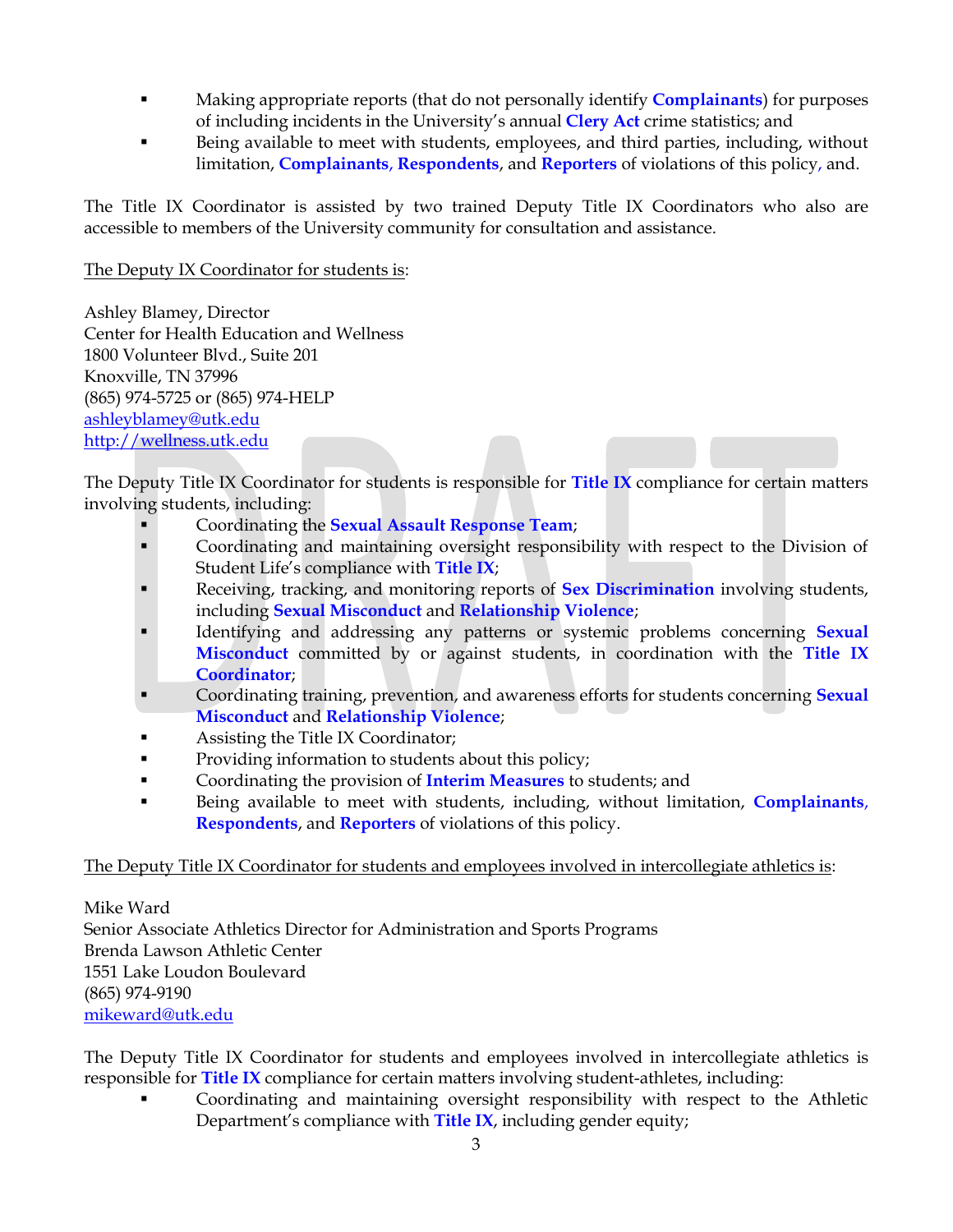- Making appropriate reports (that do not personally identify **Complainants**) for purposes of including incidents in the University's annual **Clery Act** crime statistics; and
- Being available to meet with students, employees, and third parties, including, without limitation, **Complainants**, **Respondents**, and **Reporters** of violations of this policy, and.

The Title IX Coordinator is assisted by two trained Deputy Title IX Coordinators who also are accessible to members of the University community for consultation and assistance.

The Deputy IX Coordinator for students is:

Ashley Blamey, Director
Center for Health Education and Wellness
1800 Volunteer Blvd., Suite 201
Knoxville, TN 37996
(865) 974-5725 or (865) 974-HELP
ashleyblamey@utk.edu
http://wellness.utk.edu

The Deputy Title IX Coordinator for students is responsible for **Title IX** compliance for certain matters involving students, including:

- Coordinating the **Sexual Assault Response Team**;
- Coordinating and maintaining oversight responsibility with respect to the Division of Student Life's compliance with **Title IX**;
- Receiving, tracking, and monitoring reports of **Sex Discrimination** involving students, including **Sexual Misconduct** and **Relationship Violence**;
- Identifying and addressing any patterns or systemic problems concerning **Sexual Misconduct** committed by or against students, in coordination with the **Title IX Coordinator**;
- Coordinating training, prevention, and awareness efforts for students concerning **Sexual Misconduct** and **Relationship Violence**;
- Assisting the Title IX Coordinator;
- Providing information to students about this policy;
- Coordinating the provision of **Interim Measures** to students; and
- Being available to meet with students, including, without limitation, **Complainants**, **Respondents**, and **Reporters** of violations of this policy.

The Deputy Title IX Coordinator for students and employees involved in intercollegiate athletics is:

Mike Ward
Senior Associate Athletics Director for Administration and Sports Programs
Brenda Lawson Athletic Center
1551 Lake Loudon Boulevard
(865) 974-9190
mikeward@utk.edu

The Deputy Title IX Coordinator for students and employees involved in intercollegiate athletics is responsible for **Title IX** compliance for certain matters involving student-athletes, including:

- Coordinating and maintaining oversight responsibility with respect to the Athletic Department's compliance with **Title IX**, including gender equity;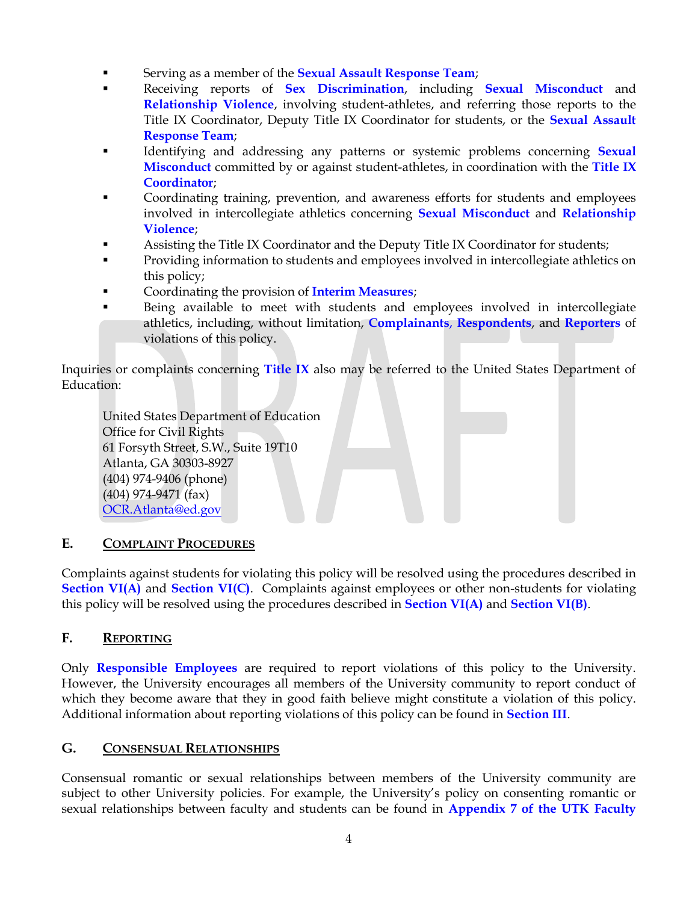- Serving as a member of the **Sexual Assault Response Team**;
- Receiving reports of **Sex Discrimination**, including **Sexual Misconduct** and **Relationship Violence**, involving student-athletes, and referring those reports to the Title IX Coordinator, Deputy Title IX Coordinator for students, or the **Sexual Assault Response Team**;
- Identifying and addressing any patterns or systemic problems concerning **Sexual Misconduct** committed by or against student-athletes, in coordination with the **Title IX Coordinator**;
- Coordinating training, prevention, and awareness efforts for students and employees involved in intercollegiate athletics concerning **Sexual Misconduct** and **Relationship Violence**;
- Assisting the Title IX Coordinator and the Deputy Title IX Coordinator for students;
- Providing information to students and employees involved in intercollegiate athletics on this policy;
- Coordinating the provision of **Interim Measures**;
- Being available to meet with students and employees involved in intercollegiate athletics, including, without limitation, **Complainants**, **Respondents**, and **Reporters** of violations of this policy.

Inquiries or complaints concerning **Title IX** also may be referred to the United States Department of Education:

United States Department of Education
Office for Civil Rights
61 Forsyth Street, S.W., Suite 19T10
Atlanta, GA 30303-8927
(404) 974-9406 (phone)
(404) 974-9471 (fax)
OCR.Atlanta@ed.gov

## E. Complaint Procedures

Complaints against students for violating this policy will be resolved using the procedures described in **Section VI(A)** and **Section VI(C)**. Complaints against employees or other non-students for violating this policy will be resolved using the procedures described in **Section VI(A)** and **Section VI(B)**.

## F. Reporting

Only **Responsible Employees** are required to report violations of this policy to the University. However, the University encourages all members of the University community to report conduct of which they become aware that they in good faith believe might constitute a violation of this policy. Additional information about reporting violations of this policy can be found in **Section III**.

## G. Consensual Relationships

Consensual romantic or sexual relationships between members of the University community are subject to other University policies. For example, the University's policy on consenting romantic or sexual relationships between faculty and students can be found in **Appendix 7 of the UTK Faculty**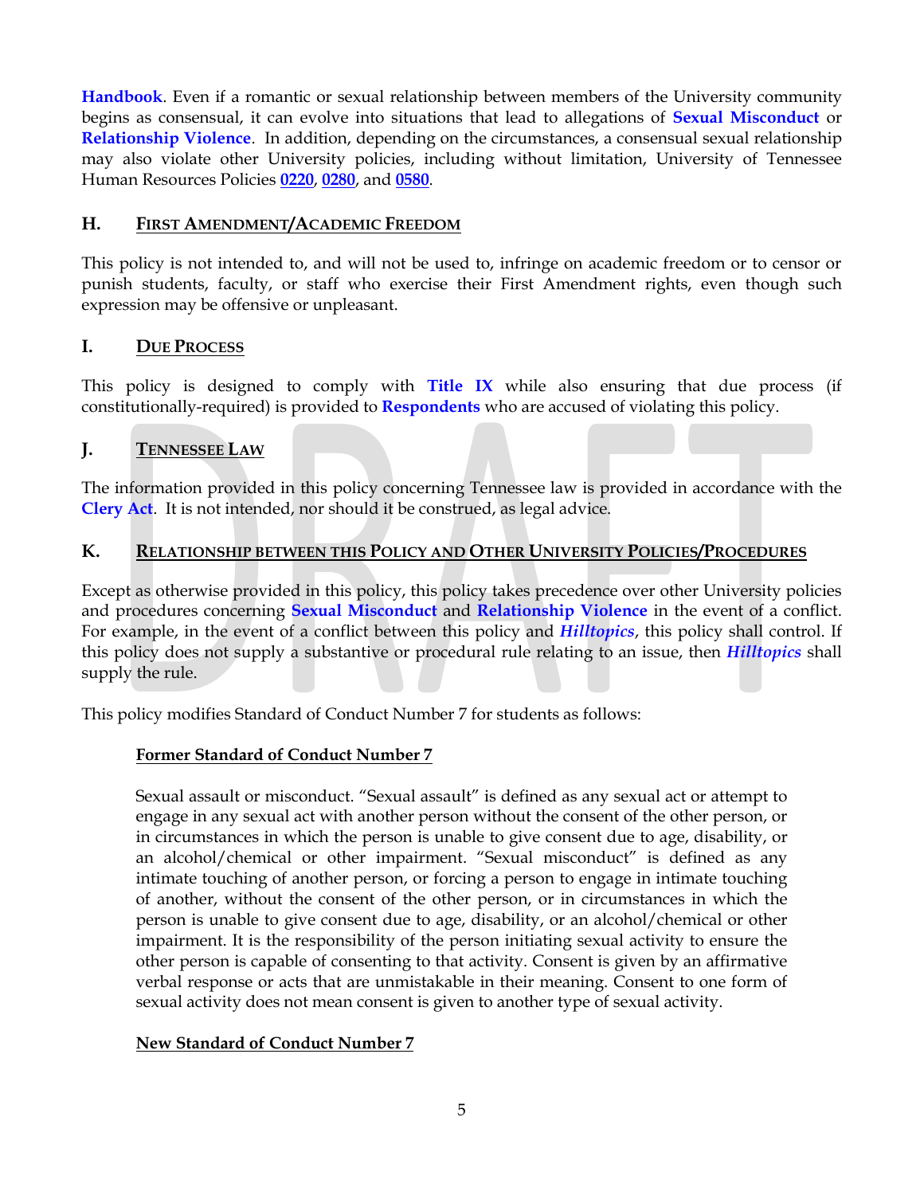**Handbook**. Even if a romantic or sexual relationship between members of the University community begins as consensual, it can evolve into situations that lead to allegations of **Sexual Misconduct** or **Relationship Violence**. In addition, depending on the circumstances, a consensual sexual relationship may also violate other University policies, including without limitation, University of Tennessee Human Resources Policies **0220**, **0280**, and **0580**.

## H. FIRST AMENDMENT/ACADEMIC FREEDOM

This policy is not intended to, and will not be used to, infringe on academic freedom or to censor or punish students, faculty, or staff who exercise their First Amendment rights, even though such expression may be offensive or unpleasant.

## I. DUE PROCESS

This policy is designed to comply with **Title IX** while also ensuring that due process (if constitutionally-required) is provided to **Respondents** who are accused of violating this policy.

## J. TENNESSEE LAW

The information provided in this policy concerning Tennessee law is provided in accordance with the **Clery Act**. It is not intended, nor should it be construed, as legal advice.

## K. RELATIONSHIP BETWEEN THIS POLICY AND OTHER UNIVERSITY POLICIES/PROCEDURES

Except as otherwise provided in this policy, this policy takes precedence over other University policies and procedures concerning **Sexual Misconduct** and **Relationship Violence** in the event of a conflict. For example, in the event of a conflict between this policy and ***Hilltopics***, this policy shall control. If this policy does not supply a substantive or procedural rule relating to an issue, then ***Hilltopics*** shall supply the rule.

This policy modifies Standard of Conduct Number 7 for students as follows:

**Former Standard of Conduct Number 7**

> Sexual assault or misconduct. "Sexual assault" is defined as any sexual act or attempt to engage in any sexual act with another person without the consent of the other person, or in circumstances in which the person is unable to give consent due to age, disability, or an alcohol/chemical or other impairment. "Sexual misconduct" is defined as any intimate touching of another person, or forcing a person to engage in intimate touching of another, without the consent of the other person, or in circumstances in which the person is unable to give consent due to age, disability, or an alcohol/chemical or other impairment. It is the responsibility of the person initiating sexual activity to ensure the other person is capable of consenting to that activity. Consent is given by an affirmative verbal response or acts that are unmistakable in their meaning. Consent to one form of sexual activity does not mean consent is given to another type of sexual activity.

**New Standard of Conduct Number 7**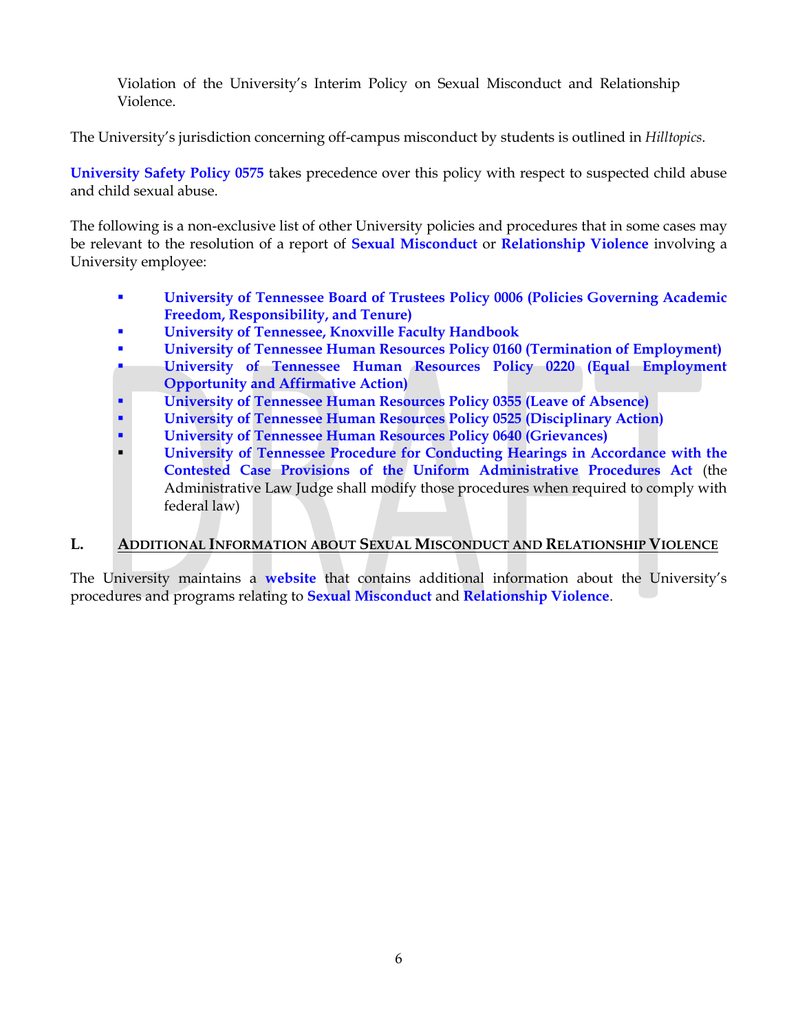Violation of the University's Interim Policy on Sexual Misconduct and Relationship Violence.

The University's jurisdiction concerning off-campus misconduct by students is outlined in *Hilltopics*.

**University Safety Policy 0575** takes precedence over this policy with respect to suspected child abuse and child sexual abuse.

The following is a non-exclusive list of other University policies and procedures that in some cases may be relevant to the resolution of a report of **Sexual Misconduct** or **Relationship Violence** involving a University employee:

- **University of Tennessee Board of Trustees Policy 0006 (Policies Governing Academic Freedom, Responsibility, and Tenure)**
- **University of Tennessee, Knoxville Faculty Handbook**
- **University of Tennessee Human Resources Policy 0160 (Termination of Employment)**
- **University of Tennessee Human Resources Policy 0220 (Equal Employment Opportunity and Affirmative Action)**
- **University of Tennessee Human Resources Policy 0355 (Leave of Absence)**
- **University of Tennessee Human Resources Policy 0525 (Disciplinary Action)**
- **University of Tennessee Human Resources Policy 0640 (Grievances)**
- **University of Tennessee Procedure for Conducting Hearings in Accordance with the Contested Case Provisions of the Uniform Administrative Procedures Act** (the Administrative Law Judge shall modify those procedures when required to comply with federal law)

## L. Additional Information about Sexual Misconduct and Relationship Violence

The University maintains a **website** that contains additional information about the University's procedures and programs relating to **Sexual Misconduct** and **Relationship Violence**.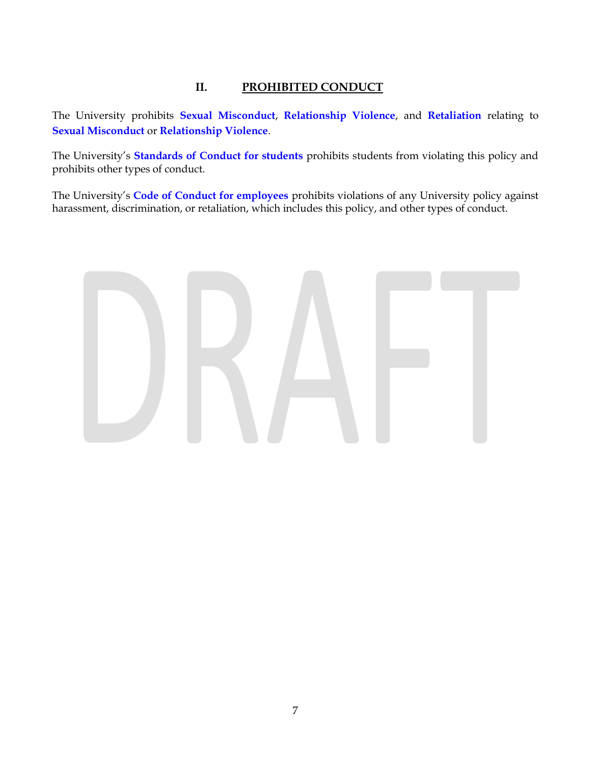## II. PROHIBITED CONDUCT

The University prohibits **Sexual Misconduct**, **Relationship Violence**, and **Retaliation** relating to **Sexual Misconduct** or **Relationship Violence**.

The University's **Standards of Conduct for students** prohibits students from violating this policy and prohibits other types of conduct.

The University's **Code of Conduct for employees** prohibits violations of any University policy against harassment, discrimination, or retaliation, which includes this policy, and other types of conduct.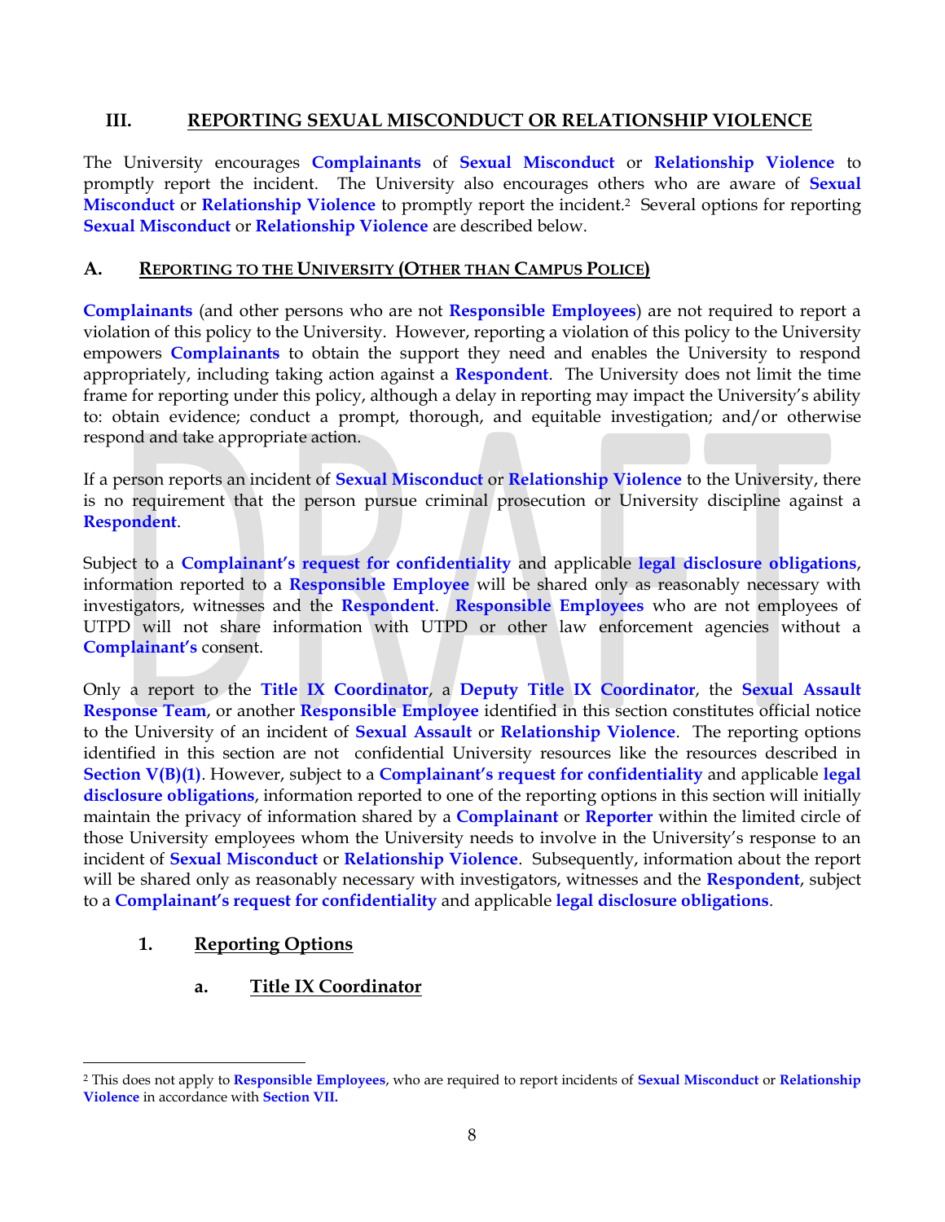## III. REPORTING SEXUAL MISCONDUCT OR RELATIONSHIP VIOLENCE

The University encourages **Complainants** of **Sexual Misconduct** or **Relationship Violence** to promptly report the incident. The University also encourages others who are aware of **Sexual Misconduct** or **Relationship Violence** to promptly report the incident.[2] Several options for reporting **Sexual Misconduct** or **Relationship Violence** are described below.

### A. REPORTING TO THE UNIVERSITY (OTHER THAN CAMPUS POLICE)

**Complainants** (and other persons who are not **Responsible Employees**) are not required to report a violation of this policy to the University. However, reporting a violation of this policy to the University empowers **Complainants** to obtain the support they need and enables the University to respond appropriately, including taking action against a **Respondent**. The University does not limit the time frame for reporting under this policy, although a delay in reporting may impact the University's ability to: obtain evidence; conduct a prompt, thorough, and equitable investigation; and/or otherwise respond and take appropriate action.

If a person reports an incident of **Sexual Misconduct** or **Relationship Violence** to the University, there is no requirement that the person pursue criminal prosecution or University discipline against a **Respondent**.

Subject to a **Complainant's request for confidentiality** and applicable **legal disclosure obligations**, information reported to a **Responsible Employee** will be shared only as reasonably necessary with investigators, witnesses and the **Respondent**. **Responsible Employees** who are not employees of UTPD will not share information with UTPD or other law enforcement agencies without a **Complainant's** consent.

Only a report to the **Title IX Coordinator**, a **Deputy Title IX Coordinator**, the **Sexual Assault Response Team**, or another **Responsible Employee** identified in this section constitutes official notice to the University of an incident of **Sexual Assault** or **Relationship Violence**. The reporting options identified in this section are not confidential University resources like the resources described in **Section V(B)(1)**. However, subject to a **Complainant's request for confidentiality** and applicable **legal disclosure obligations**, information reported to one of the reporting options in this section will initially maintain the privacy of information shared by a **Complainant** or **Reporter** within the limited circle of those University employees whom the University needs to involve in the University's response to an incident of **Sexual Misconduct** or **Relationship Violence**. Subsequently, information about the report will be shared only as reasonably necessary with investigators, witnesses and the **Respondent**, subject to a **Complainant's request for confidentiality** and applicable **legal disclosure obligations**.

#### 1. Reporting Options

##### a. Title IX Coordinator

---

[2] This does not apply to **Responsible Employees**, who are required to report incidents of **Sexual Misconduct** or **Relationship Violence** in accordance with **Section VII.**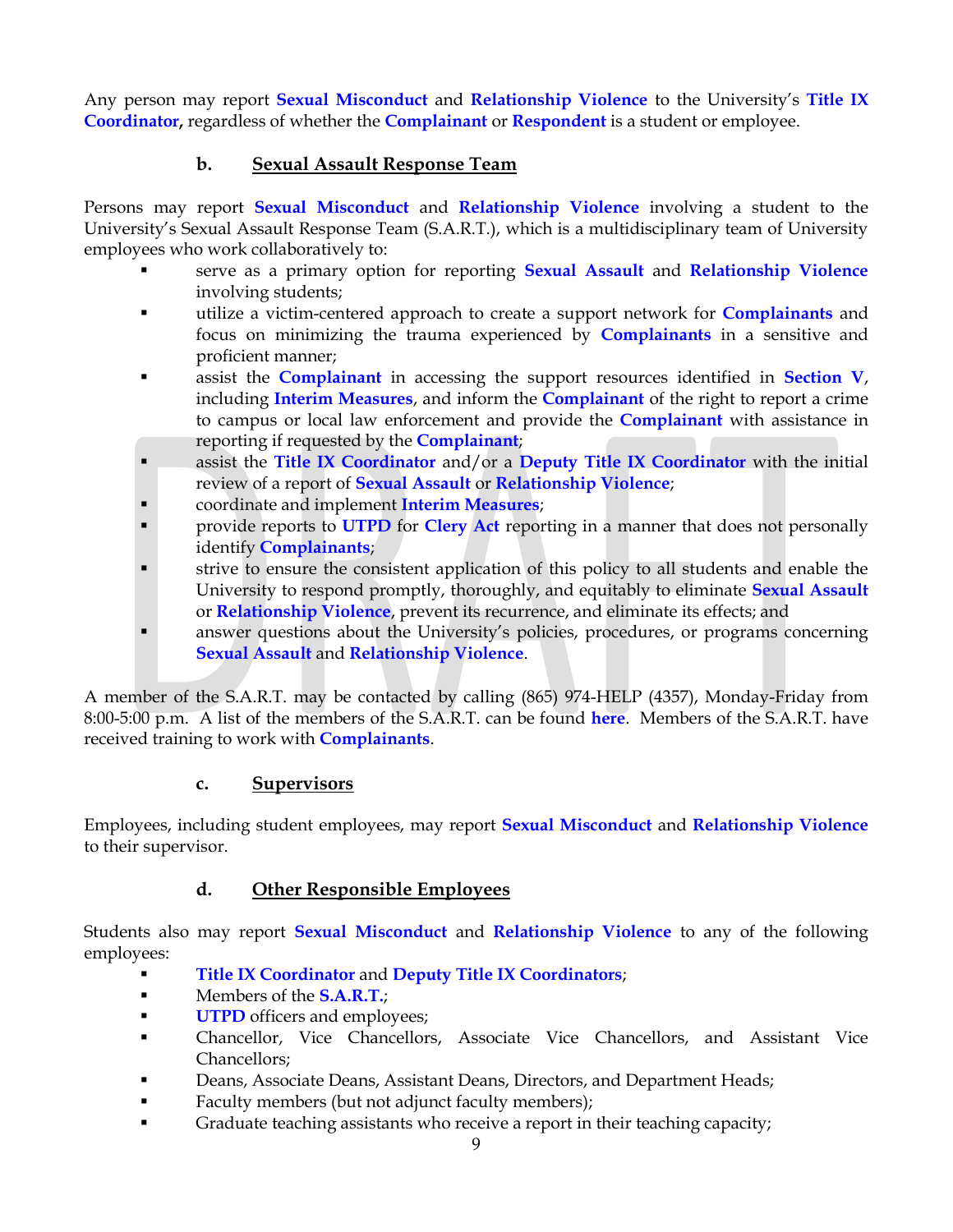Any person may report **Sexual Misconduct** and **Relationship Violence** to the University's **Title IX Coordinator,** regardless of whether the **Complainant** or **Respondent** is a student or employee.

### b. Sexual Assault Response Team

Persons may report **Sexual Misconduct** and **Relationship Violence** involving a student to the University's Sexual Assault Response Team (S.A.R.T.), which is a multidisciplinary team of University employees who work collaboratively to:

- serve as a primary option for reporting **Sexual Assault** and **Relationship Violence** involving students;
- utilize a victim-centered approach to create a support network for **Complainants** and focus on minimizing the trauma experienced by **Complainants** in a sensitive and proficient manner;
- assist the **Complainant** in accessing the support resources identified in **Section V**, including **Interim Measures**, and inform the **Complainant** of the right to report a crime to campus or local law enforcement and provide the **Complainant** with assistance in reporting if requested by the **Complainant**;
- assist the **Title IX Coordinator** and/or a **Deputy Title IX Coordinator** with the initial review of a report of **Sexual Assault** or **Relationship Violence**;
- coordinate and implement **Interim Measures**;
- provide reports to **UTPD** for **Clery Act** reporting in a manner that does not personally identify **Complainants**;
- strive to ensure the consistent application of this policy to all students and enable the University to respond promptly, thoroughly, and equitably to eliminate **Sexual Assault** or **Relationship Violence**, prevent its recurrence, and eliminate its effects; and
- answer questions about the University's policies, procedures, or programs concerning **Sexual Assault** and **Relationship Violence**.

A member of the S.A.R.T. may be contacted by calling (865) 974-HELP (4357), Monday-Friday from 8:00-5:00 p.m. A list of the members of the S.A.R.T. can be found **here**. Members of the S.A.R.T. have received training to work with **Complainants**.

### c. Supervisors

Employees, including student employees, may report **Sexual Misconduct** and **Relationship Violence** to their supervisor.

### d. Other Responsible Employees

Students also may report **Sexual Misconduct** and **Relationship Violence** to any of the following employees:

- **Title IX Coordinator** and **Deputy Title IX Coordinators**;
- Members of the **S.A.R.T.**;
- **UTPD** officers and employees;
- Chancellor, Vice Chancellors, Associate Vice Chancellors, and Assistant Vice Chancellors;
- Deans, Associate Deans, Assistant Deans, Directors, and Department Heads;
- Faculty members (but not adjunct faculty members);
- Graduate teaching assistants who receive a report in their teaching capacity;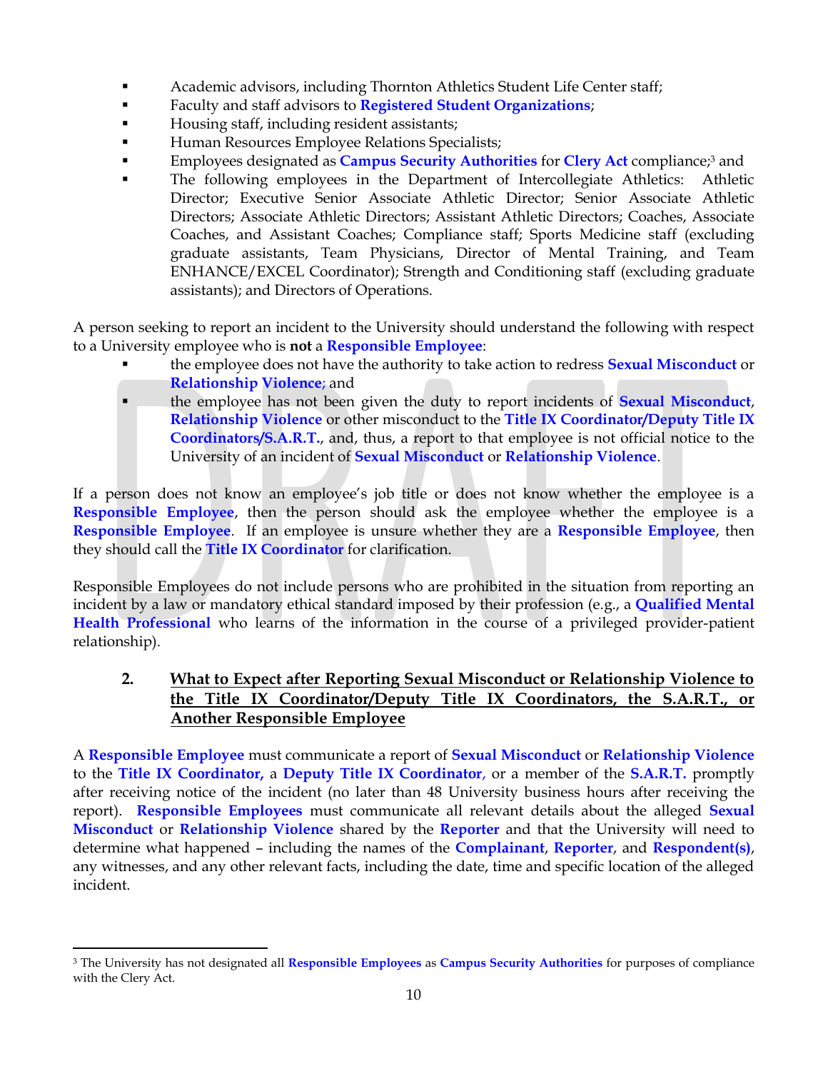- Academic advisors, including Thornton Athletics Student Life Center staff;
- Faculty and staff advisors to **Registered Student Organizations**;
- Housing staff, including resident assistants;
- Human Resources Employee Relations Specialists;
- Employees designated as **Campus Security Authorities** for **Clery Act** compliance;[3] and
- The following employees in the Department of Intercollegiate Athletics: Athletic Director; Executive Senior Associate Athletic Director; Senior Associate Athletic Directors; Associate Athletic Directors; Assistant Athletic Directors; Coaches, Associate Coaches, and Assistant Coaches; Compliance staff; Sports Medicine staff (excluding graduate assistants, Team Physicians, Director of Mental Training, and Team ENHANCE/EXCEL Coordinator); Strength and Conditioning staff (excluding graduate assistants); and Directors of Operations.

A person seeking to report an incident to the University should understand the following with respect to a University employee who is **not** a **Responsible Employee**:

- the employee does not have the authority to take action to redress **Sexual Misconduct** or **Relationship Violence**; and
- the employee has not been given the duty to report incidents of **Sexual Misconduct**, **Relationship Violence** or other misconduct to the **Title IX Coordinator/Deputy Title IX Coordinators/S.A.R.T.**, and, thus, a report to that employee is not official notice to the University of an incident of **Sexual Misconduct** or **Relationship Violence**.

If a person does not know an employee's job title or does not know whether the employee is a **Responsible Employee**, then the person should ask the employee whether the employee is a **Responsible Employee**. If an employee is unsure whether they are a **Responsible Employee**, then they should call the **Title IX Coordinator** for clarification.

Responsible Employees do not include persons who are prohibited in the situation from reporting an incident by a law or mandatory ethical standard imposed by their profession (e.g., a **Qualified Mental Health Professional** who learns of the information in the course of a privileged provider-patient relationship).

### 2. <u>What to Expect after Reporting Sexual Misconduct or Relationship Violence to the Title IX Coordinator/Deputy Title IX Coordinators, the S.A.R.T., or Another Responsible Employee</u>

A **Responsible Employee** must communicate a report of **Sexual Misconduct** or **Relationship Violence** to the **Title IX Coordinator,** a **Deputy Title IX Coordinator**, or a member of the **S.A.R.T.** promptly after receiving notice of the incident (no later than 48 University business hours after receiving the report). **Responsible Employees** must communicate all relevant details about the alleged **Sexual Misconduct** or **Relationship Violence** shared by the **Reporter** and that the University will need to determine what happened – including the names of the **Complainant**, **Reporter**, and **Respondent(s)**, any witnesses, and any other relevant facts, including the date, time and specific location of the alleged incident.

---

[3] The University has not designated all **Responsible Employees** as **Campus Security Authorities** for purposes of compliance with the Clery Act.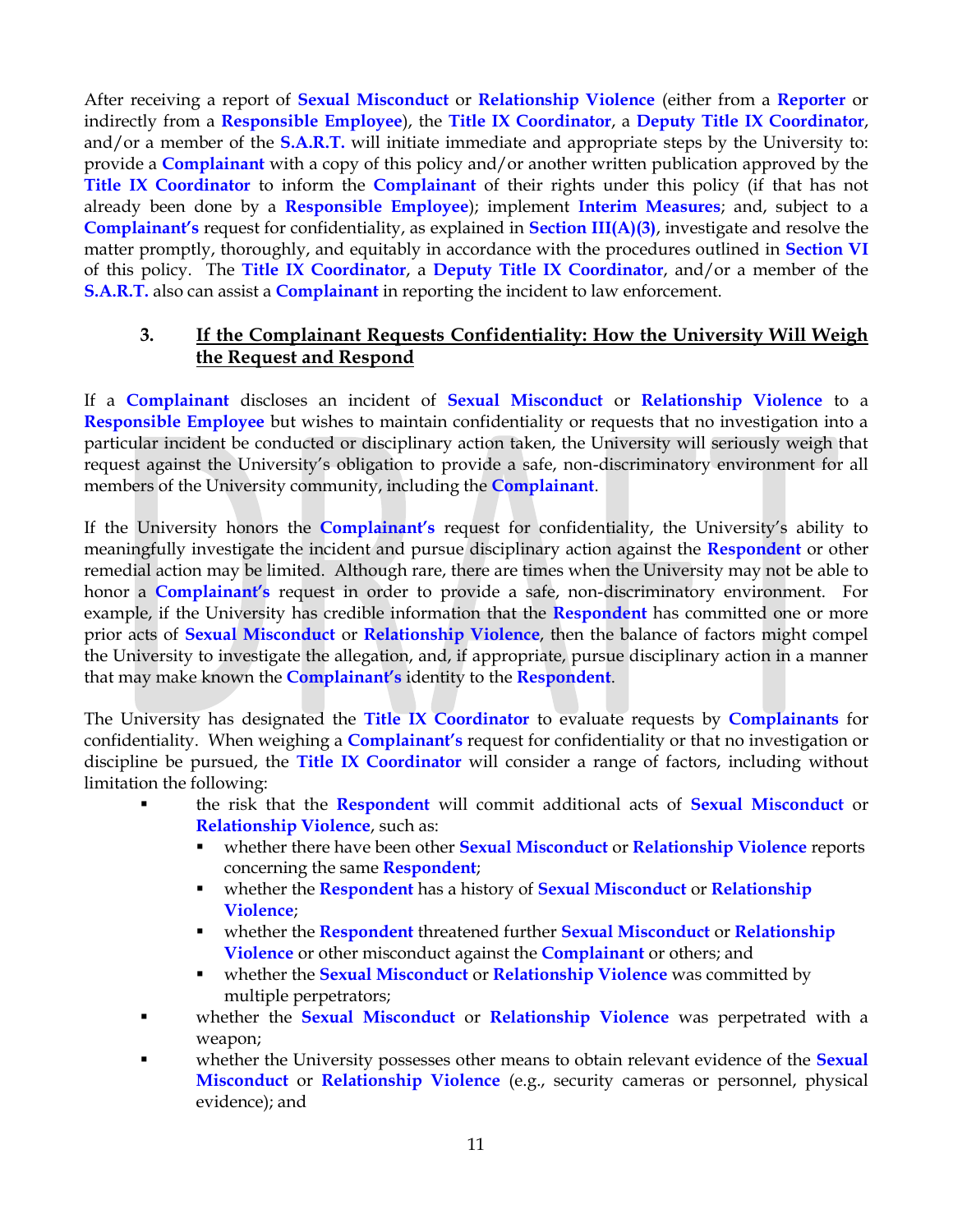After receiving a report of **Sexual Misconduct** or **Relationship Violence** (either from a **Reporter** or indirectly from a **Responsible Employee**), the **Title IX Coordinator**, a **Deputy Title IX Coordinator**, and/or a member of the **S.A.R.T.** will initiate immediate and appropriate steps by the University to: provide a **Complainant** with a copy of this policy and/or another written publication approved by the **Title IX Coordinator** to inform the **Complainant** of their rights under this policy (if that has not already been done by a **Responsible Employee**); implement **Interim Measures**; and, subject to a **Complainant's** request for confidentiality, as explained in **Section III(A)(3)**, investigate and resolve the matter promptly, thoroughly, and equitably in accordance with the procedures outlined in **Section VI** of this policy. The **Title IX Coordinator**, a **Deputy Title IX Coordinator**, and/or a member of the **S.A.R.T.** also can assist a **Complainant** in reporting the incident to law enforcement.

### 3. If the Complainant Requests Confidentiality: How the University Will Weigh the Request and Respond

If a **Complainant** discloses an incident of **Sexual Misconduct** or **Relationship Violence** to a **Responsible Employee** but wishes to maintain confidentiality or requests that no investigation into a particular incident be conducted or disciplinary action taken, the University will seriously weigh that request against the University's obligation to provide a safe, non-discriminatory environment for all members of the University community, including the **Complainant**.

If the University honors the **Complainant's** request for confidentiality, the University's ability to meaningfully investigate the incident and pursue disciplinary action against the **Respondent** or other remedial action may be limited. Although rare, there are times when the University may not be able to honor a **Complainant's** request in order to provide a safe, non-discriminatory environment. For example, if the University has credible information that the **Respondent** has committed one or more prior acts of **Sexual Misconduct** or **Relationship Violence**, then the balance of factors might compel the University to investigate the allegation, and, if appropriate, pursue disciplinary action in a manner that may make known the **Complainant's** identity to the **Respondent**.

The University has designated the **Title IX Coordinator** to evaluate requests by **Complainants** for confidentiality. When weighing a **Complainant's** request for confidentiality or that no investigation or discipline be pursued, the **Title IX Coordinator** will consider a range of factors, including without limitation the following:

- the risk that the **Respondent** will commit additional acts of **Sexual Misconduct** or **Relationship Violence**, such as:
  - whether there have been other **Sexual Misconduct** or **Relationship Violence** reports concerning the same **Respondent**;
  - whether the **Respondent** has a history of **Sexual Misconduct** or **Relationship Violence**;
  - whether the **Respondent** threatened further **Sexual Misconduct** or **Relationship Violence** or other misconduct against the **Complainant** or others; and
  - whether the **Sexual Misconduct** or **Relationship Violence** was committed by multiple perpetrators;
- whether the **Sexual Misconduct** or **Relationship Violence** was perpetrated with a weapon;
- whether the University possesses other means to obtain relevant evidence of the **Sexual Misconduct** or **Relationship Violence** (e.g., security cameras or personnel, physical evidence); and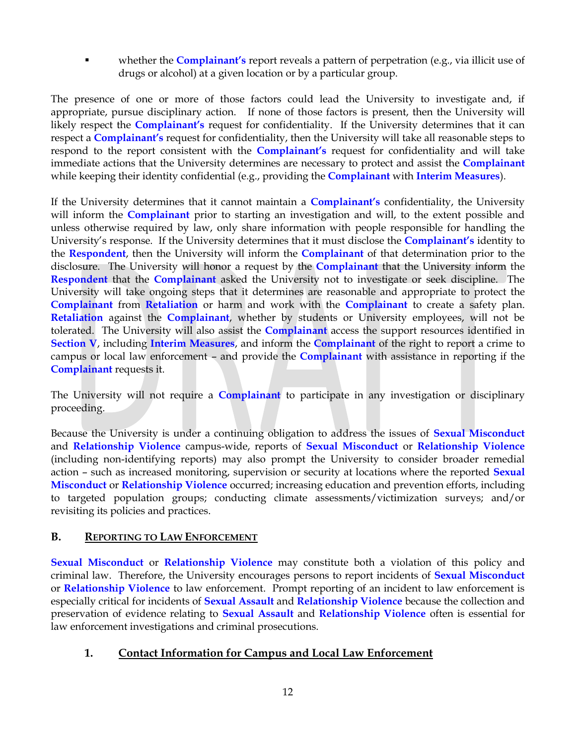- whether the **Complainant's** report reveals a pattern of perpetration (e.g., via illicit use of drugs or alcohol) at a given location or by a particular group.

The presence of one or more of those factors could lead the University to investigate and, if appropriate, pursue disciplinary action. If none of those factors is present, then the University will likely respect the **Complainant's** request for confidentiality. If the University determines that it can respect a **Complainant's** request for confidentiality, then the University will take all reasonable steps to respond to the report consistent with the **Complainant's** request for confidentiality and will take immediate actions that the University determines are necessary to protect and assist the **Complainant** while keeping their identity confidential (e.g., providing the **Complainant** with **Interim Measures**).

If the University determines that it cannot maintain a **Complainant's** confidentiality, the University will inform the **Complainant** prior to starting an investigation and will, to the extent possible and unless otherwise required by law, only share information with people responsible for handling the University's response. If the University determines that it must disclose the **Complainant's** identity to the **Respondent**, then the University will inform the **Complainant** of that determination prior to the disclosure. The University will honor a request by the **Complainant** that the University inform the **Respondent** that the **Complainant** asked the University not to investigate or seek discipline. The University will take ongoing steps that it determines are reasonable and appropriate to protect the **Complainant** from **Retaliation** or harm and work with the **Complainant** to create a safety plan. **Retaliation** against the **Complainant**, whether by students or University employees, will not be tolerated. The University will also assist the **Complainant** access the support resources identified in **Section V**, including **Interim Measures**, and inform the **Complainant** of the right to report a crime to campus or local law enforcement – and provide the **Complainant** with assistance in reporting if the **Complainant** requests it.

The University will not require a **Complainant** to participate in any investigation or disciplinary proceeding.

Because the University is under a continuing obligation to address the issues of **Sexual Misconduct** and **Relationship Violence** campus-wide, reports of **Sexual Misconduct** or **Relationship Violence** (including non-identifying reports) may also prompt the University to consider broader remedial action – such as increased monitoring, supervision or security at locations where the reported **Sexual Misconduct** or **Relationship Violence** occurred; increasing education and prevention efforts, including to targeted population groups; conducting climate assessments/victimization surveys; and/or revisiting its policies and practices.

## B. <u>Reporting to Law Enforcement</u>

**Sexual Misconduct** or **Relationship Violence** may constitute both a violation of this policy and criminal law. Therefore, the University encourages persons to report incidents of **Sexual Misconduct** or **Relationship Violence** to law enforcement. Prompt reporting of an incident to law enforcement is especially critical for incidents of **Sexual Assault** and **Relationship Violence** because the collection and preservation of evidence relating to **Sexual Assault** and **Relationship Violence** often is essential for law enforcement investigations and criminal prosecutions.

### 1. <u>Contact Information for Campus and Local Law Enforcement</u>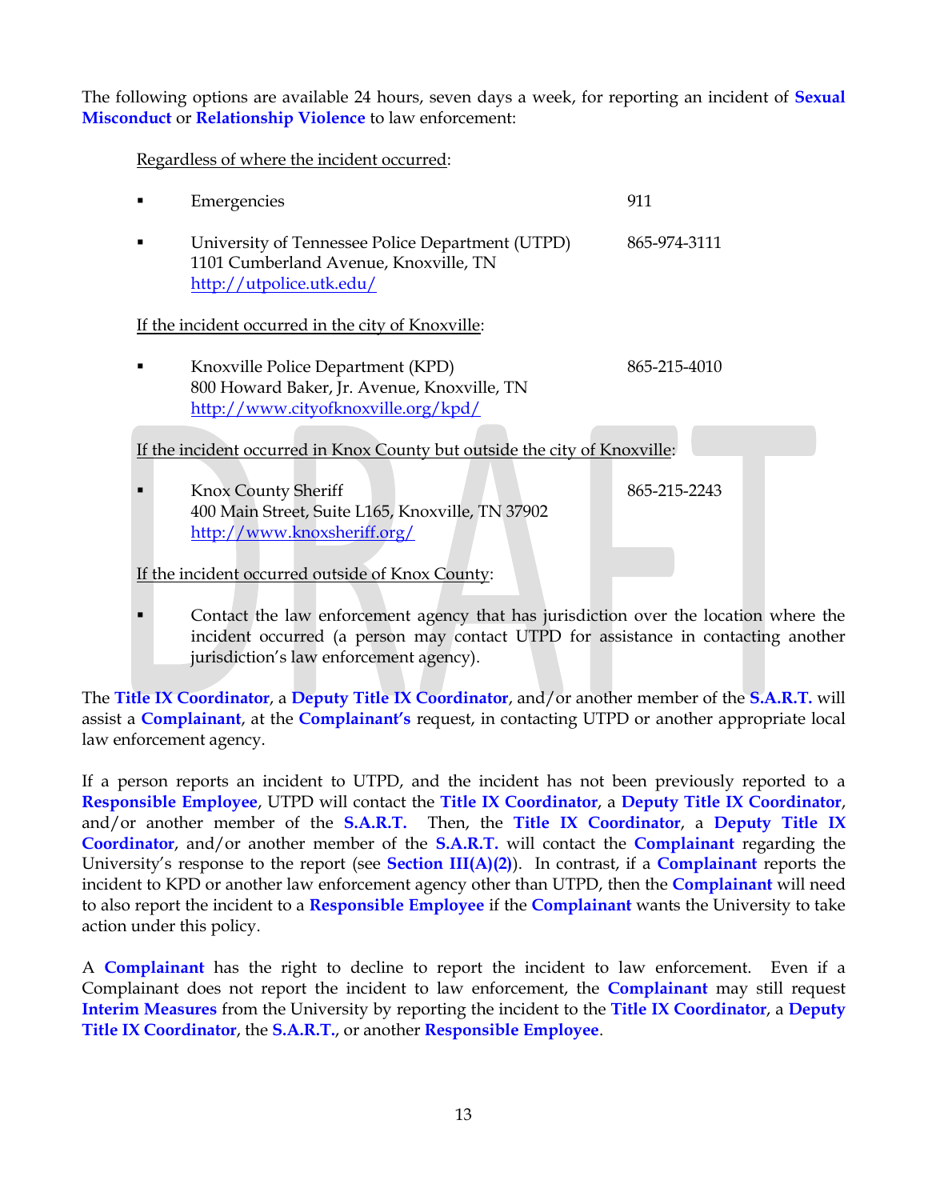The following options are available 24 hours, seven days a week, for reporting an incident of **Sexual Misconduct** or **Relationship Violence** to law enforcement:

Regardless of where the incident occurred:

- Emergencies — 911
- University of Tennessee Police Department (UTPD) — 865-974-3111
  1101 Cumberland Avenue, Knoxville, TN
  http://utpolice.utk.edu/

If the incident occurred in the city of Knoxville:

- Knoxville Police Department (KPD) — 865-215-4010
  800 Howard Baker, Jr. Avenue, Knoxville, TN
  http://www.cityofknoxville.org/kpd/

If the incident occurred in Knox County but outside the city of Knoxville:

- Knox County Sheriff — 865-215-2243
  400 Main Street, Suite L165, Knoxville, TN 37902
  http://www.knoxsheriff.org/

If the incident occurred outside of Knox County:

- Contact the law enforcement agency that has jurisdiction over the location where the incident occurred (a person may contact UTPD for assistance in contacting another jurisdiction's law enforcement agency).

The **Title IX Coordinator**, a **Deputy Title IX Coordinator**, and/or another member of the **S.A.R.T.** will assist a **Complainant**, at the **Complainant's** request, in contacting UTPD or another appropriate local law enforcement agency.

If a person reports an incident to UTPD, and the incident has not been previously reported to a **Responsible Employee**, UTPD will contact the **Title IX Coordinator**, a **Deputy Title IX Coordinator**, and/or another member of the **S.A.R.T.** Then, the **Title IX Coordinator**, a **Deputy Title IX Coordinator**, and/or another member of the **S.A.R.T.** will contact the **Complainant** regarding the University's response to the report (see **Section III(A)(2)**). In contrast, if a **Complainant** reports the incident to KPD or another law enforcement agency other than UTPD, then the **Complainant** will need to also report the incident to a **Responsible Employee** if the **Complainant** wants the University to take action under this policy.

A **Complainant** has the right to decline to report the incident to law enforcement. Even if a Complainant does not report the incident to law enforcement, the **Complainant** may still request **Interim Measures** from the University by reporting the incident to the **Title IX Coordinator**, a **Deputy Title IX Coordinator**, the **S.A.R.T.**, or another **Responsible Employee**.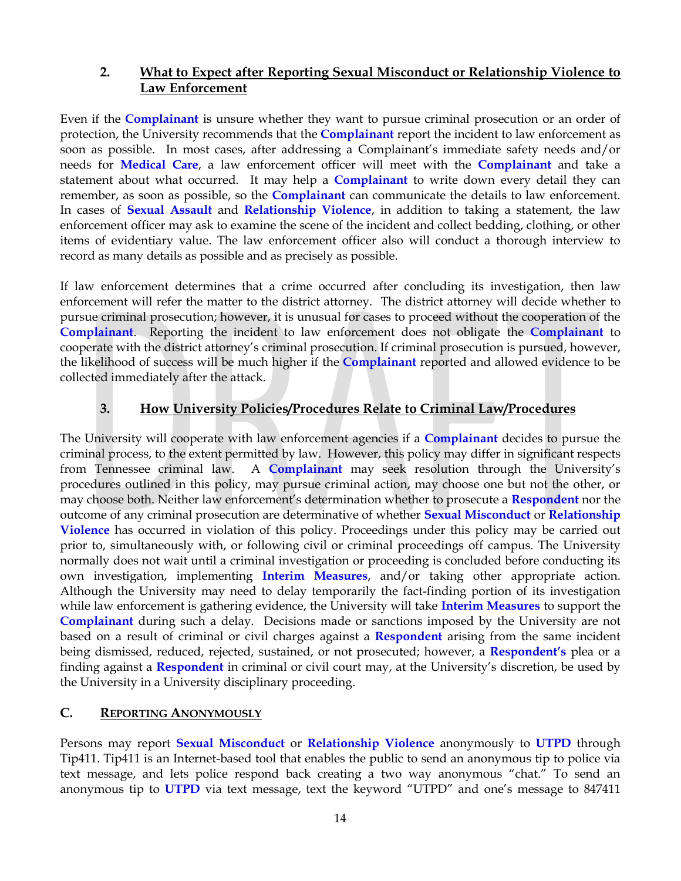### 2. What to Expect after Reporting Sexual Misconduct or Relationship Violence to Law Enforcement

Even if the **Complainant** is unsure whether they want to pursue criminal prosecution or an order of protection, the University recommends that the **Complainant** report the incident to law enforcement as soon as possible. In most cases, after addressing a Complainant's immediate safety needs and/or needs for **Medical Care**, a law enforcement officer will meet with the **Complainant** and take a statement about what occurred. It may help a **Complainant** to write down every detail they can remember, as soon as possible, so the **Complainant** can communicate the details to law enforcement. In cases of **Sexual Assault** and **Relationship Violence**, in addition to taking a statement, the law enforcement officer may ask to examine the scene of the incident and collect bedding, clothing, or other items of evidentiary value. The law enforcement officer also will conduct a thorough interview to record as many details as possible and as precisely as possible.

If law enforcement determines that a crime occurred after concluding its investigation, then law enforcement will refer the matter to the district attorney. The district attorney will decide whether to pursue criminal prosecution; however, it is unusual for cases to proceed without the cooperation of the **Complainant**. Reporting the incident to law enforcement does not obligate the **Complainant** to cooperate with the district attorney's criminal prosecution. If criminal prosecution is pursued, however, the likelihood of success will be much higher if the **Complainant** reported and allowed evidence to be collected immediately after the attack.

### 3. How University Policies/Procedures Relate to Criminal Law/Procedures

The University will cooperate with law enforcement agencies if a **Complainant** decides to pursue the criminal process, to the extent permitted by law. However, this policy may differ in significant respects from Tennessee criminal law. A **Complainant** may seek resolution through the University's procedures outlined in this policy, may pursue criminal action, may choose one but not the other, or may choose both. Neither law enforcement's determination whether to prosecute a **Respondent** nor the outcome of any criminal prosecution are determinative of whether **Sexual Misconduct** or **Relationship Violence** has occurred in violation of this policy. Proceedings under this policy may be carried out prior to, simultaneously with, or following civil or criminal proceedings off campus. The University normally does not wait until a criminal investigation or proceeding is concluded before conducting its own investigation, implementing **Interim Measures**, and/or taking other appropriate action. Although the University may need to delay temporarily the fact-finding portion of its investigation while law enforcement is gathering evidence, the University will take **Interim Measures** to support the **Complainant** during such a delay. Decisions made or sanctions imposed by the University are not based on a result of criminal or civil charges against a **Respondent** arising from the same incident being dismissed, reduced, rejected, sustained, or not prosecuted; however, a **Respondent's** plea or a finding against a **Respondent** in criminal or civil court may, at the University's discretion, be used by the University in a University disciplinary proceeding.

## C. Reporting Anonymously

Persons may report **Sexual Misconduct** or **Relationship Violence** anonymously to **UTPD** through Tip411. Tip411 is an Internet-based tool that enables the public to send an anonymous tip to police via text message, and lets police respond back creating a two way anonymous "chat." To send an anonymous tip to **UTPD** via text message, text the keyword "UTPD" and one's message to 847411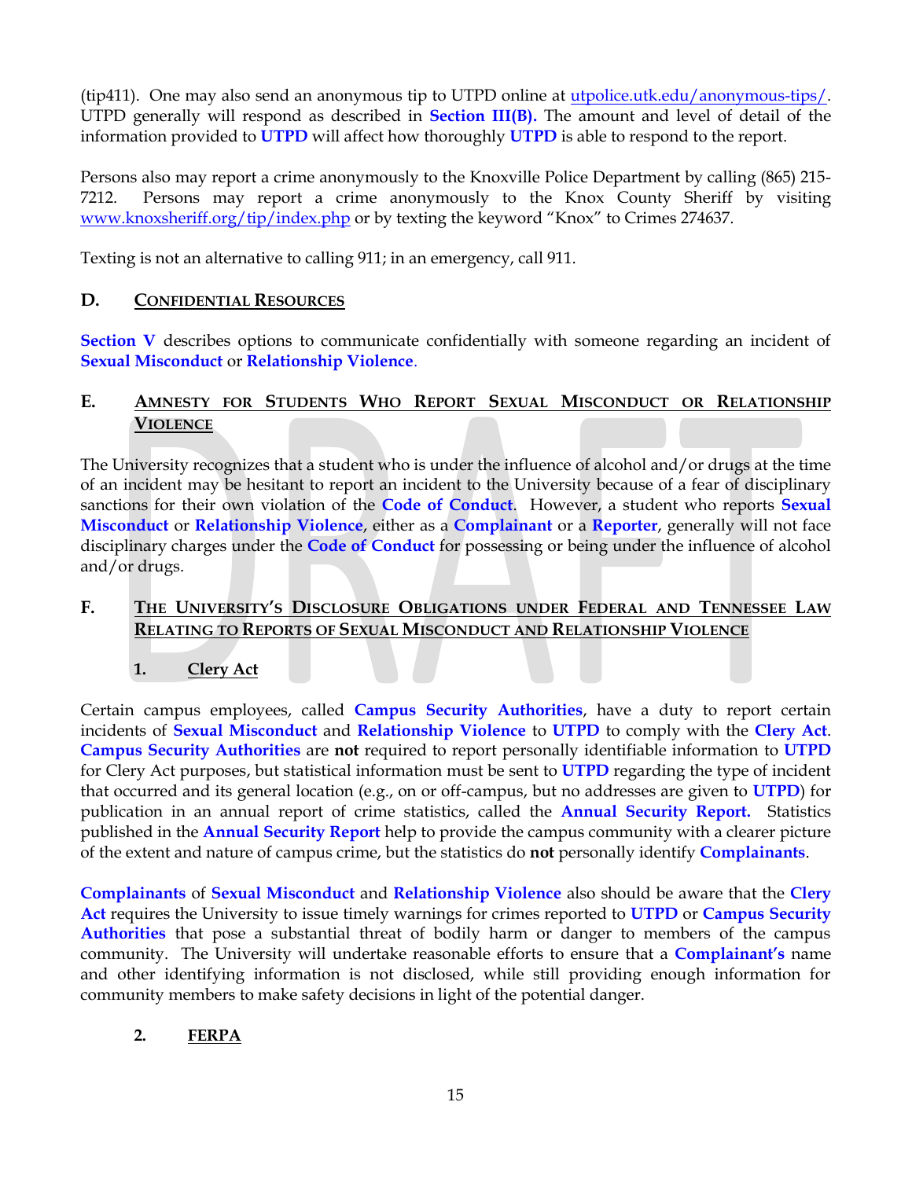(tip411). One may also send an anonymous tip to UTPD online at [utpolice.utk.edu/anonymous-tips/](utpolice.utk.edu/anonymous-tips/). UTPD generally will respond as described in **Section III(B).** The amount and level of detail of the information provided to **UTPD** will affect how thoroughly **UTPD** is able to respond to the report.

Persons also may report a crime anonymously to the Knoxville Police Department by calling (865) 215-7212. Persons may report a crime anonymously to the Knox County Sheriff by visiting [www.knoxsheriff.org/tip/index.php](www.knoxsheriff.org/tip/index.php) or by texting the keyword "Knox" to Crimes 274637.

Texting is not an alternative to calling 911; in an emergency, call 911.

### D. Confidential Resources

**Section V** describes options to communicate confidentially with someone regarding an incident of **Sexual Misconduct** or **Relationship Violence**.

### E. Amnesty for Students Who Report Sexual Misconduct or Relationship Violence

The University recognizes that a student who is under the influence of alcohol and/or drugs at the time of an incident may be hesitant to report an incident to the University because of a fear of disciplinary sanctions for their own violation of the **Code of Conduct**. However, a student who reports **Sexual Misconduct** or **Relationship Violence**, either as a **Complainant** or a **Reporter**, generally will not face disciplinary charges under the **Code of Conduct** for possessing or being under the influence of alcohol and/or drugs.

### F. The University's Disclosure Obligations under Federal and Tennessee Law Relating to Reports of Sexual Misconduct and Relationship Violence

#### 1. Clery Act

Certain campus employees, called **Campus Security Authorities**, have a duty to report certain incidents of **Sexual Misconduct** and **Relationship Violence** to **UTPD** to comply with the **Clery Act**. **Campus Security Authorities** are **not** required to report personally identifiable information to **UTPD** for Clery Act purposes, but statistical information must be sent to **UTPD** regarding the type of incident that occurred and its general location (e.g., on or off-campus, but no addresses are given to **UTPD**) for publication in an annual report of crime statistics, called the **Annual Security Report.** Statistics published in the **Annual Security Report** help to provide the campus community with a clearer picture of the extent and nature of campus crime, but the statistics do **not** personally identify **Complainants**.

**Complainants** of **Sexual Misconduct** and **Relationship Violence** also should be aware that the **Clery Act** requires the University to issue timely warnings for crimes reported to **UTPD** or **Campus Security Authorities** that pose a substantial threat of bodily harm or danger to members of the campus community. The University will undertake reasonable efforts to ensure that a **Complainant's** name and other identifying information is not disclosed, while still providing enough information for community members to make safety decisions in light of the potential danger.

#### 2. FERPA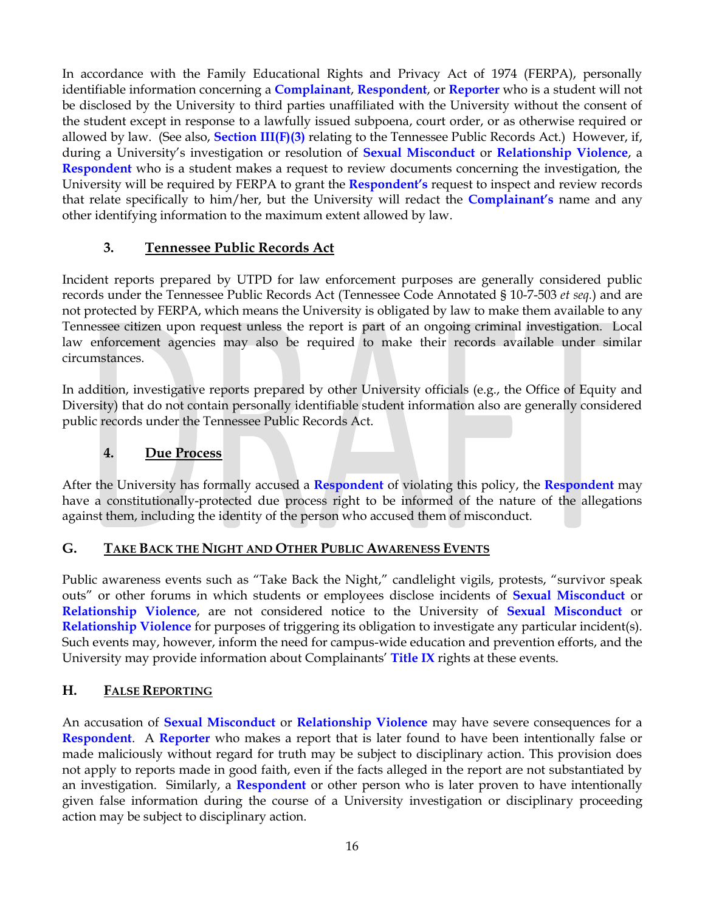In accordance with the Family Educational Rights and Privacy Act of 1974 (FERPA), personally identifiable information concerning a **Complainant**, **Respondent**, or **Reporter** who is a student will not be disclosed by the University to third parties unaffiliated with the University without the consent of the student except in response to a lawfully issued subpoena, court order, or as otherwise required or allowed by law. (See also, **Section III(F)(3)** relating to the Tennessee Public Records Act.) However, if, during a University's investigation or resolution of **Sexual Misconduct** or **Relationship Violence**, a **Respondent** who is a student makes a request to review documents concerning the investigation, the University will be required by FERPA to grant the **Respondent's** request to inspect and review records that relate specifically to him/her, but the University will redact the **Complainant's** name and any other identifying information to the maximum extent allowed by law.

### 3. Tennessee Public Records Act

Incident reports prepared by UTPD for law enforcement purposes are generally considered public records under the Tennessee Public Records Act (Tennessee Code Annotated § 10-7-503 *et seq.*) and are not protected by FERPA, which means the University is obligated by law to make them available to any Tennessee citizen upon request unless the report is part of an ongoing criminal investigation. Local law enforcement agencies may also be required to make their records available under similar circumstances.

In addition, investigative reports prepared by other University officials (e.g., the Office of Equity and Diversity) that do not contain personally identifiable student information also are generally considered public records under the Tennessee Public Records Act.

### 4. Due Process

After the University has formally accused a **Respondent** of violating this policy, the **Respondent** may have a constitutionally-protected due process right to be informed of the nature of the allegations against them, including the identity of the person who accused them of misconduct.

## G. Take Back the Night and Other Public Awareness Events

Public awareness events such as "Take Back the Night," candlelight vigils, protests, "survivor speak outs" or other forums in which students or employees disclose incidents of **Sexual Misconduct** or **Relationship Violence**, are not considered notice to the University of **Sexual Misconduct** or **Relationship Violence** for purposes of triggering its obligation to investigate any particular incident(s). Such events may, however, inform the need for campus-wide education and prevention efforts, and the University may provide information about Complainants' **Title IX** rights at these events.

## H. False Reporting

An accusation of **Sexual Misconduct** or **Relationship Violence** may have severe consequences for a **Respondent**. A **Reporter** who makes a report that is later found to have been intentionally false or made maliciously without regard for truth may be subject to disciplinary action. This provision does not apply to reports made in good faith, even if the facts alleged in the report are not substantiated by an investigation. Similarly, a **Respondent** or other person who is later proven to have intentionally given false information during the course of a University investigation or disciplinary proceeding action may be subject to disciplinary action.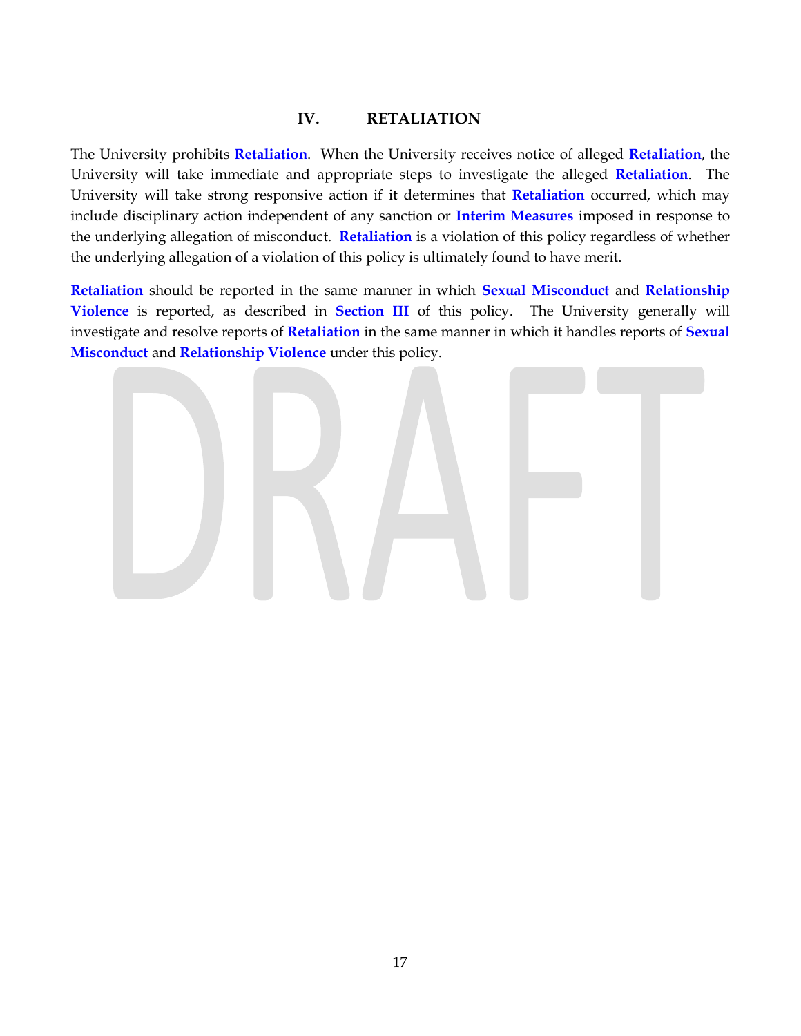## IV. RETALIATION

The University prohibits **Retaliation**. When the University receives notice of alleged **Retaliation**, the University will take immediate and appropriate steps to investigate the alleged **Retaliation**. The University will take strong responsive action if it determines that **Retaliation** occurred, which may include disciplinary action independent of any sanction or **Interim Measures** imposed in response to the underlying allegation of misconduct. **Retaliation** is a violation of this policy regardless of whether the underlying allegation of a violation of this policy is ultimately found to have merit.

**Retaliation** should be reported in the same manner in which **Sexual Misconduct** and **Relationship Violence** is reported, as described in **Section III** of this policy. The University generally will investigate and resolve reports of **Retaliation** in the same manner in which it handles reports of **Sexual Misconduct** and **Relationship Violence** under this policy.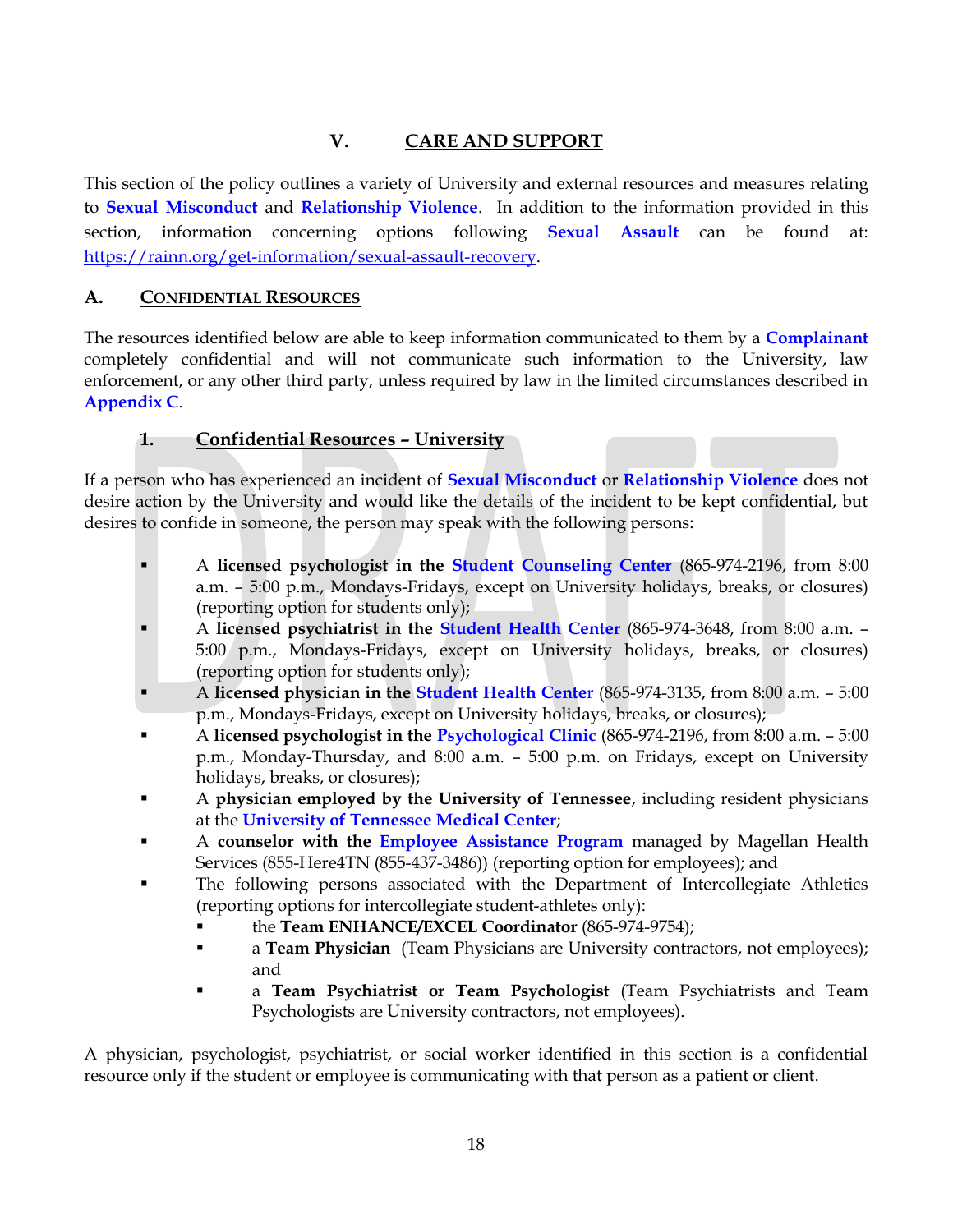## V. CARE AND SUPPORT

This section of the policy outlines a variety of University and external resources and measures relating to **Sexual Misconduct** and **Relationship Violence**. In addition to the information provided in this section, information concerning options following **Sexual Assault** can be found at: https://rainn.org/get-information/sexual-assault-recovery.

### A. CONFIDENTIAL RESOURCES

The resources identified below are able to keep information communicated to them by a **Complainant** completely confidential and will not communicate such information to the University, law enforcement, or any other third party, unless required by law in the limited circumstances described in **Appendix C**.

#### 1. Confidential Resources – University

If a person who has experienced an incident of **Sexual Misconduct** or **Relationship Violence** does not desire action by the University and would like the details of the incident to be kept confidential, but desires to confide in someone, the person may speak with the following persons:

- A **licensed psychologist in the Student Counseling Center** (865-974-2196, from 8:00 a.m. – 5:00 p.m., Mondays-Fridays, except on University holidays, breaks, or closures) (reporting option for students only);
- A **licensed psychiatrist in the Student Health Center** (865-974-3648, from 8:00 a.m. – 5:00 p.m., Mondays-Fridays, except on University holidays, breaks, or closures) (reporting option for students only);
- A **licensed physician in the Student Health Center** (865-974-3135, from 8:00 a.m. – 5:00 p.m., Mondays-Fridays, except on University holidays, breaks, or closures);
- A **licensed psychologist in the Psychological Clinic** (865-974-2196, from 8:00 a.m. – 5:00 p.m., Monday-Thursday, and 8:00 a.m. – 5:00 p.m. on Fridays, except on University holidays, breaks, or closures);
- A **physician employed by the University of Tennessee**, including resident physicians at the **University of Tennessee Medical Center**;
- A **counselor with the Employee Assistance Program** managed by Magellan Health Services (855-Here4TN (855-437-3486)) (reporting option for employees); and
- The following persons associated with the Department of Intercollegiate Athletics (reporting options for intercollegiate student-athletes only):
  - the **Team ENHANCE/EXCEL Coordinator** (865-974-9754);
  - a **Team Physician** (Team Physicians are University contractors, not employees); and
  - a **Team Psychiatrist or Team Psychologist** (Team Psychiatrists and Team Psychologists are University contractors, not employees).

A physician, psychologist, psychiatrist, or social worker identified in this section is a confidential resource only if the student or employee is communicating with that person as a patient or client.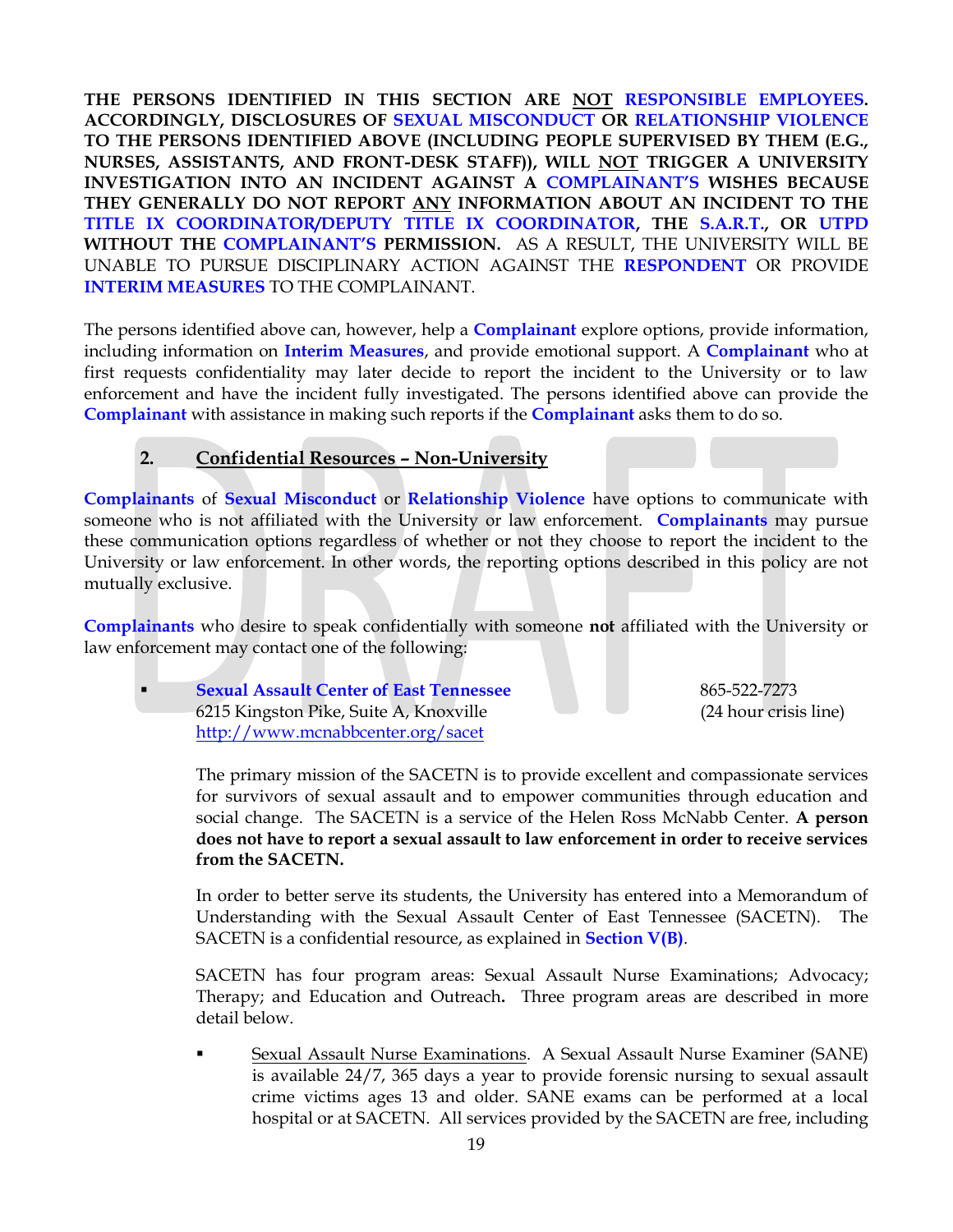**THE PERSONS IDENTIFIED IN THIS SECTION ARE NOT RESPONSIBLE EMPLOYEES. ACCORDINGLY, DISCLOSURES OF SEXUAL MISCONDUCT OR RELATIONSHIP VIOLENCE TO THE PERSONS IDENTIFIED ABOVE (INCLUDING PEOPLE SUPERVISED BY THEM (E.G., NURSES, ASSISTANTS, AND FRONT-DESK STAFF)), WILL NOT TRIGGER A UNIVERSITY INVESTIGATION INTO AN INCIDENT AGAINST A COMPLAINANT'S WISHES BECAUSE THEY GENERALLY DO NOT REPORT ANY INFORMATION ABOUT AN INCIDENT TO THE TITLE IX COORDINATOR/DEPUTY TITLE IX COORDINATOR, THE S.A.R.T., OR UTPD WITHOUT THE COMPLAINANT'S PERMISSION.** AS A RESULT, THE UNIVERSITY WILL BE UNABLE TO PURSUE DISCIPLINARY ACTION AGAINST THE **RESPONDENT** OR PROVIDE **INTERIM MEASURES** TO THE COMPLAINANT.

The persons identified above can, however, help a **Complainant** explore options, provide information, including information on **Interim Measures**, and provide emotional support. A **Complainant** who at first requests confidentiality may later decide to report the incident to the University or to law enforcement and have the incident fully investigated. The persons identified above can provide the **Complainant** with assistance in making such reports if the **Complainant** asks them to do so.

### 2. Confidential Resources – Non-University

**Complainants** of **Sexual Misconduct** or **Relationship Violence** have options to communicate with someone who is not affiliated with the University or law enforcement. **Complainants** may pursue these communication options regardless of whether or not they choose to report the incident to the University or law enforcement. In other words, the reporting options described in this policy are not mutually exclusive.

**Complainants** who desire to speak confidentially with someone **not** affiliated with the University or law enforcement may contact one of the following:

- **Sexual Assault Center of East Tennessee** — 865-522-7273 (24 hour crisis line)
  6215 Kingston Pike, Suite A, Knoxville
  http://www.mcnabbcenter.org/sacet

  The primary mission of the SACETN is to provide excellent and compassionate services for survivors of sexual assault and to empower communities through education and social change. The SACETN is a service of the Helen Ross McNabb Center. **A person does not have to report a sexual assault to law enforcement in order to receive services from the SACETN.**

  In order to better serve its students, the University has entered into a Memorandum of Understanding with the Sexual Assault Center of East Tennessee (SACETN). The SACETN is a confidential resource, as explained in **Section V(B)**.

  SACETN has four program areas: Sexual Assault Nurse Examinations; Advocacy; Therapy; and Education and Outreach**.** Three program areas are described in more detail below.

  - Sexual Assault Nurse Examinations. A Sexual Assault Nurse Examiner (SANE) is available 24/7, 365 days a year to provide forensic nursing to sexual assault crime victims ages 13 and older. SANE exams can be performed at a local hospital or at SACETN. All services provided by the SACETN are free, including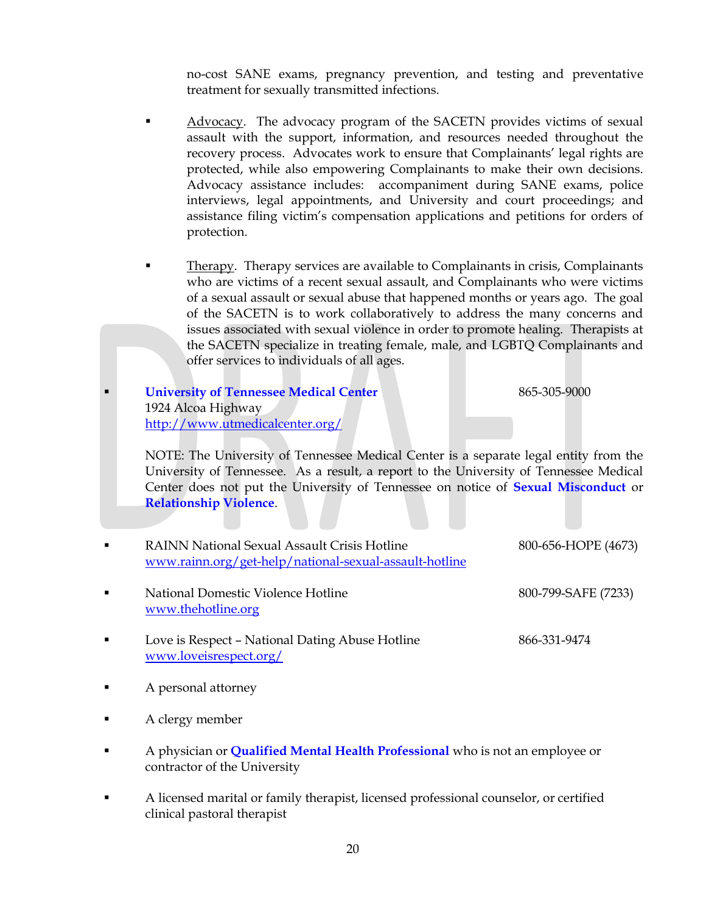no-cost SANE exams, pregnancy prevention, and testing and preventative treatment for sexually transmitted infections.

- Advocacy. The advocacy program of the SACETN provides victims of sexual assault with the support, information, and resources needed throughout the recovery process. Advocates work to ensure that Complainants' legal rights are protected, while also empowering Complainants to make their own decisions. Advocacy assistance includes: accompaniment during SANE exams, police interviews, legal appointments, and University and court proceedings; and assistance filing victim's compensation applications and petitions for orders of protection.

- Therapy. Therapy services are available to Complainants in crisis, Complainants who are victims of a recent sexual assault, and Complainants who were victims of a sexual assault or sexual abuse that happened months or years ago. The goal of the SACETN is to work collaboratively to address the many concerns and issues associated with sexual violence in order to promote healing. Therapists at the SACETN specialize in treating female, male, and LGBTQ Complainants and offer services to individuals of all ages.

- **University of Tennessee Medical Center** 865-305-9000
  1924 Alcoa Highway
  http://www.utmedicalcenter.org/

  NOTE: The University of Tennessee Medical Center is a separate legal entity from the University of Tennessee. As a result, a report to the University of Tennessee Medical Center does not put the University of Tennessee on notice of **Sexual Misconduct** or **Relationship Violence**.

- RAINN National Sexual Assault Crisis Hotline 800-656-HOPE (4673)
  www.rainn.org/get-help/national-sexual-assault-hotline

- National Domestic Violence Hotline 800-799-SAFE (7233)
  www.thehotline.org

- Love is Respect – National Dating Abuse Hotline 866-331-9474
  www.loveisrespect.org/

- A personal attorney

- A clergy member

- A physician or **Qualified Mental Health Professional** who is not an employee or contractor of the University

- A licensed marital or family therapist, licensed professional counselor, or certified clinical pastoral therapist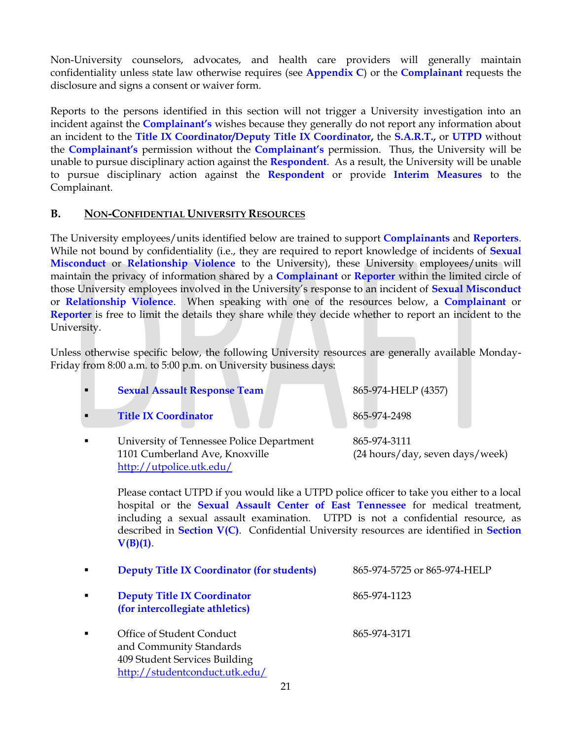Non-University counselors, advocates, and health care providers will generally maintain confidentiality unless state law otherwise requires (see **Appendix C**) or the **Complainant** requests the disclosure and signs a consent or waiver form.

Reports to the persons identified in this section will not trigger a University investigation into an incident against the **Complainant's** wishes because they generally do not report any information about an incident to the **Title IX Coordinator/Deputy Title IX Coordinator**, the **S.A.R.T.**, or **UTPD** without the **Complainant's** permission without the **Complainant's** permission. Thus, the University will be unable to pursue disciplinary action against the **Respondent**. As a result, the University will be unable to pursue disciplinary action against the **Respondent** or provide **Interim Measures** to the Complainant.

## B. Non-Confidential University Resources

The University employees/units identified below are trained to support **Complainants** and **Reporters**. While not bound by confidentiality (i.e., they are required to report knowledge of incidents of **Sexual Misconduct** or **Relationship Violence** to the University), these University employees/units will maintain the privacy of information shared by a **Complainant** or **Reporter** within the limited circle of those University employees involved in the University's response to an incident of **Sexual Misconduct** or **Relationship Violence**. When speaking with one of the resources below, a **Complainant** or **Reporter** is free to limit the details they share while they decide whether to report an incident to the University.

Unless otherwise specific below, the following University resources are generally available Monday-Friday from 8:00 a.m. to 5:00 p.m. on University business days:

- **Sexual Assault Response Team** — 865-974-HELP (4357)
- **Title IX Coordinator** — 865-974-2498
- University of Tennessee Police Department, 1101 Cumberland Ave, Knoxville, http://utpolice.utk.edu/ — 865-974-3111 (24 hours/day, seven days/week)

  Please contact UTPD if you would like a UTPD police officer to take you either to a local hospital or the **Sexual Assault Center of East Tennessee** for medical treatment, including a sexual assault examination. UTPD is not a confidential resource, as described in **Section V(C)**. Confidential University resources are identified in **Section V(B)(1)**.

- **Deputy Title IX Coordinator (for students)** — 865-974-5725 or 865-974-HELP
- **Deputy Title IX Coordinator (for intercollegiate athletics)** — 865-974-1123
- Office of Student Conduct and Community Standards, 409 Student Services Building, http://studentconduct.utk.edu/ — 865-974-3171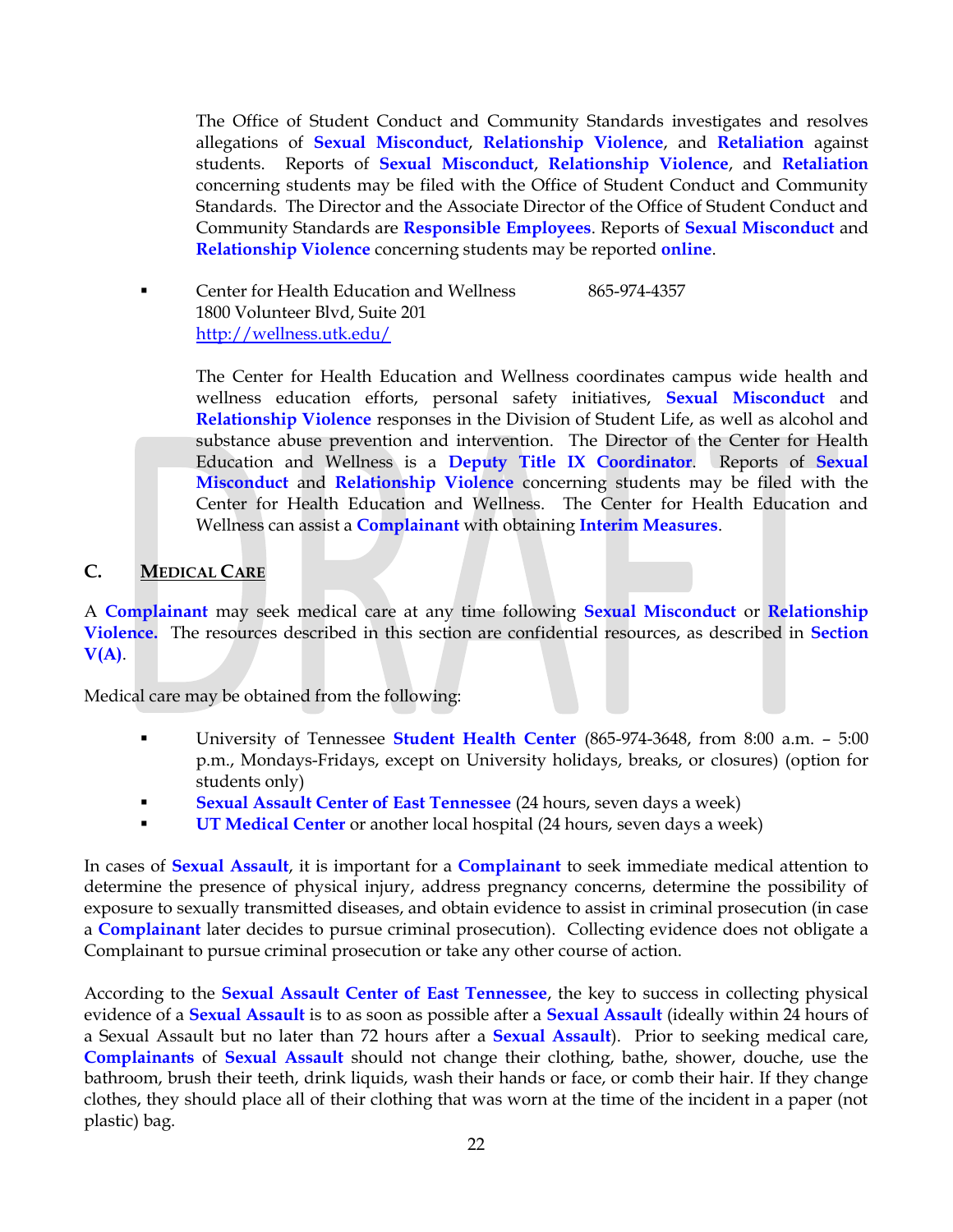The Office of Student Conduct and Community Standards investigates and resolves allegations of **Sexual Misconduct**, **Relationship Violence**, and **Retaliation** against students. Reports of **Sexual Misconduct**, **Relationship Violence**, and **Retaliation** concerning students may be filed with the Office of Student Conduct and Community Standards. The Director and the Associate Director of the Office of Student Conduct and Community Standards are **Responsible Employees**. Reports of **Sexual Misconduct** and **Relationship Violence** concerning students may be reported **online**.

- Center for Health Education and Wellness 865-974-4357
  1800 Volunteer Blvd, Suite 201
  http://wellness.utk.edu/

  The Center for Health Education and Wellness coordinates campus wide health and wellness education efforts, personal safety initiatives, **Sexual Misconduct** and **Relationship Violence** responses in the Division of Student Life, as well as alcohol and substance abuse prevention and intervention. The Director of the Center for Health Education and Wellness is a **Deputy Title IX Coordinator**. Reports of **Sexual Misconduct** and **Relationship Violence** concerning students may be filed with the Center for Health Education and Wellness. The Center for Health Education and Wellness can assist a **Complainant** with obtaining **Interim Measures**.

## C. MEDICAL CARE

A **Complainant** may seek medical care at any time following **Sexual Misconduct** or **Relationship Violence.** The resources described in this section are confidential resources, as described in **Section V(A)**.

Medical care may be obtained from the following:

- University of Tennessee **Student Health Center** (865-974-3648, from 8:00 a.m. – 5:00 p.m., Mondays-Fridays, except on University holidays, breaks, or closures) (option for students only)
- **Sexual Assault Center of East Tennessee** (24 hours, seven days a week)
- **UT Medical Center** or another local hospital (24 hours, seven days a week)

In cases of **Sexual Assault**, it is important for a **Complainant** to seek immediate medical attention to determine the presence of physical injury, address pregnancy concerns, determine the possibility of exposure to sexually transmitted diseases, and obtain evidence to assist in criminal prosecution (in case a **Complainant** later decides to pursue criminal prosecution). Collecting evidence does not obligate a Complainant to pursue criminal prosecution or take any other course of action.

According to the **Sexual Assault Center of East Tennessee**, the key to success in collecting physical evidence of a **Sexual Assault** is to as soon as possible after a **Sexual Assault** (ideally within 24 hours of a Sexual Assault but no later than 72 hours after a **Sexual Assault**). Prior to seeking medical care, **Complainants** of **Sexual Assault** should not change their clothing, bathe, shower, douche, use the bathroom, brush their teeth, drink liquids, wash their hands or face, or comb their hair. If they change clothes, they should place all of their clothing that was worn at the time of the incident in a paper (not plastic) bag.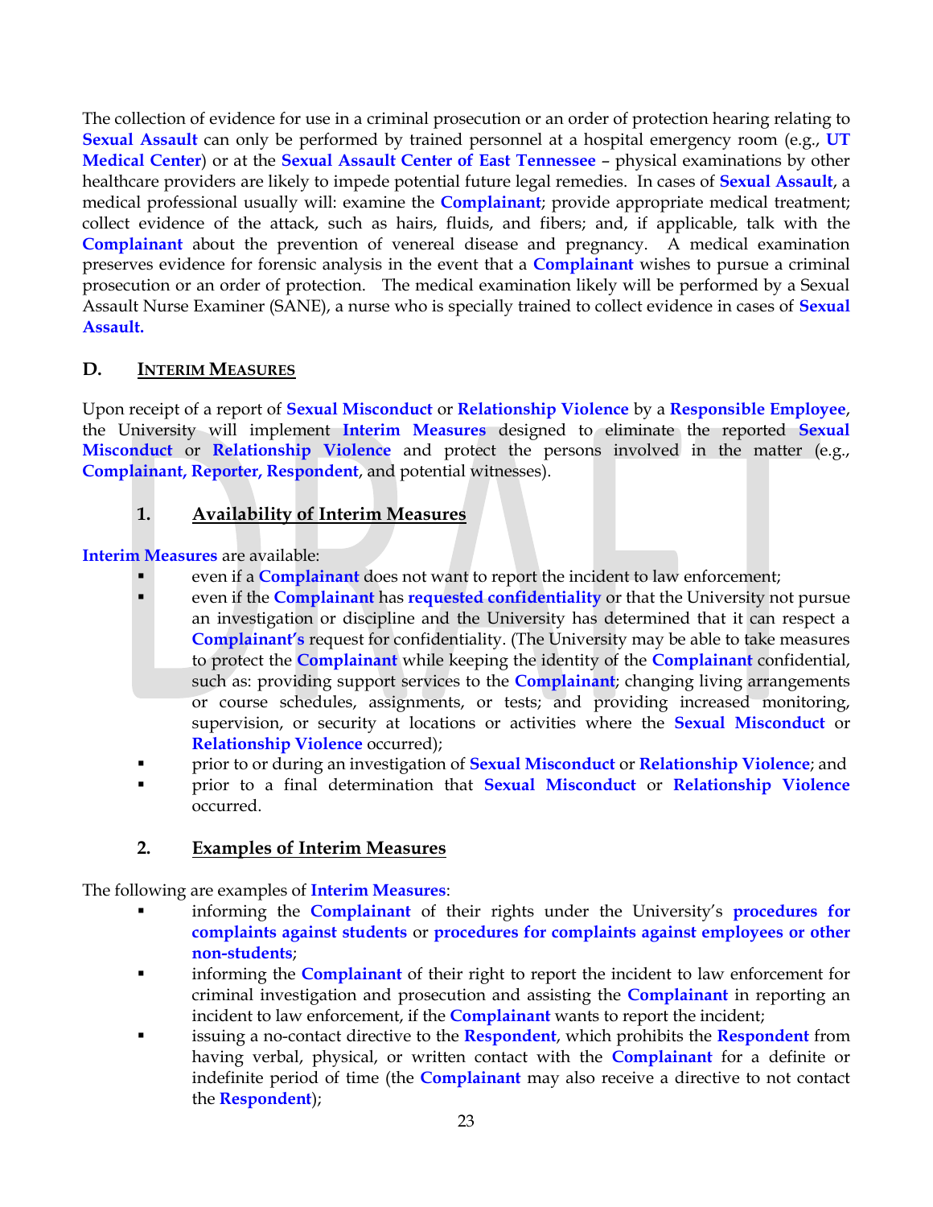The collection of evidence for use in a criminal prosecution or an order of protection hearing relating to **Sexual Assault** can only be performed by trained personnel at a hospital emergency room (e.g., **UT Medical Center**) or at the **Sexual Assault Center of East Tennessee** – physical examinations by other healthcare providers are likely to impede potential future legal remedies. In cases of **Sexual Assault**, a medical professional usually will: examine the **Complainant**; provide appropriate medical treatment; collect evidence of the attack, such as hairs, fluids, and fibers; and, if applicable, talk with the **Complainant** about the prevention of venereal disease and pregnancy. A medical examination preserves evidence for forensic analysis in the event that a **Complainant** wishes to pursue a criminal prosecution or an order of protection. The medical examination likely will be performed by a Sexual Assault Nurse Examiner (SANE), a nurse who is specially trained to collect evidence in cases of **Sexual Assault.**

## D. INTERIM MEASURES

Upon receipt of a report of **Sexual Misconduct** or **Relationship Violence** by a **Responsible Employee**, the University will implement **Interim Measures** designed to eliminate the reported **Sexual Misconduct** or **Relationship Violence** and protect the persons involved in the matter (e.g., **Complainant, Reporter, Respondent**, and potential witnesses).

### 1. Availability of Interim Measures

**Interim Measures** are available:

- even if a **Complainant** does not want to report the incident to law enforcement;
- even if the **Complainant** has **requested confidentiality** or that the University not pursue an investigation or discipline and the University has determined that it can respect a **Complainant's** request for confidentiality. (The University may be able to take measures to protect the **Complainant** while keeping the identity of the **Complainant** confidential, such as: providing support services to the **Complainant**; changing living arrangements or course schedules, assignments, or tests; and providing increased monitoring, supervision, or security at locations or activities where the **Sexual Misconduct** or **Relationship Violence** occurred);
- prior to or during an investigation of **Sexual Misconduct** or **Relationship Violence**; and
- prior to a final determination that **Sexual Misconduct** or **Relationship Violence** occurred.

### 2. Examples of Interim Measures

The following are examples of **Interim Measures**:

- informing the **Complainant** of their rights under the University's **procedures for complaints against students** or **procedures for complaints against employees or other non-students**;
- informing the **Complainant** of their right to report the incident to law enforcement for criminal investigation and prosecution and assisting the **Complainant** in reporting an incident to law enforcement, if the **Complainant** wants to report the incident;
- issuing a no-contact directive to the **Respondent**, which prohibits the **Respondent** from having verbal, physical, or written contact with the **Complainant** for a definite or indefinite period of time (the **Complainant** may also receive a directive to not contact the **Respondent**);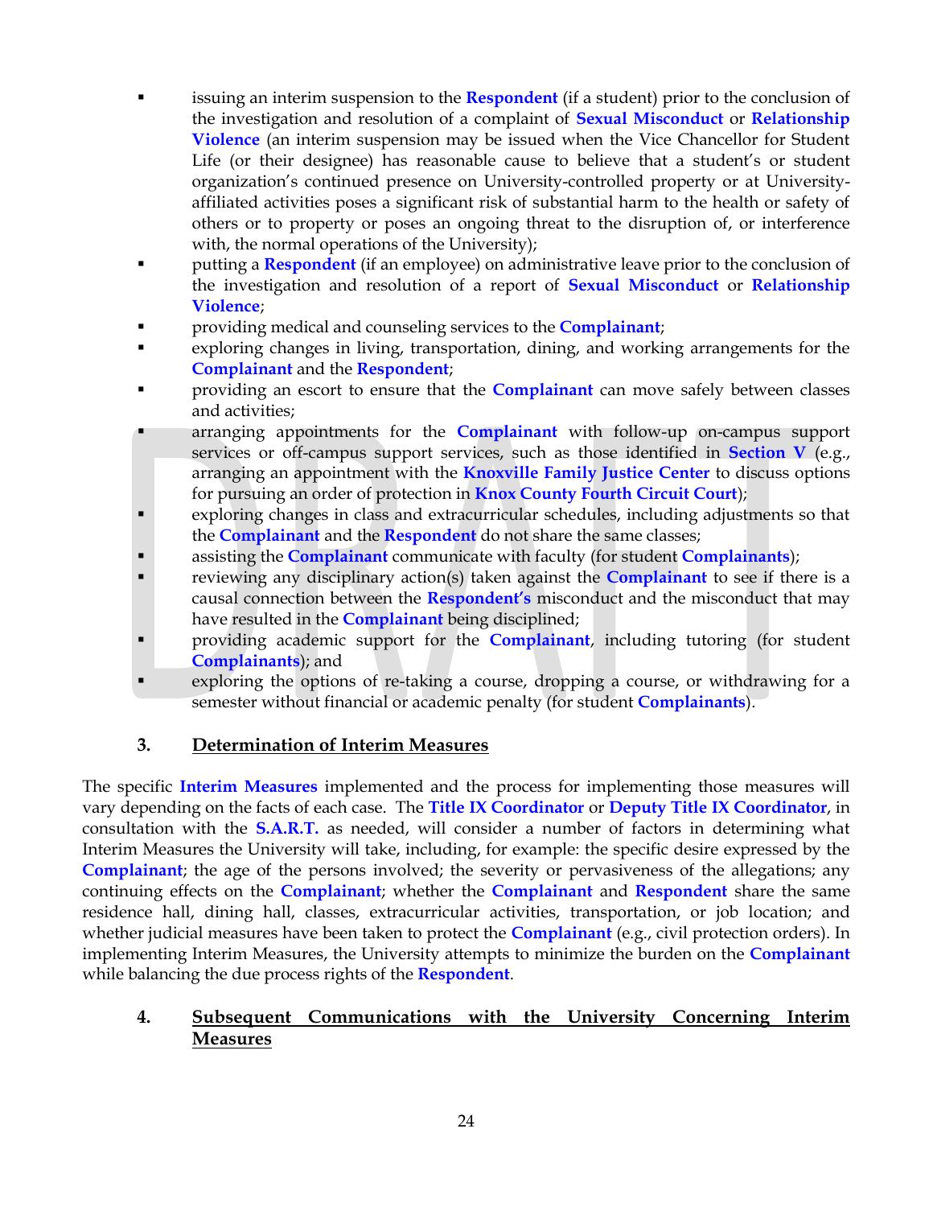- issuing an interim suspension to the **Respondent** (if a student) prior to the conclusion of the investigation and resolution of a complaint of **Sexual Misconduct** or **Relationship Violence** (an interim suspension may be issued when the Vice Chancellor for Student Life (or their designee) has reasonable cause to believe that a student's or student organization's continued presence on University-controlled property or at University-affiliated activities poses a significant risk of substantial harm to the health or safety of others or to property or poses an ongoing threat to the disruption of, or interference with, the normal operations of the University);
- putting a **Respondent** (if an employee) on administrative leave prior to the conclusion of the investigation and resolution of a report of **Sexual Misconduct** or **Relationship Violence**;
- providing medical and counseling services to the **Complainant**;
- exploring changes in living, transportation, dining, and working arrangements for the **Complainant** and the **Respondent**;
- providing an escort to ensure that the **Complainant** can move safely between classes and activities;
- arranging appointments for the **Complainant** with follow-up on-campus support services or off-campus support services, such as those identified in **Section V** (e.g., arranging an appointment with the **Knoxville Family Justice Center** to discuss options for pursuing an order of protection in **Knox County Fourth Circuit Court**);
- exploring changes in class and extracurricular schedules, including adjustments so that the **Complainant** and the **Respondent** do not share the same classes;
- assisting the **Complainant** communicate with faculty (for student **Complainants**);
- reviewing any disciplinary action(s) taken against the **Complainant** to see if there is a causal connection between the **Respondent's** misconduct and the misconduct that may have resulted in the **Complainant** being disciplined;
- providing academic support for the **Complainant**, including tutoring (for student **Complainants**); and
- exploring the options of re-taking a course, dropping a course, or withdrawing for a semester without financial or academic penalty (for student **Complainants**).

### 3. Determination of Interim Measures

The specific **Interim Measures** implemented and the process for implementing those measures will vary depending on the facts of each case. The **Title IX Coordinator** or **Deputy Title IX Coordinator**, in consultation with the **S.A.R.T.** as needed, will consider a number of factors in determining what Interim Measures the University will take, including, for example: the specific desire expressed by the **Complainant**; the age of the persons involved; the severity or pervasiveness of the allegations; any continuing effects on the **Complainant**; whether the **Complainant** and **Respondent** share the same residence hall, dining hall, classes, extracurricular activities, transportation, or job location; and whether judicial measures have been taken to protect the **Complainant** (e.g., civil protection orders). In implementing Interim Measures, the University attempts to minimize the burden on the **Complainant** while balancing the due process rights of the **Respondent**.

### 4. Subsequent Communications with the University Concerning Interim Measures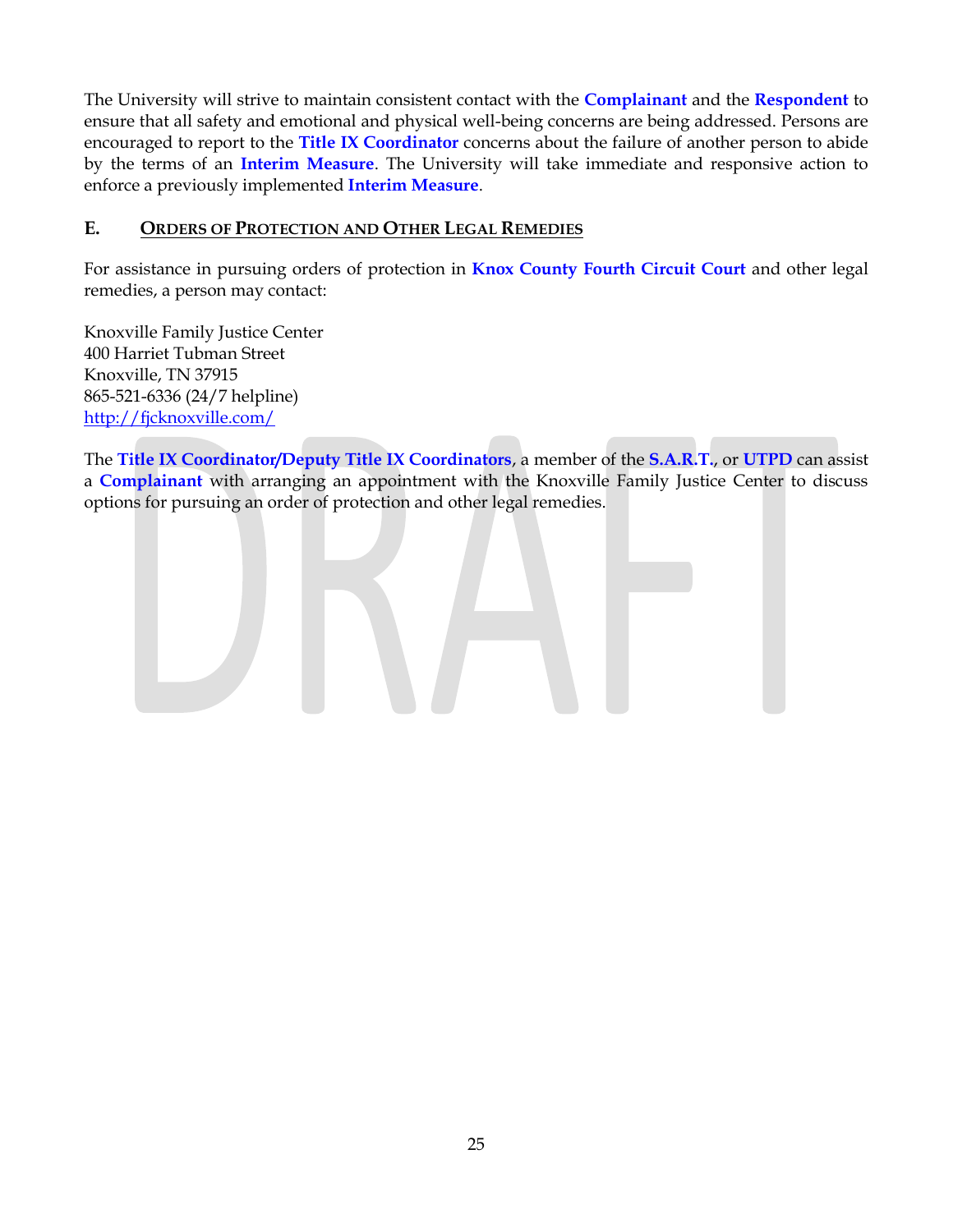The University will strive to maintain consistent contact with the **Complainant** and the **Respondent** to ensure that all safety and emotional and physical well-being concerns are being addressed. Persons are encouraged to report to the **Title IX Coordinator** concerns about the failure of another person to abide by the terms of an **Interim Measure**. The University will take immediate and responsive action to enforce a previously implemented **Interim Measure**.

### E. Orders of Protection and Other Legal Remedies

For assistance in pursuing orders of protection in **Knox County Fourth Circuit Court** and other legal remedies, a person may contact:

Knoxville Family Justice Center
400 Harriet Tubman Street
Knoxville, TN 37915
865-521-6336 (24/7 helpline)
http://fjcknoxville.com/

The **Title IX Coordinator/Deputy Title IX Coordinators**, a member of the **S.A.R.T.**, or **UTPD** can assist a **Complainant** with arranging an appointment with the Knoxville Family Justice Center to discuss options for pursuing an order of protection and other legal remedies.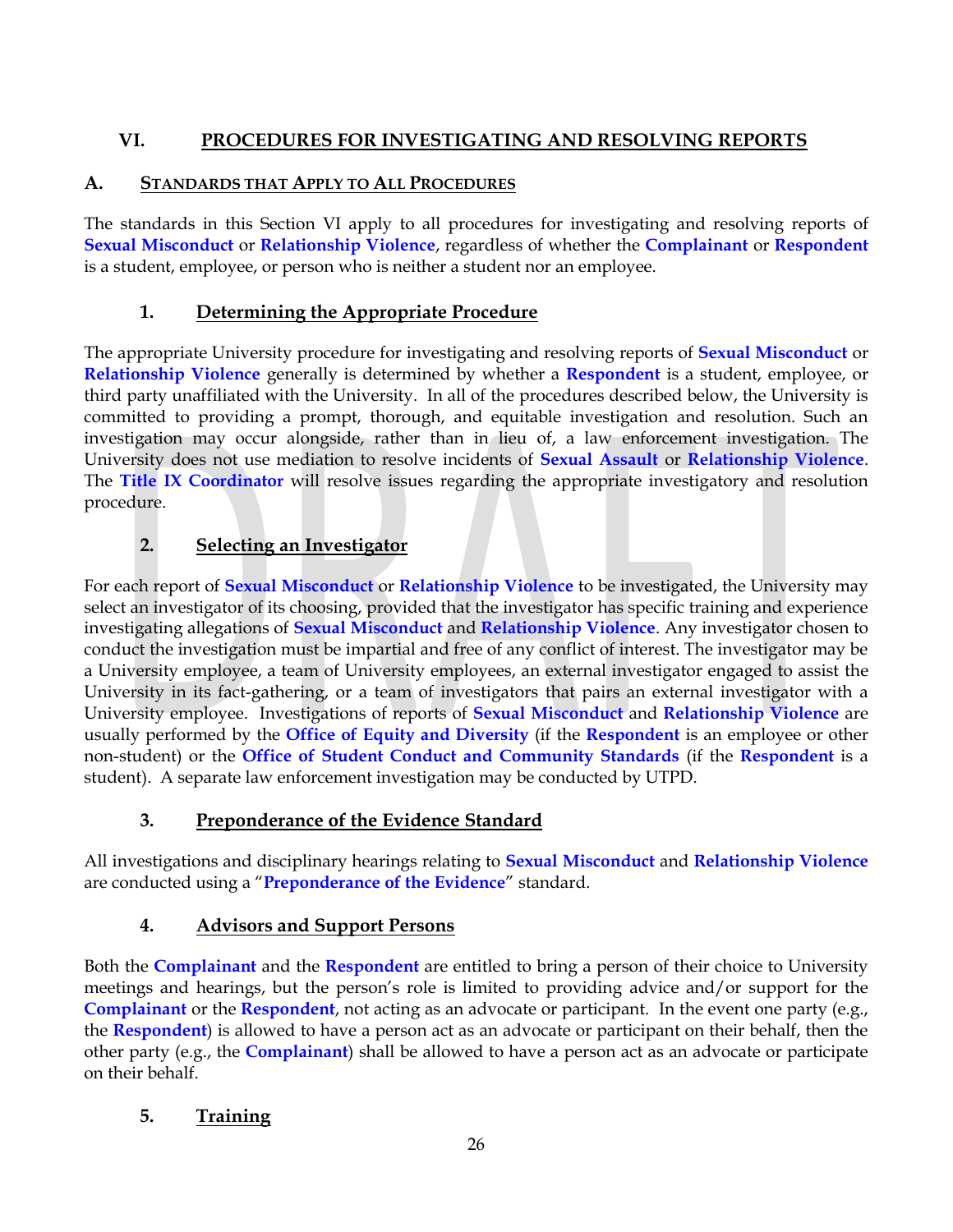## VI. PROCEDURES FOR INVESTIGATING AND RESOLVING REPORTS

### A. STANDARDS THAT APPLY TO ALL PROCEDURES

The standards in this Section VI apply to all procedures for investigating and resolving reports of **Sexual Misconduct** or **Relationship Violence**, regardless of whether the **Complainant** or **Respondent** is a student, employee, or person who is neither a student nor an employee.

#### 1. Determining the Appropriate Procedure

The appropriate University procedure for investigating and resolving reports of **Sexual Misconduct** or **Relationship Violence** generally is determined by whether a **Respondent** is a student, employee, or third party unaffiliated with the University. In all of the procedures described below, the University is committed to providing a prompt, thorough, and equitable investigation and resolution. Such an investigation may occur alongside, rather than in lieu of, a law enforcement investigation. The University does not use mediation to resolve incidents of **Sexual Assault** or **Relationship Violence**. The **Title IX Coordinator** will resolve issues regarding the appropriate investigatory and resolution procedure.

#### 2. Selecting an Investigator

For each report of **Sexual Misconduct** or **Relationship Violence** to be investigated, the University may select an investigator of its choosing, provided that the investigator has specific training and experience investigating allegations of **Sexual Misconduct** and **Relationship Violence**. Any investigator chosen to conduct the investigation must be impartial and free of any conflict of interest. The investigator may be a University employee, a team of University employees, an external investigator engaged to assist the University in its fact-gathering, or a team of investigators that pairs an external investigator with a University employee. Investigations of reports of **Sexual Misconduct** and **Relationship Violence** are usually performed by the **Office of Equity and Diversity** (if the **Respondent** is an employee or other non-student) or the **Office of Student Conduct and Community Standards** (if the **Respondent** is a student). A separate law enforcement investigation may be conducted by UTPD.

#### 3. Preponderance of the Evidence Standard

All investigations and disciplinary hearings relating to **Sexual Misconduct** and **Relationship Violence** are conducted using a "**Preponderance of the Evidence**" standard.

#### 4. Advisors and Support Persons

Both the **Complainant** and the **Respondent** are entitled to bring a person of their choice to University meetings and hearings, but the person's role is limited to providing advice and/or support for the **Complainant** or the **Respondent**, not acting as an advocate or participant. In the event one party (e.g., the **Respondent**) is allowed to have a person act as an advocate or participant on their behalf, then the other party (e.g., the **Complainant**) shall be allowed to have a person act as an advocate or participate on their behalf.

#### 5. Training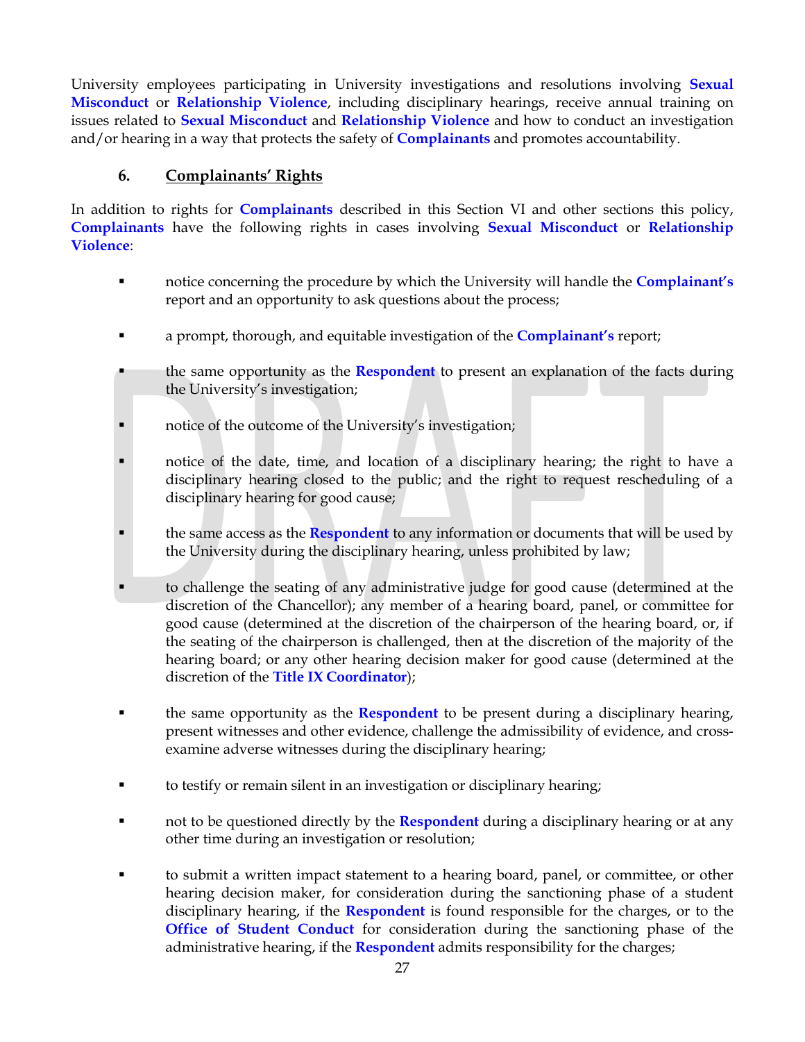University employees participating in University investigations and resolutions involving **Sexual Misconduct** or **Relationship Violence**, including disciplinary hearings, receive annual training on issues related to **Sexual Misconduct** and **Relationship Violence** and how to conduct an investigation and/or hearing in a way that protects the safety of **Complainants** and promotes accountability.

### 6. Complainants' Rights

In addition to rights for **Complainants** described in this Section VI and other sections this policy, **Complainants** have the following rights in cases involving **Sexual Misconduct** or **Relationship Violence**:

- notice concerning the procedure by which the University will handle the **Complainant's** report and an opportunity to ask questions about the process;

- a prompt, thorough, and equitable investigation of the **Complainant's** report;

- the same opportunity as the **Respondent** to present an explanation of the facts during the University's investigation;

- notice of the outcome of the University's investigation;

- notice of the date, time, and location of a disciplinary hearing; the right to have a disciplinary hearing closed to the public; and the right to request rescheduling of a disciplinary hearing for good cause;

- the same access as the **Respondent** to any information or documents that will be used by the University during the disciplinary hearing, unless prohibited by law;

- to challenge the seating of any administrative judge for good cause (determined at the discretion of the Chancellor); any member of a hearing board, panel, or committee for good cause (determined at the discretion of the chairperson of the hearing board, or, if the seating of the chairperson is challenged, then at the discretion of the majority of the hearing board; or any other hearing decision maker for good cause (determined at the discretion of the **Title IX Coordinator**);

- the same opportunity as the **Respondent** to be present during a disciplinary hearing, present witnesses and other evidence, challenge the admissibility of evidence, and cross-examine adverse witnesses during the disciplinary hearing;

- to testify or remain silent in an investigation or disciplinary hearing;

- not to be questioned directly by the **Respondent** during a disciplinary hearing or at any other time during an investigation or resolution;

- to submit a written impact statement to a hearing board, panel, or committee, or other hearing decision maker, for consideration during the sanctioning phase of a student disciplinary hearing, if the **Respondent** is found responsible for the charges, or to the **Office of Student Conduct** for consideration during the sanctioning phase of the administrative hearing, if the **Respondent** admits responsibility for the charges;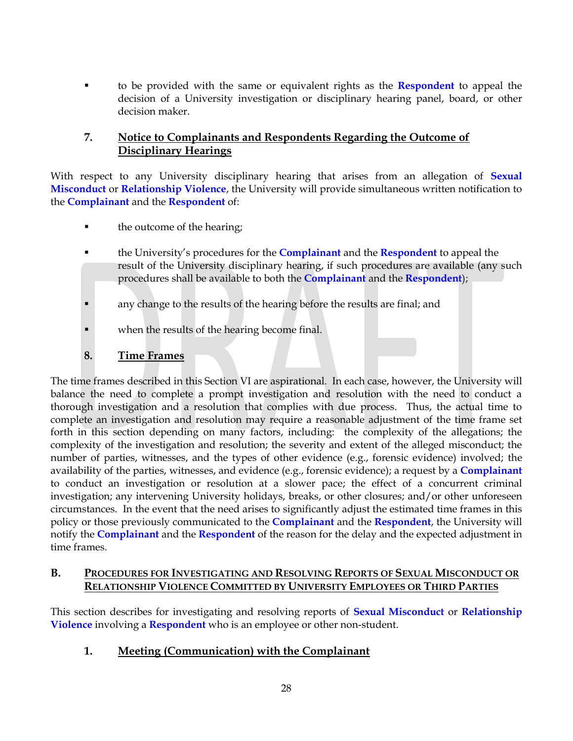- to be provided with the same or equivalent rights as the **Respondent** to appeal the decision of a University investigation or disciplinary hearing panel, board, or other decision maker.

### 7. Notice to Complainants and Respondents Regarding the Outcome of Disciplinary Hearings

With respect to any University disciplinary hearing that arises from an allegation of **Sexual Misconduct** or **Relationship Violence**, the University will provide simultaneous written notification to the **Complainant** and the **Respondent** of:

- the outcome of the hearing;
- the University's procedures for the **Complainant** and the **Respondent** to appeal the result of the University disciplinary hearing, if such procedures are available (any such procedures shall be available to both the **Complainant** and the **Respondent**);
- any change to the results of the hearing before the results are final; and
- when the results of the hearing become final.

### 8. Time Frames

The time frames described in this Section VI are aspirational. In each case, however, the University will balance the need to complete a prompt investigation and resolution with the need to conduct a thorough investigation and a resolution that complies with due process. Thus, the actual time to complete an investigation and resolution may require a reasonable adjustment of the time frame set forth in this section depending on many factors, including: the complexity of the allegations; the complexity of the investigation and resolution; the severity and extent of the alleged misconduct; the number of parties, witnesses, and the types of other evidence (e.g., forensic evidence) involved; the availability of the parties, witnesses, and evidence (e.g., forensic evidence); a request by a **Complainant** to conduct an investigation or resolution at a slower pace; the effect of a concurrent criminal investigation; any intervening University holidays, breaks, or other closures; and/or other unforeseen circumstances. In the event that the need arises to significantly adjust the estimated time frames in this policy or those previously communicated to the **Complainant** and the **Respondent**, the University will notify the **Complainant** and the **Respondent** of the reason for the delay and the expected adjustment in time frames.

## B. Procedures for Investigating and Resolving Reports of Sexual Misconduct or Relationship Violence Committed by University Employees or Third Parties

This section describes for investigating and resolving reports of **Sexual Misconduct** or **Relationship Violence** involving a **Respondent** who is an employee or other non-student.

### 1. Meeting (Communication) with the Complainant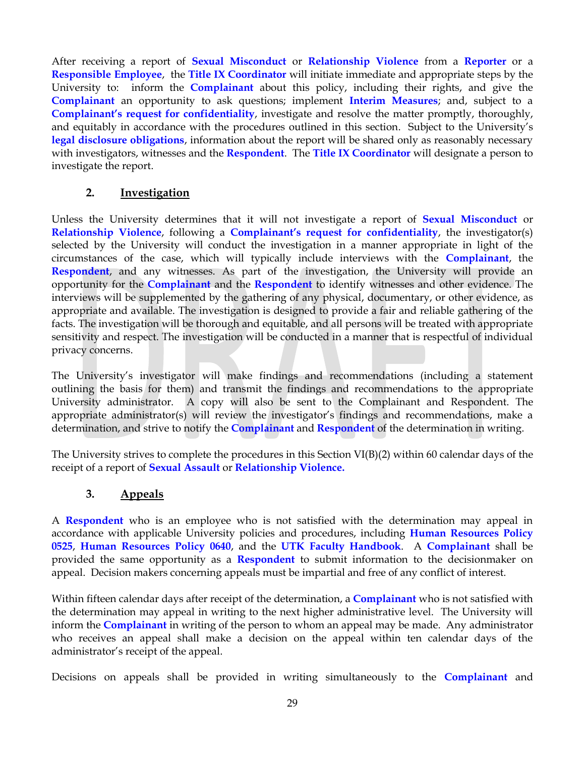After receiving a report of **Sexual Misconduct** or **Relationship Violence** from a **Reporter** or a **Responsible Employee**, the **Title IX Coordinator** will initiate immediate and appropriate steps by the University to: inform the **Complainant** about this policy, including their rights, and give the **Complainant** an opportunity to ask questions; implement **Interim Measures**; and, subject to a **Complainant's request for confidentiality**, investigate and resolve the matter promptly, thoroughly, and equitably in accordance with the procedures outlined in this section. Subject to the University's **legal disclosure obligations**, information about the report will be shared only as reasonably necessary with investigators, witnesses and the **Respondent**. The **Title IX Coordinator** will designate a person to investigate the report.

### 2. Investigation

Unless the University determines that it will not investigate a report of **Sexual Misconduct** or **Relationship Violence**, following a **Complainant's request for confidentiality**, the investigator(s) selected by the University will conduct the investigation in a manner appropriate in light of the circumstances of the case, which will typically include interviews with the **Complainant**, the **Respondent**, and any witnesses. As part of the investigation, the University will provide an opportunity for the **Complainant** and the **Respondent** to identify witnesses and other evidence. The interviews will be supplemented by the gathering of any physical, documentary, or other evidence, as appropriate and available. The investigation is designed to provide a fair and reliable gathering of the facts. The investigation will be thorough and equitable, and all persons will be treated with appropriate sensitivity and respect. The investigation will be conducted in a manner that is respectful of individual privacy concerns.

The University's investigator will make findings and recommendations (including a statement outlining the basis for them) and transmit the findings and recommendations to the appropriate University administrator. A copy will also be sent to the Complainant and Respondent. The appropriate administrator(s) will review the investigator's findings and recommendations, make a determination, and strive to notify the **Complainant** and **Respondent** of the determination in writing.

The University strives to complete the procedures in this Section VI(B)(2) within 60 calendar days of the receipt of a report of **Sexual Assault** or **Relationship Violence.**

### 3. Appeals

A **Respondent** who is an employee who is not satisfied with the determination may appeal in accordance with applicable University policies and procedures, including **Human Resources Policy 0525**, **Human Resources Policy 0640**, and the **UTK Faculty Handbook**. A **Complainant** shall be provided the same opportunity as a **Respondent** to submit information to the decisionmaker on appeal. Decision makers concerning appeals must be impartial and free of any conflict of interest.

Within fifteen calendar days after receipt of the determination, a **Complainant** who is not satisfied with the determination may appeal in writing to the next higher administrative level. The University will inform the **Complainant** in writing of the person to whom an appeal may be made. Any administrator who receives an appeal shall make a decision on the appeal within ten calendar days of the administrator's receipt of the appeal.

Decisions on appeals shall be provided in writing simultaneously to the **Complainant** and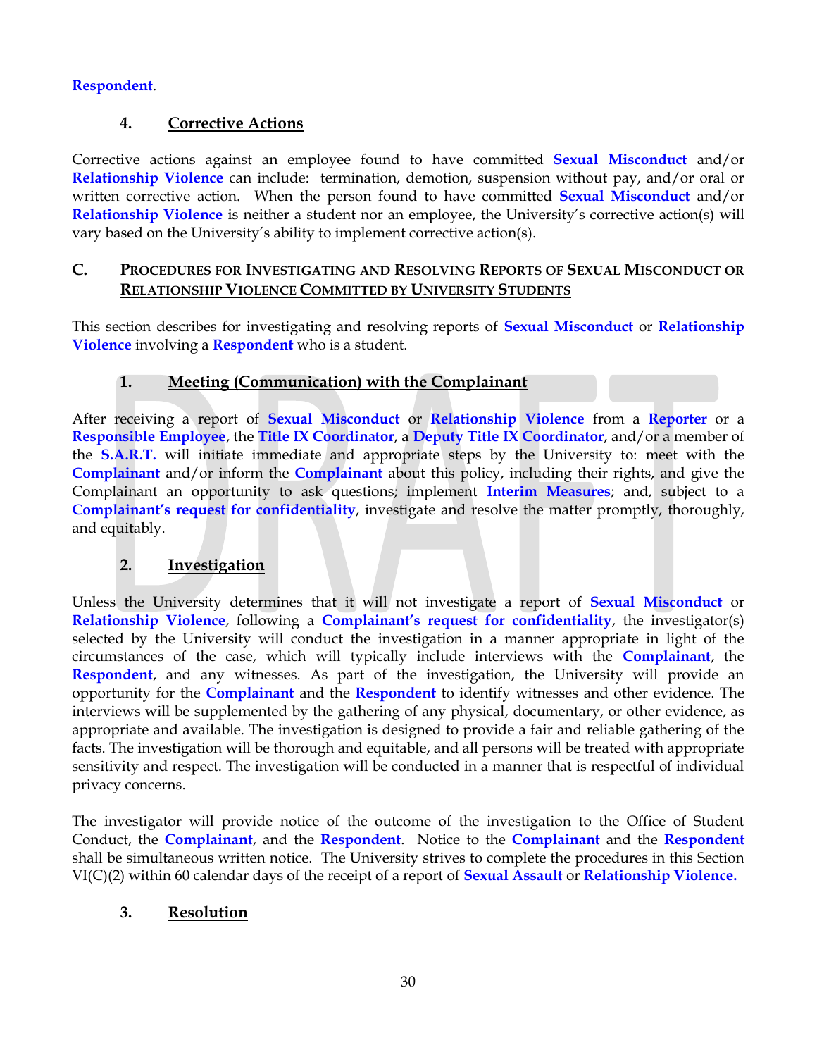**Respondent**.

### 4. Corrective Actions

Corrective actions against an employee found to have committed **Sexual Misconduct** and/or **Relationship Violence** can include: termination, demotion, suspension without pay, and/or oral or written corrective action. When the person found to have committed **Sexual Misconduct** and/or **Relationship Violence** is neither a student nor an employee, the University's corrective action(s) will vary based on the University's ability to implement corrective action(s).

## C. Procedures for Investigating and Resolving Reports of Sexual Misconduct or Relationship Violence Committed by University Students

This section describes for investigating and resolving reports of **Sexual Misconduct** or **Relationship Violence** involving a **Respondent** who is a student.

### 1. Meeting (Communication) with the Complainant

After receiving a report of **Sexual Misconduct** or **Relationship Violence** from a **Reporter** or a **Responsible Employee**, the **Title IX Coordinator**, a **Deputy Title IX Coordinator**, and/or a member of the **S.A.R.T.** will initiate immediate and appropriate steps by the University to: meet with the **Complainant** and/or inform the **Complainant** about this policy, including their rights, and give the Complainant an opportunity to ask questions; implement **Interim Measures**; and, subject to a **Complainant's request for confidentiality**, investigate and resolve the matter promptly, thoroughly, and equitably.

### 2. Investigation

Unless the University determines that it will not investigate a report of **Sexual Misconduct** or **Relationship Violence**, following a **Complainant's request for confidentiality**, the investigator(s) selected by the University will conduct the investigation in a manner appropriate in light of the circumstances of the case, which will typically include interviews with the **Complainant**, the **Respondent**, and any witnesses. As part of the investigation, the University will provide an opportunity for the **Complainant** and the **Respondent** to identify witnesses and other evidence. The interviews will be supplemented by the gathering of any physical, documentary, or other evidence, as appropriate and available. The investigation is designed to provide a fair and reliable gathering of the facts. The investigation will be thorough and equitable, and all persons will be treated with appropriate sensitivity and respect. The investigation will be conducted in a manner that is respectful of individual privacy concerns.

The investigator will provide notice of the outcome of the investigation to the Office of Student Conduct, the **Complainant**, and the **Respondent**. Notice to the **Complainant** and the **Respondent** shall be simultaneous written notice. The University strives to complete the procedures in this Section VI(C)(2) within 60 calendar days of the receipt of a report of **Sexual Assault** or **Relationship Violence.**

### 3. Resolution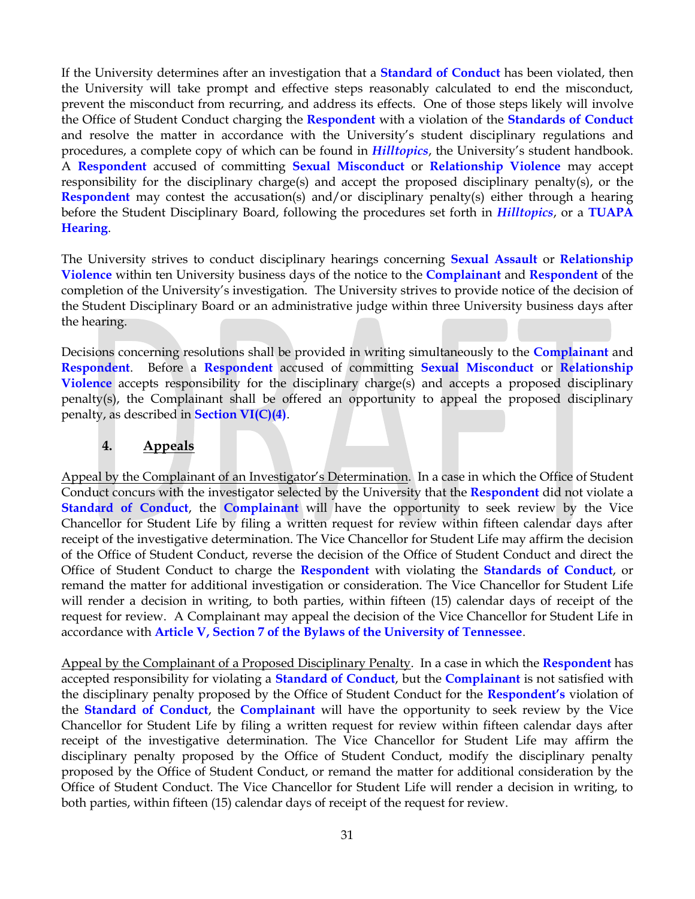If the University determines after an investigation that a **Standard of Conduct** has been violated, then the University will take prompt and effective steps reasonably calculated to end the misconduct, prevent the misconduct from recurring, and address its effects. One of those steps likely will involve the Office of Student Conduct charging the **Respondent** with a violation of the **Standards of Conduct** and resolve the matter in accordance with the University's student disciplinary regulations and procedures, a complete copy of which can be found in ***Hilltopics***, the University's student handbook. A **Respondent** accused of committing **Sexual Misconduct** or **Relationship Violence** may accept responsibility for the disciplinary charge(s) and accept the proposed disciplinary penalty(s), or the **Respondent** may contest the accusation(s) and/or disciplinary penalty(s) either through a hearing before the Student Disciplinary Board, following the procedures set forth in ***Hilltopics***, or a **TUAPA Hearing**.

The University strives to conduct disciplinary hearings concerning **Sexual Assault** or **Relationship Violence** within ten University business days of the notice to the **Complainant** and **Respondent** of the completion of the University's investigation. The University strives to provide notice of the decision of the Student Disciplinary Board or an administrative judge within three University business days after the hearing.

Decisions concerning resolutions shall be provided in writing simultaneously to the **Complainant** and **Respondent**. Before a **Respondent** accused of committing **Sexual Misconduct** or **Relationship Violence** accepts responsibility for the disciplinary charge(s) and accepts a proposed disciplinary penalty(s), the Complainant shall be offered an opportunity to appeal the proposed disciplinary penalty, as described in **Section VI(C)(4)**.

### 4. Appeals

Appeal by the Complainant of an Investigator's Determination. In a case in which the Office of Student Conduct concurs with the investigator selected by the University that the **Respondent** did not violate a **Standard of Conduct**, the **Complainant** will have the opportunity to seek review by the Vice Chancellor for Student Life by filing a written request for review within fifteen calendar days after receipt of the investigative determination. The Vice Chancellor for Student Life may affirm the decision of the Office of Student Conduct, reverse the decision of the Office of Student Conduct and direct the Office of Student Conduct to charge the **Respondent** with violating the **Standards of Conduct**, or remand the matter for additional investigation or consideration. The Vice Chancellor for Student Life will render a decision in writing, to both parties, within fifteen (15) calendar days of receipt of the request for review. A Complainant may appeal the decision of the Vice Chancellor for Student Life in accordance with **Article V, Section 7 of the Bylaws of the University of Tennessee**.

Appeal by the Complainant of a Proposed Disciplinary Penalty. In a case in which the **Respondent** has accepted responsibility for violating a **Standard of Conduct**, but the **Complainant** is not satisfied with the disciplinary penalty proposed by the Office of Student Conduct for the **Respondent's** violation of the **Standard of Conduct**, the **Complainant** will have the opportunity to seek review by the Vice Chancellor for Student Life by filing a written request for review within fifteen calendar days after receipt of the investigative determination. The Vice Chancellor for Student Life may affirm the disciplinary penalty proposed by the Office of Student Conduct, modify the disciplinary penalty proposed by the Office of Student Conduct, or remand the matter for additional consideration by the Office of Student Conduct. The Vice Chancellor for Student Life will render a decision in writing, to both parties, within fifteen (15) calendar days of receipt of the request for review.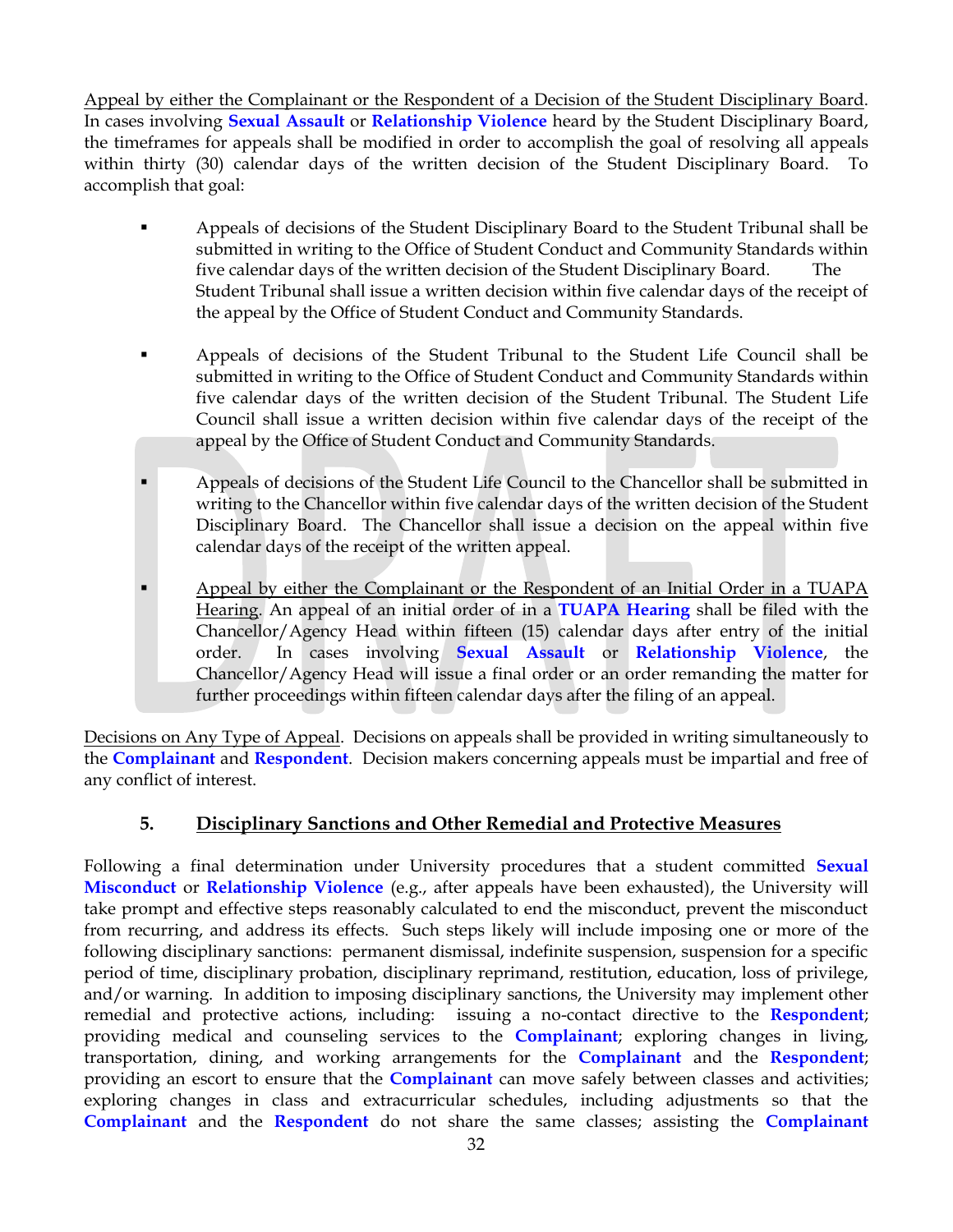Appeal by either the Complainant or the Respondent of a Decision of the Student Disciplinary Board. In cases involving **Sexual Assault** or **Relationship Violence** heard by the Student Disciplinary Board, the timeframes for appeals shall be modified in order to accomplish the goal of resolving all appeals within thirty (30) calendar days of the written decision of the Student Disciplinary Board. To accomplish that goal:

- Appeals of decisions of the Student Disciplinary Board to the Student Tribunal shall be submitted in writing to the Office of Student Conduct and Community Standards within five calendar days of the written decision of the Student Disciplinary Board. The Student Tribunal shall issue a written decision within five calendar days of the receipt of the appeal by the Office of Student Conduct and Community Standards.

- Appeals of decisions of the Student Tribunal to the Student Life Council shall be submitted in writing to the Office of Student Conduct and Community Standards within five calendar days of the written decision of the Student Tribunal. The Student Life Council shall issue a written decision within five calendar days of the receipt of the appeal by the Office of Student Conduct and Community Standards.

- Appeals of decisions of the Student Life Council to the Chancellor shall be submitted in writing to the Chancellor within five calendar days of the written decision of the Student Disciplinary Board. The Chancellor shall issue a decision on the appeal within five calendar days of the receipt of the written appeal.

- Appeal by either the Complainant or the Respondent of an Initial Order in a TUAPA Hearing. An appeal of an initial order of in a **TUAPA Hearing** shall be filed with the Chancellor/Agency Head within fifteen (15) calendar days after entry of the initial order. In cases involving **Sexual Assault** or **Relationship Violence**, the Chancellor/Agency Head will issue a final order or an order remanding the matter for further proceedings within fifteen calendar days after the filing of an appeal.

Decisions on Any Type of Appeal. Decisions on appeals shall be provided in writing simultaneously to the **Complainant** and **Respondent**. Decision makers concerning appeals must be impartial and free of any conflict of interest.

### 5. Disciplinary Sanctions and Other Remedial and Protective Measures

Following a final determination under University procedures that a student committed **Sexual Misconduct** or **Relationship Violence** (e.g., after appeals have been exhausted), the University will take prompt and effective steps reasonably calculated to end the misconduct, prevent the misconduct from recurring, and address its effects. Such steps likely will include imposing one or more of the following disciplinary sanctions: permanent dismissal, indefinite suspension, suspension for a specific period of time, disciplinary probation, disciplinary reprimand, restitution, education, loss of privilege, and/or warning. In addition to imposing disciplinary sanctions, the University may implement other remedial and protective actions, including: issuing a no-contact directive to the **Respondent**; providing medical and counseling services to the **Complainant**; exploring changes in living, transportation, dining, and working arrangements for the **Complainant** and the **Respondent**; providing an escort to ensure that the **Complainant** can move safely between classes and activities; exploring changes in class and extracurricular schedules, including adjustments so that the **Complainant** and the **Respondent** do not share the same classes; assisting the **Complainant**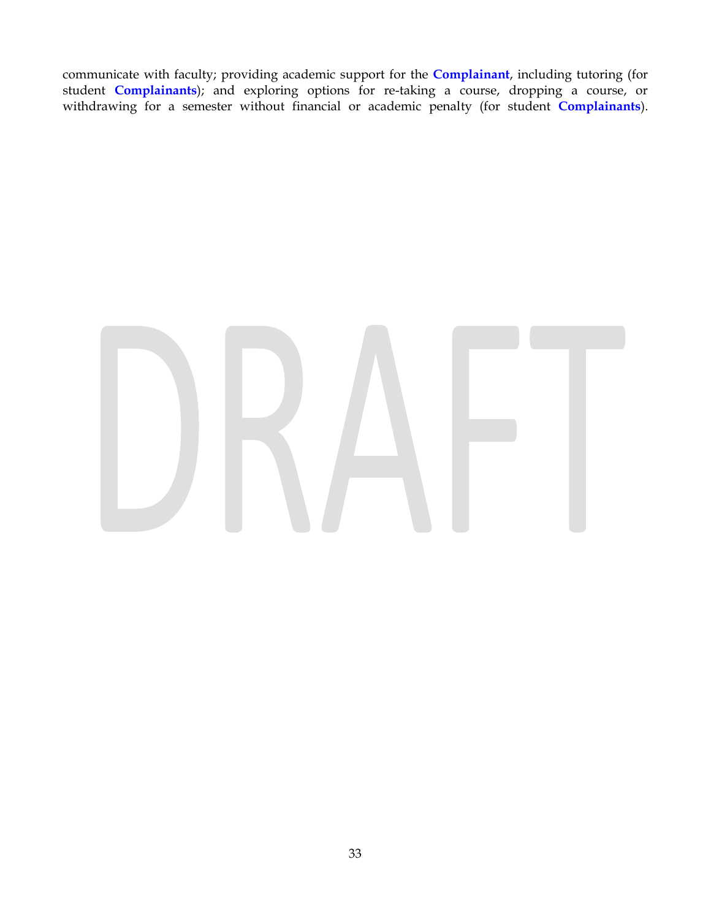communicate with faculty; providing academic support for the **Complainant**, including tutoring (for student **Complainants**); and exploring options for re-taking a course, dropping a course, or withdrawing for a semester without financial or academic penalty (for student **Complainants**).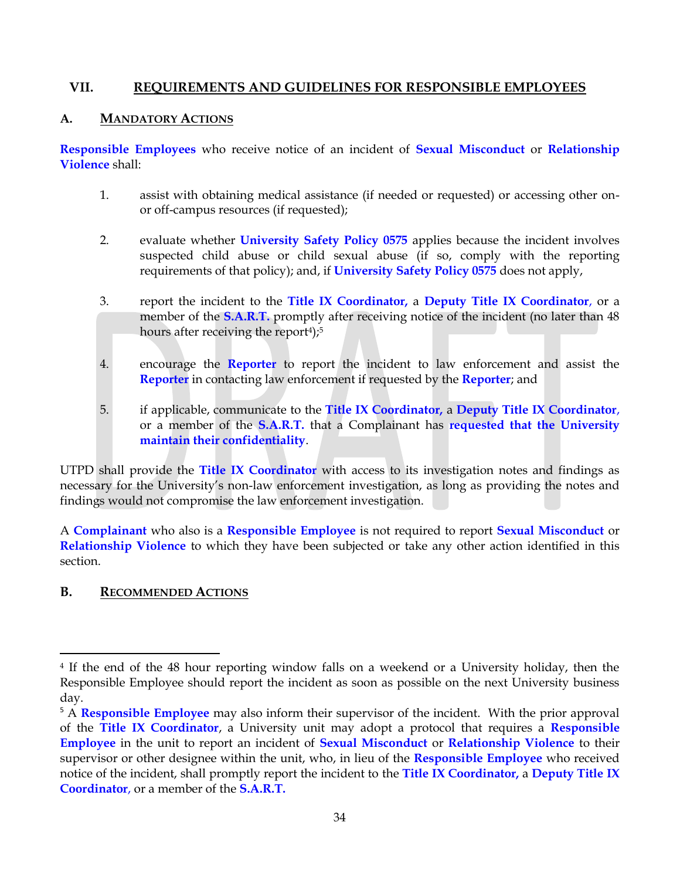## VII. REQUIREMENTS AND GUIDELINES FOR RESPONSIBLE EMPLOYEES

### A. MANDATORY ACTIONS

**Responsible Employees** who receive notice of an incident of **Sexual Misconduct** or **Relationship Violence** shall:

1. assist with obtaining medical assistance (if needed or requested) or accessing other on- or off-campus resources (if requested);

2. evaluate whether **University Safety Policy 0575** applies because the incident involves suspected child abuse or child sexual abuse (if so, comply with the reporting requirements of that policy); and, if **University Safety Policy 0575** does not apply,

3. report the incident to the **Title IX Coordinator,** a **Deputy Title IX Coordinator**, or a member of the **S.A.R.T.** promptly after receiving notice of the incident (no later than 48 hours after receiving the report[4]);[5]

4. encourage the **Reporter** to report the incident to law enforcement and assist the **Reporter** in contacting law enforcement if requested by the **Reporter**; and

5. if applicable, communicate to the **Title IX Coordinator,** a **Deputy Title IX Coordinator**, or a member of the **S.A.R.T.** that a Complainant has **requested that the University maintain their confidentiality**.

UTPD shall provide the **Title IX Coordinator** with access to its investigation notes and findings as necessary for the University's non-law enforcement investigation, as long as providing the notes and findings would not compromise the law enforcement investigation.

A **Complainant** who also is a **Responsible Employee** is not required to report **Sexual Misconduct** or **Relationship Violence** to which they have been subjected or take any other action identified in this section.

### B. RECOMMENDED ACTIONS

---

[4] If the end of the 48 hour reporting window falls on a weekend or a University holiday, then the Responsible Employee should report the incident as soon as possible on the next University business day.

[5] A **Responsible Employee** may also inform their supervisor of the incident. With the prior approval of the **Title IX Coordinator**, a University unit may adopt a protocol that requires a **Responsible Employee** in the unit to report an incident of **Sexual Misconduct** or **Relationship Violence** to their supervisor or other designee within the unit, who, in lieu of the **Responsible Employee** who received notice of the incident, shall promptly report the incident to the **Title IX Coordinator,** a **Deputy Title IX Coordinator**, or a member of the **S.A.R.T.**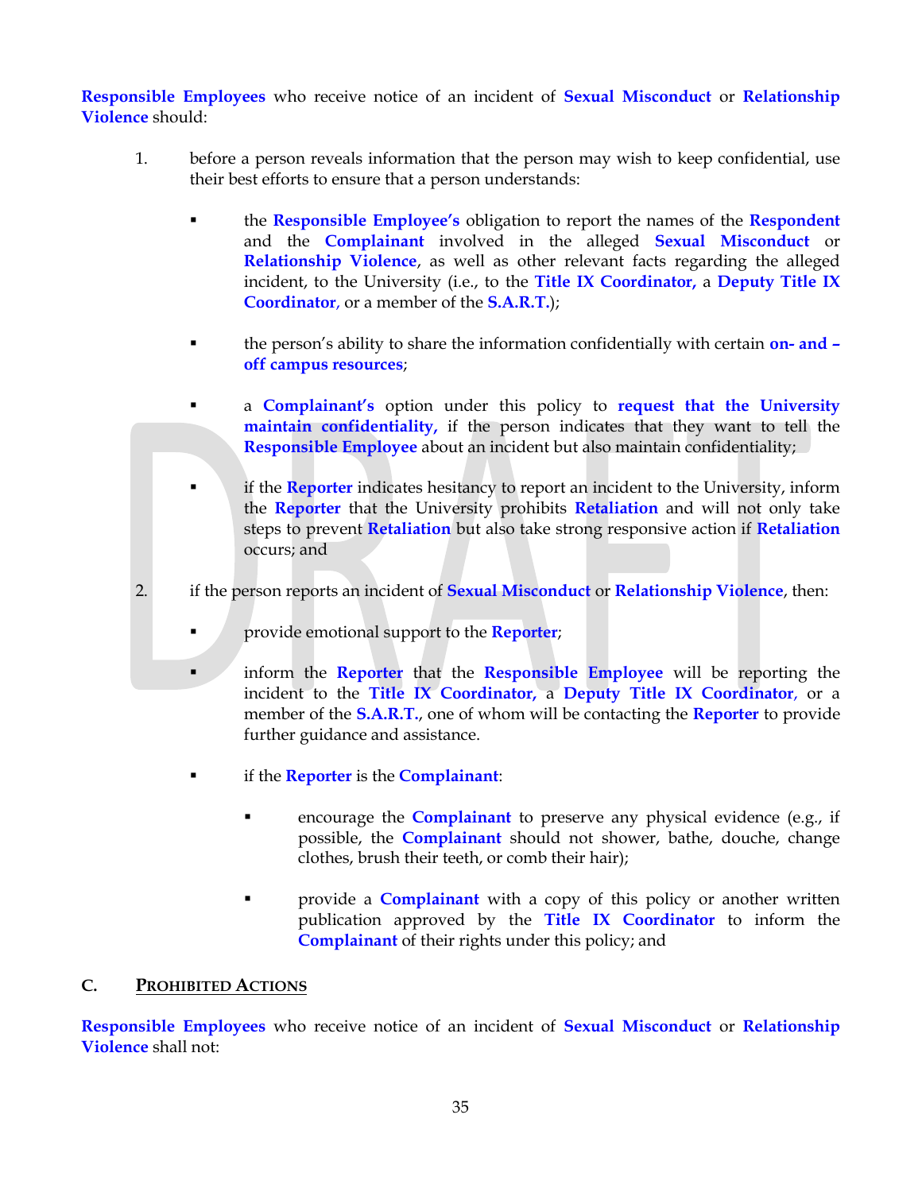**Responsible Employees** who receive notice of an incident of **Sexual Misconduct** or **Relationship Violence** should:

1. before a person reveals information that the person may wish to keep confidential, use their best efforts to ensure that a person understands:

   - the **Responsible Employee's** obligation to report the names of the **Respondent** and the **Complainant** involved in the alleged **Sexual Misconduct** or **Relationship Violence**, as well as other relevant facts regarding the alleged incident, to the University (i.e., to the **Title IX Coordinator,** a **Deputy Title IX Coordinator**, or a member of the **S.A.R.T.**);

   - the person's ability to share the information confidentially with certain **on- and – off campus resources**;

   - a **Complainant's** option under this policy to **request that the University maintain confidentiality,** if the person indicates that they want to tell the **Responsible Employee** about an incident but also maintain confidentiality;

   - if the **Reporter** indicates hesitancy to report an incident to the University, inform the **Reporter** that the University prohibits **Retaliation** and will not only take steps to prevent **Retaliation** but also take strong responsive action if **Retaliation** occurs; and

2. if the person reports an incident of **Sexual Misconduct** or **Relationship Violence**, then:

   - provide emotional support to the **Reporter**;

   - inform the **Reporter** that the **Responsible Employee** will be reporting the incident to the **Title IX Coordinator,** a **Deputy Title IX Coordinator**, or a member of the **S.A.R.T.**, one of whom will be contacting the **Reporter** to provide further guidance and assistance.

   - if the **Reporter** is the **Complainant**:

     - encourage the **Complainant** to preserve any physical evidence (e.g., if possible, the **Complainant** should not shower, bathe, douche, change clothes, brush their teeth, or comb their hair);

     - provide a **Complainant** with a copy of this policy or another written publication approved by the **Title IX Coordinator** to inform the **Complainant** of their rights under this policy; and

## C. PROHIBITED ACTIONS

**Responsible Employees** who receive notice of an incident of **Sexual Misconduct** or **Relationship Violence** shall not: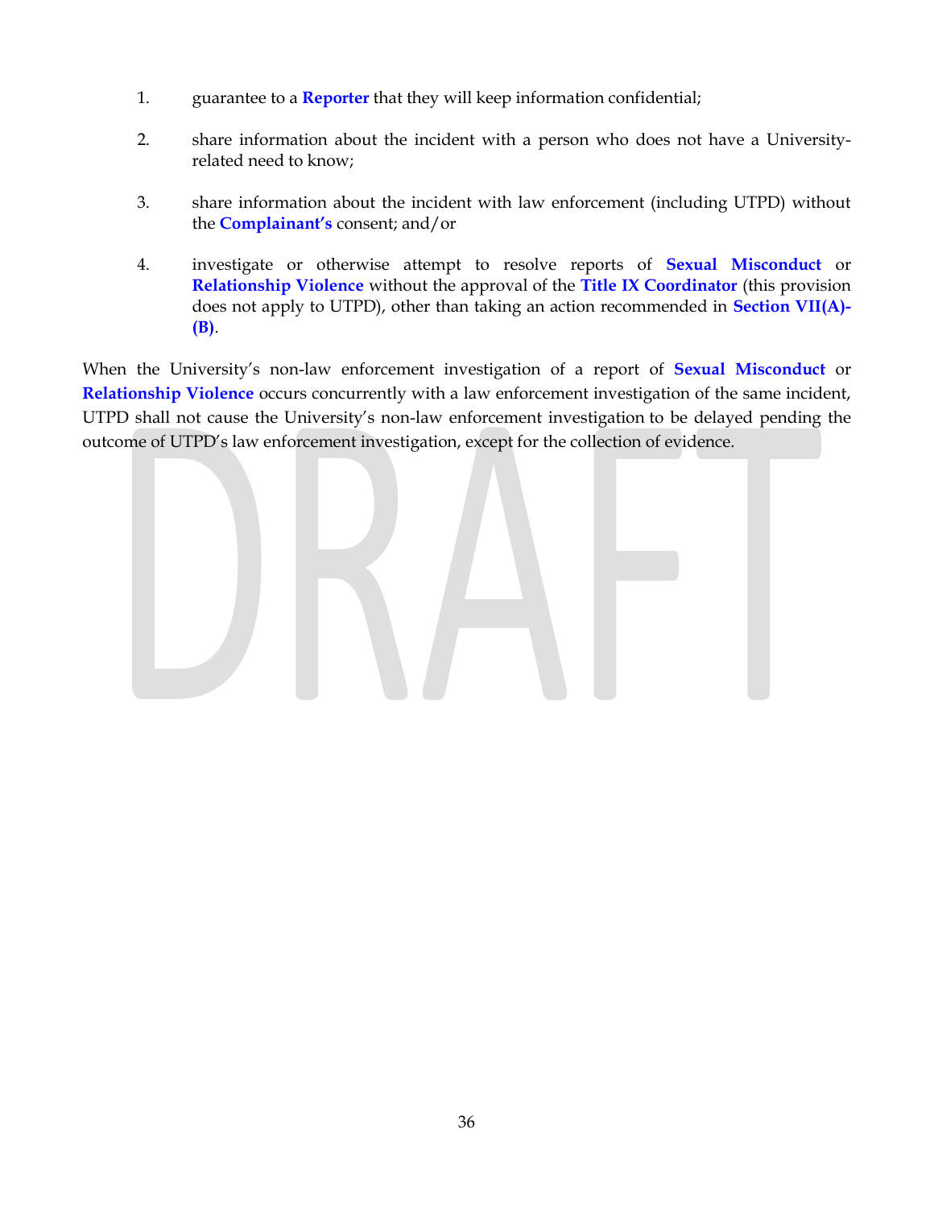1. guarantee to a **Reporter** that they will keep information confidential;

2. share information about the incident with a person who does not have a University-related need to know;

3. share information about the incident with law enforcement (including UTPD) without the **Complainant's** consent; and/or

4. investigate or otherwise attempt to resolve reports of **Sexual Misconduct** or **Relationship Violence** without the approval of the **Title IX Coordinator** (this provision does not apply to UTPD), other than taking an action recommended in **Section VII(A)-(B)**.

When the University's non-law enforcement investigation of a report of **Sexual Misconduct** or **Relationship Violence** occurs concurrently with a law enforcement investigation of the same incident, UTPD shall not cause the University's non-law enforcement investigation to be delayed pending the outcome of UTPD's law enforcement investigation, except for the collection of evidence.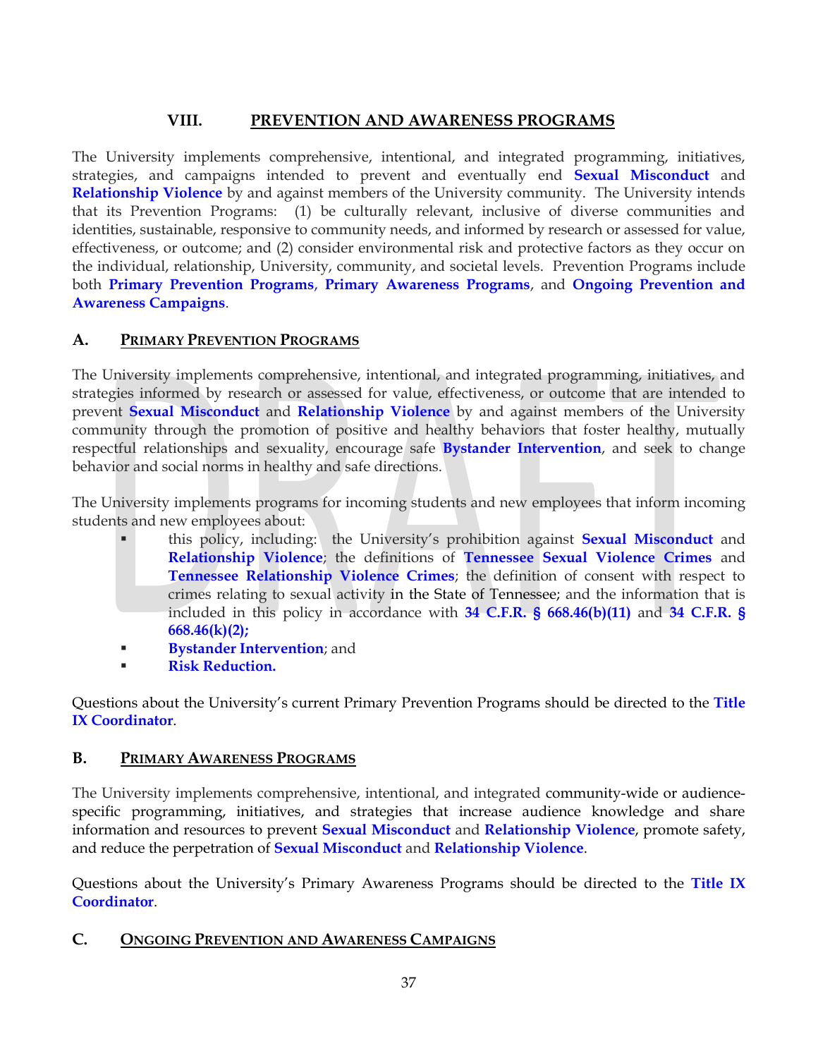## VIII. PREVENTION AND AWARENESS PROGRAMS

The University implements comprehensive, intentional, and integrated programming, initiatives, strategies, and campaigns intended to prevent and eventually end **Sexual Misconduct** and **Relationship Violence** by and against members of the University community. The University intends that its Prevention Programs: (1) be culturally relevant, inclusive of diverse communities and identities, sustainable, responsive to community needs, and informed by research or assessed for value, effectiveness, or outcome; and (2) consider environmental risk and protective factors as they occur on the individual, relationship, University, community, and societal levels. Prevention Programs include both **Primary Prevention Programs**, **Primary Awareness Programs**, and **Ongoing Prevention and Awareness Campaigns**.

### A. PRIMARY PREVENTION PROGRAMS

The University implements comprehensive, intentional, and integrated programming, initiatives, and strategies informed by research or assessed for value, effectiveness, or outcome that are intended to prevent **Sexual Misconduct** and **Relationship Violence** by and against members of the University community through the promotion of positive and healthy behaviors that foster healthy, mutually respectful relationships and sexuality, encourage safe **Bystander Intervention**, and seek to change behavior and social norms in healthy and safe directions.

The University implements programs for incoming students and new employees that inform incoming students and new employees about:

- this policy, including: the University's prohibition against **Sexual Misconduct** and **Relationship Violence**; the definitions of **Tennessee Sexual Violence Crimes** and **Tennessee Relationship Violence Crimes**; the definition of consent with respect to crimes relating to sexual activity in the State of Tennessee; and the information that is included in this policy in accordance with **34 C.F.R. § 668.46(b)(11)** and **34 C.F.R. § 668.46(k)(2);**
- **Bystander Intervention**; and
- **Risk Reduction.**

Questions about the University's current Primary Prevention Programs should be directed to the **Title IX Coordinator**.

### B. PRIMARY AWARENESS PROGRAMS

The University implements comprehensive, intentional, and integrated community-wide or audience-specific programming, initiatives, and strategies that increase audience knowledge and share information and resources to prevent **Sexual Misconduct** and **Relationship Violence**, promote safety, and reduce the perpetration of **Sexual Misconduct** and **Relationship Violence**.

Questions about the University's Primary Awareness Programs should be directed to the **Title IX Coordinator**.

### C. ONGOING PREVENTION AND AWARENESS CAMPAIGNS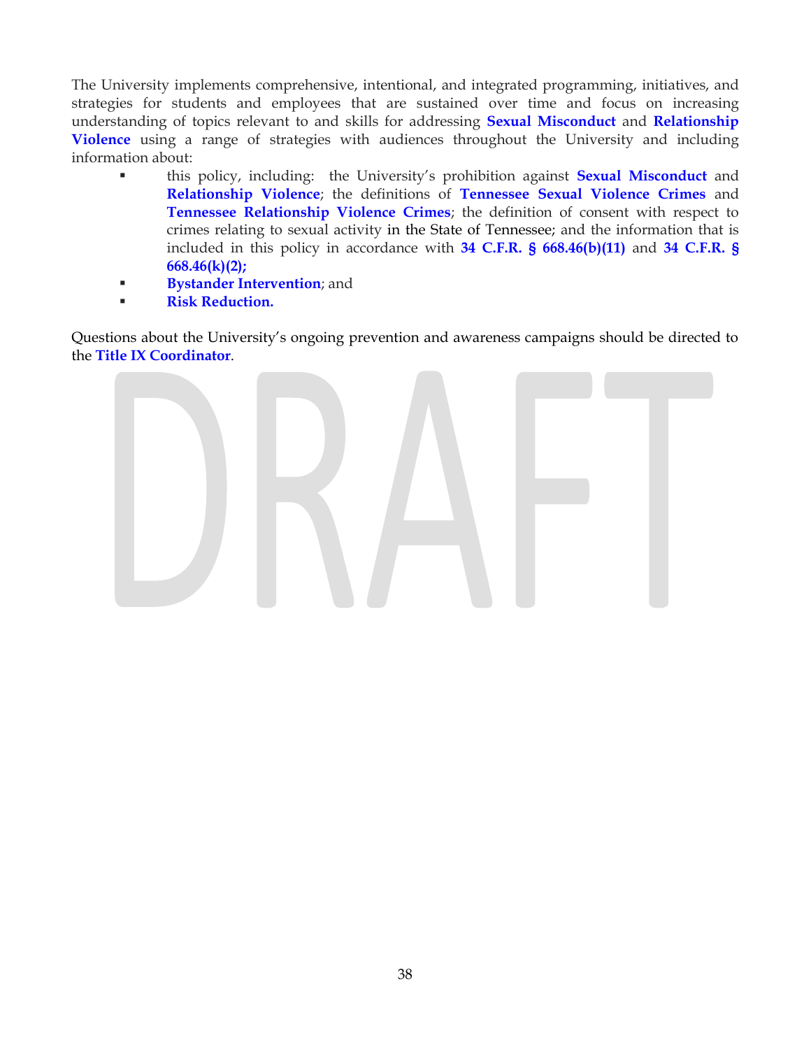The University implements comprehensive, intentional, and integrated programming, initiatives, and strategies for students and employees that are sustained over time and focus on increasing understanding of topics relevant to and skills for addressing **Sexual Misconduct** and **Relationship Violence** using a range of strategies with audiences throughout the University and including information about:

- this policy, including: the University's prohibition against **Sexual Misconduct** and **Relationship Violence**; the definitions of **Tennessee Sexual Violence Crimes** and **Tennessee Relationship Violence Crimes**; the definition of consent with respect to crimes relating to sexual activity in the State of Tennessee; and the information that is included in this policy in accordance with **34 C.F.R. § 668.46(b)(11)** and **34 C.F.R. § 668.46(k)(2);**
- **Bystander Intervention**; and
- **Risk Reduction.**

Questions about the University's ongoing prevention and awareness campaigns should be directed to the **Title IX Coordinator**.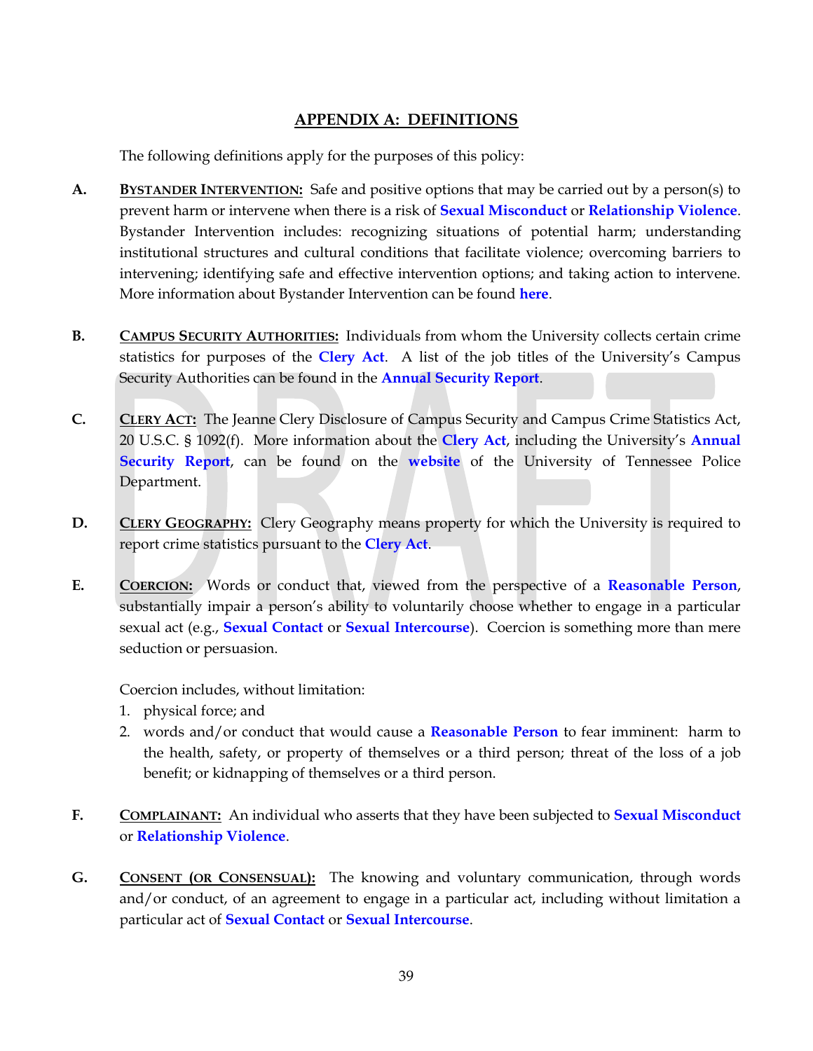## APPENDIX A: DEFINITIONS

The following definitions apply for the purposes of this policy:

**A.** **BYSTANDER INTERVENTION:** Safe and positive options that may be carried out by a person(s) to prevent harm or intervene when there is a risk of **Sexual Misconduct** or **Relationship Violence**. Bystander Intervention includes: recognizing situations of potential harm; understanding institutional structures and cultural conditions that facilitate violence; overcoming barriers to intervening; identifying safe and effective intervention options; and taking action to intervene. More information about Bystander Intervention can be found **here**.

**B.** **CAMPUS SECURITY AUTHORITIES:** Individuals from whom the University collects certain crime statistics for purposes of the **Clery Act**. A list of the job titles of the University's Campus Security Authorities can be found in the **Annual Security Report**.

**C.** **CLERY ACT:** The Jeanne Clery Disclosure of Campus Security and Campus Crime Statistics Act, 20 U.S.C. § 1092(f). More information about the **Clery Act**, including the University's **Annual Security Report**, can be found on the **website** of the University of Tennessee Police Department.

**D.** **CLERY GEOGRAPHY:** Clery Geography means property for which the University is required to report crime statistics pursuant to the **Clery Act**.

**E.** **COERCION:** Words or conduct that, viewed from the perspective of a **Reasonable Person**, substantially impair a person's ability to voluntarily choose whether to engage in a particular sexual act (e.g., **Sexual Contact** or **Sexual Intercourse**). Coercion is something more than mere seduction or persuasion.

Coercion includes, without limitation:

1. physical force; and
2. words and/or conduct that would cause a **Reasonable Person** to fear imminent: harm to the health, safety, or property of themselves or a third person; threat of the loss of a job benefit; or kidnapping of themselves or a third person.

**F.** **COMPLAINANT:** An individual who asserts that they have been subjected to **Sexual Misconduct** or **Relationship Violence**.

**G.** **CONSENT (OR CONSENSUAL):** The knowing and voluntary communication, through words and/or conduct, of an agreement to engage in a particular act, including without limitation a particular act of **Sexual Contact** or **Sexual Intercourse**.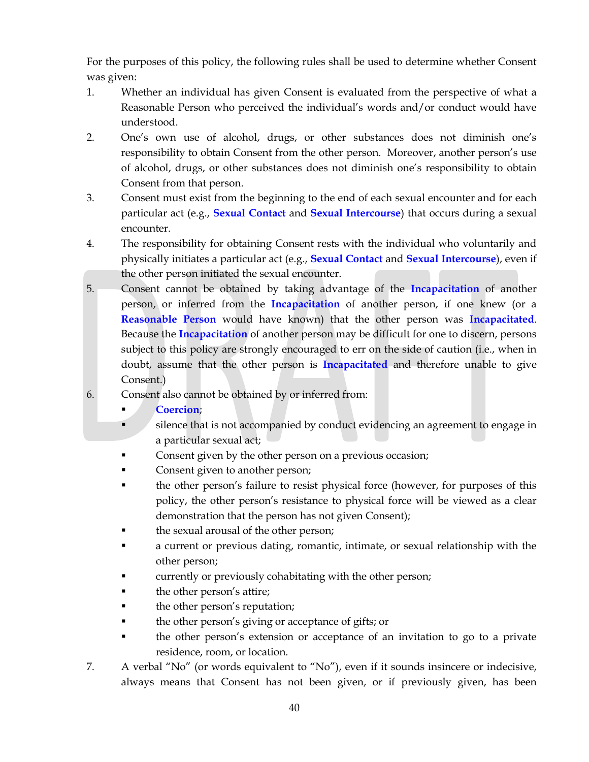For the purposes of this policy, the following rules shall be used to determine whether Consent was given:

1. Whether an individual has given Consent is evaluated from the perspective of what a Reasonable Person who perceived the individual's words and/or conduct would have understood.
2. One's own use of alcohol, drugs, or other substances does not diminish one's responsibility to obtain Consent from the other person. Moreover, another person's use of alcohol, drugs, or other substances does not diminish one's responsibility to obtain Consent from that person.
3. Consent must exist from the beginning to the end of each sexual encounter and for each particular act (e.g., **Sexual Contact** and **Sexual Intercourse**) that occurs during a sexual encounter.
4. The responsibility for obtaining Consent rests with the individual who voluntarily and physically initiates a particular act (e.g., **Sexual Contact** and **Sexual Intercourse**), even if the other person initiated the sexual encounter.
5. Consent cannot be obtained by taking advantage of the **Incapacitation** of another person, or inferred from the **Incapacitation** of another person, if one knew (or a **Reasonable Person** would have known) that the other person was **Incapacitated**. Because the **Incapacitation** of another person may be difficult for one to discern, persons subject to this policy are strongly encouraged to err on the side of caution (i.e., when in doubt, assume that the other person is **Incapacitated** and therefore unable to give Consent.)
6. Consent also cannot be obtained by or inferred from:
   - **Coercion**;
   - silence that is not accompanied by conduct evidencing an agreement to engage in a particular sexual act;
   - Consent given by the other person on a previous occasion;
   - Consent given to another person;
   - the other person's failure to resist physical force (however, for purposes of this policy, the other person's resistance to physical force will be viewed as a clear demonstration that the person has not given Consent);
   - the sexual arousal of the other person;
   - a current or previous dating, romantic, intimate, or sexual relationship with the other person;
   - currently or previously cohabitating with the other person;
   - the other person's attire;
   - the other person's reputation;
   - the other person's giving or acceptance of gifts; or
   - the other person's extension or acceptance of an invitation to go to a private residence, room, or location.
7. A verbal "No" (or words equivalent to "No"), even if it sounds insincere or indecisive, always means that Consent has not been given, or if previously given, has been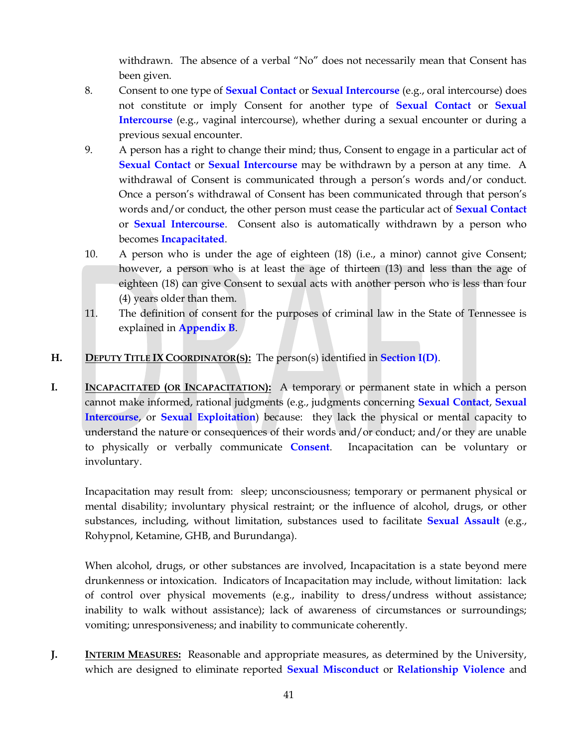withdrawn. The absence of a verbal "No" does not necessarily mean that Consent has been given.

8. Consent to one type of **Sexual Contact** or **Sexual Intercourse** (e.g., oral intercourse) does not constitute or imply Consent for another type of **Sexual Contact** or **Sexual Intercourse** (e.g., vaginal intercourse), whether during a sexual encounter or during a previous sexual encounter.

9. A person has a right to change their mind; thus, Consent to engage in a particular act of **Sexual Contact** or **Sexual Intercourse** may be withdrawn by a person at any time. A withdrawal of Consent is communicated through a person's words and/or conduct. Once a person's withdrawal of Consent has been communicated through that person's words and/or conduct, the other person must cease the particular act of **Sexual Contact** or **Sexual Intercourse**. Consent also is automatically withdrawn by a person who becomes **Incapacitated**.

10. A person who is under the age of eighteen (18) (i.e., a minor) cannot give Consent; however, a person who is at least the age of thirteen (13) and less than the age of eighteen (18) can give Consent to sexual acts with another person who is less than four (4) years older than them.

11. The definition of consent for the purposes of criminal law in the State of Tennessee is explained in **Appendix B**.

**H. DEPUTY TITLE IX COORDINATOR(S):** The person(s) identified in **Section I(D)**.

**I. INCAPACITATED (OR INCAPACITATION):** A temporary or permanent state in which a person cannot make informed, rational judgments (e.g., judgments concerning **Sexual Contact**, **Sexual Intercourse**, or **Sexual Exploitation**) because: they lack the physical or mental capacity to understand the nature or consequences of their words and/or conduct; and/or they are unable to physically or verbally communicate **Consent**. Incapacitation can be voluntary or involuntary.

Incapacitation may result from: sleep; unconsciousness; temporary or permanent physical or mental disability; involuntary physical restraint; or the influence of alcohol, drugs, or other substances, including, without limitation, substances used to facilitate **Sexual Assault** (e.g., Rohypnol, Ketamine, GHB, and Burundanga).

When alcohol, drugs, or other substances are involved, Incapacitation is a state beyond mere drunkenness or intoxication. Indicators of Incapacitation may include, without limitation: lack of control over physical movements (e.g., inability to dress/undress without assistance; inability to walk without assistance); lack of awareness of circumstances or surroundings; vomiting; unresponsiveness; and inability to communicate coherently.

**J. INTERIM MEASURES:** Reasonable and appropriate measures, as determined by the University, which are designed to eliminate reported **Sexual Misconduct** or **Relationship Violence** and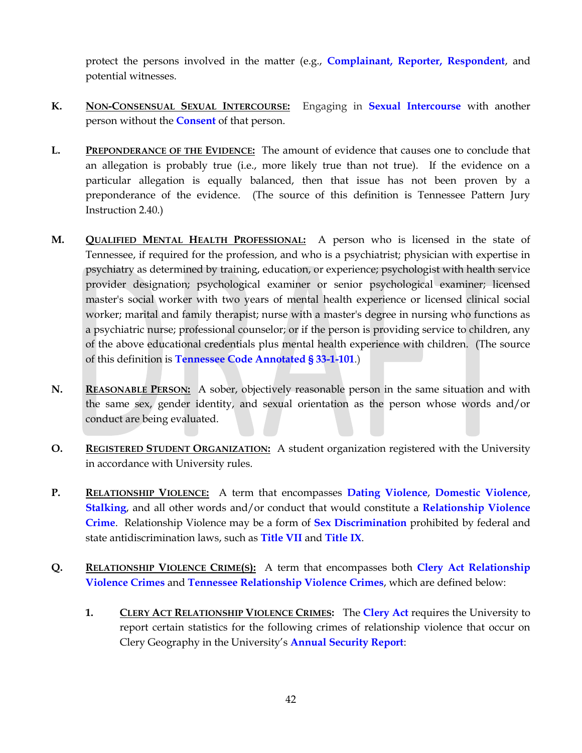protect the persons involved in the matter (e.g., **Complainant, Reporter, Respondent**, and potential witnesses.

**K.** **NON-CONSENSUAL SEXUAL INTERCOURSE:** Engaging in **Sexual Intercourse** with another person without the **Consent** of that person.

**L.** **PREPONDERANCE OF THE EVIDENCE:** The amount of evidence that causes one to conclude that an allegation is probably true (i.e., more likely true than not true). If the evidence on a particular allegation is equally balanced, then that issue has not been proven by a preponderance of the evidence. (The source of this definition is Tennessee Pattern Jury Instruction 2.40.)

**M.** **QUALIFIED MENTAL HEALTH PROFESSIONAL:** A person who is licensed in the state of Tennessee, if required for the profession, and who is a psychiatrist; physician with expertise in psychiatry as determined by training, education, or experience; psychologist with health service provider designation; psychological examiner or senior psychological examiner; licensed master's social worker with two years of mental health experience or licensed clinical social worker; marital and family therapist; nurse with a master's degree in nursing who functions as a psychiatric nurse; professional counselor; or if the person is providing service to children, any of the above educational credentials plus mental health experience with children. (The source of this definition is **Tennessee Code Annotated § 33-1-101**.)

**N.** **REASONABLE PERSON:** A sober, objectively reasonable person in the same situation and with the same sex, gender identity, and sexual orientation as the person whose words and/or conduct are being evaluated.

**O.** **REGISTERED STUDENT ORGANIZATION:** A student organization registered with the University in accordance with University rules.

**P.** **RELATIONSHIP VIOLENCE:** A term that encompasses **Dating Violence**, **Domestic Violence**, **Stalking**, and all other words and/or conduct that would constitute a **Relationship Violence Crime**. Relationship Violence may be a form of **Sex Discrimination** prohibited by federal and state antidiscrimination laws, such as **Title VII** and **Title IX**.

**Q.** **RELATIONSHIP VIOLENCE CRIME(S):** A term that encompasses both **Clery Act Relationship Violence Crimes** and **Tennessee Relationship Violence Crimes**, which are defined below:

1. **CLERY ACT RELATIONSHIP VIOLENCE CRIMES:** The **Clery Act** requires the University to report certain statistics for the following crimes of relationship violence that occur on Clery Geography in the University's **Annual Security Report**: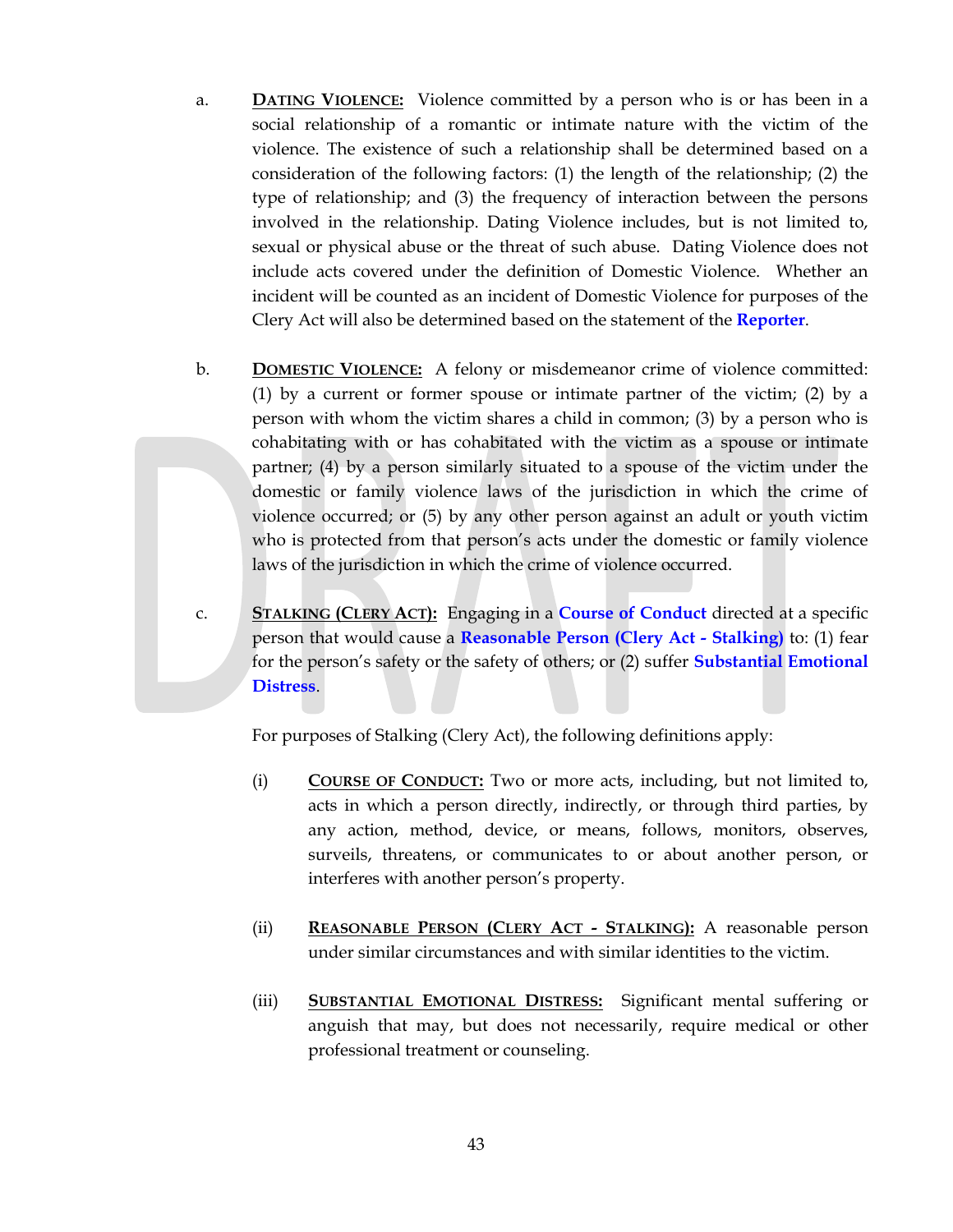a. **DATING VIOLENCE:** Violence committed by a person who is or has been in a social relationship of a romantic or intimate nature with the victim of the violence. The existence of such a relationship shall be determined based on a consideration of the following factors: (1) the length of the relationship; (2) the type of relationship; and (3) the frequency of interaction between the persons involved in the relationship. Dating Violence includes, but is not limited to, sexual or physical abuse or the threat of such abuse. Dating Violence does not include acts covered under the definition of Domestic Violence. Whether an incident will be counted as an incident of Domestic Violence for purposes of the Clery Act will also be determined based on the statement of the **Reporter**.

b. **DOMESTIC VIOLENCE:** A felony or misdemeanor crime of violence committed: (1) by a current or former spouse or intimate partner of the victim; (2) by a person with whom the victim shares a child in common; (3) by a person who is cohabitating with or has cohabitated with the victim as a spouse or intimate partner; (4) by a person similarly situated to a spouse of the victim under the domestic or family violence laws of the jurisdiction in which the crime of violence occurred; or (5) by any other person against an adult or youth victim who is protected from that person's acts under the domestic or family violence laws of the jurisdiction in which the crime of violence occurred.

c. **STALKING (CLERY ACT):** Engaging in a **Course of Conduct** directed at a specific person that would cause a **Reasonable Person (Clery Act - Stalking)** to: (1) fear for the person's safety or the safety of others; or (2) suffer **Substantial Emotional Distress**.

   For purposes of Stalking (Clery Act), the following definitions apply:

   (i) **COURSE OF CONDUCT:** Two or more acts, including, but not limited to, acts in which a person directly, indirectly, or through third parties, by any action, method, device, or means, follows, monitors, observes, surveils, threatens, or communicates to or about another person, or interferes with another person's property.

   (ii) **REASONABLE PERSON (CLERY ACT - STALKING):** A reasonable person under similar circumstances and with similar identities to the victim.

   (iii) **SUBSTANTIAL EMOTIONAL DISTRESS:** Significant mental suffering or anguish that may, but does not necessarily, require medical or other professional treatment or counseling.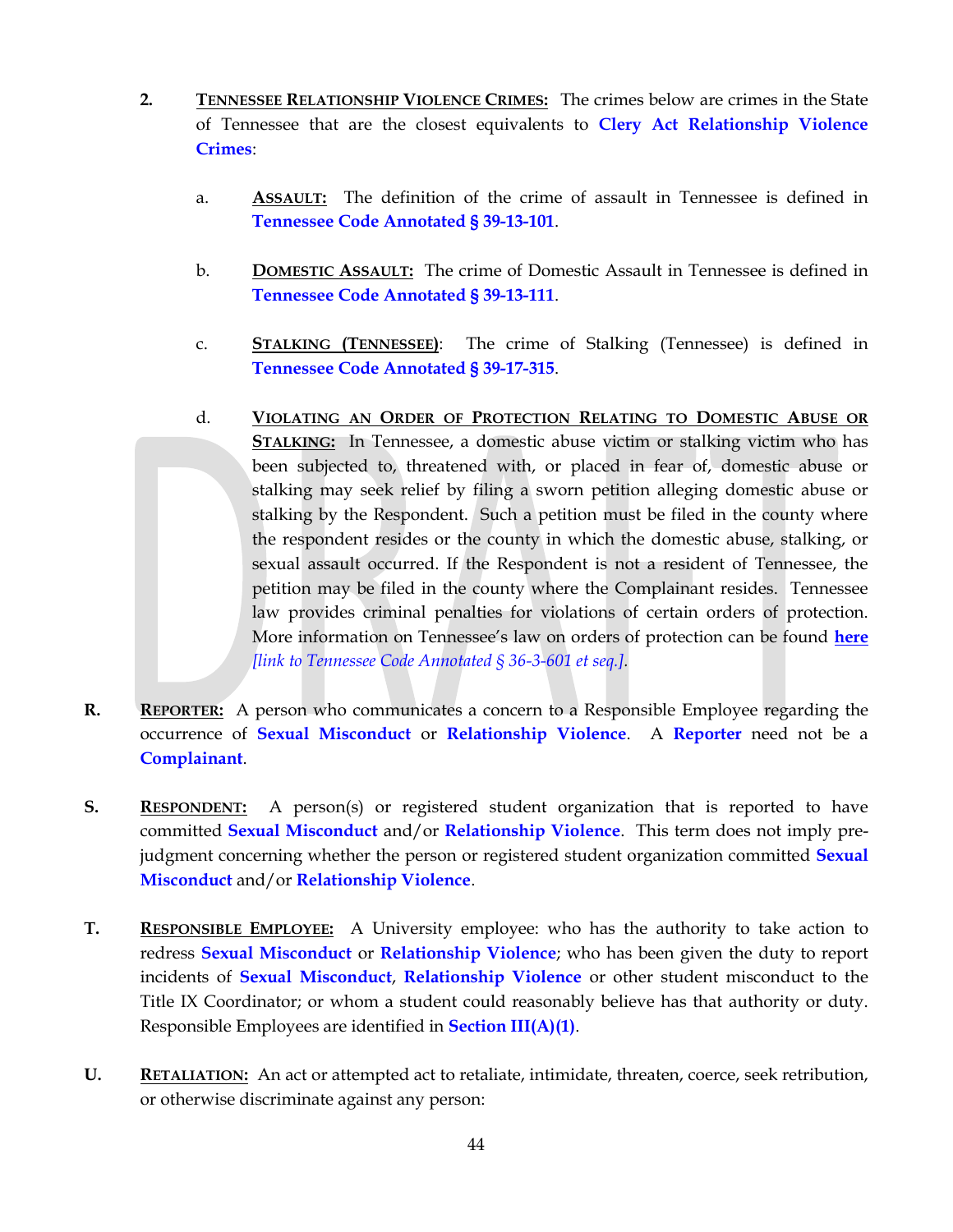2. **TENNESSEE RELATIONSHIP VIOLENCE CRIMES:** The crimes below are crimes in the State of Tennessee that are the closest equivalents to **Clery Act Relationship Violence Crimes**:

   a. **ASSAULT:** The definition of the crime of assault in Tennessee is defined in **Tennessee Code Annotated § 39-13-101**.

   b. **DOMESTIC ASSAULT:** The crime of Domestic Assault in Tennessee is defined in **Tennessee Code Annotated § 39-13-111**.

   c. **STALKING (TENNESSEE):** The crime of Stalking (Tennessee) is defined in **Tennessee Code Annotated § 39-17-315**.

   d. **VIOLATING AN ORDER OF PROTECTION RELATING TO DOMESTIC ABUSE OR STALKING:** In Tennessee, a domestic abuse victim or stalking victim who has been subjected to, threatened with, or placed in fear of, domestic abuse or stalking may seek relief by filing a sworn petition alleging domestic abuse or stalking by the Respondent. Such a petition must be filed in the county where the respondent resides or the county in which the domestic abuse, stalking, or sexual assault occurred. If the Respondent is not a resident of Tennessee, the petition may be filed in the county where the Complainant resides. Tennessee law provides criminal penalties for violations of certain orders of protection. More information on Tennessee's law on orders of protection can be found **here** *[link to Tennessee Code Annotated § 36-3-601 et seq.]*.

**R.** **REPORTER:** A person who communicates a concern to a Responsible Employee regarding the occurrence of **Sexual Misconduct** or **Relationship Violence**. A **Reporter** need not be a **Complainant**.

**S.** **RESPONDENT:** A person(s) or registered student organization that is reported to have committed **Sexual Misconduct** and/or **Relationship Violence**. This term does not imply pre-judgment concerning whether the person or registered student organization committed **Sexual Misconduct** and/or **Relationship Violence**.

**T.** **RESPONSIBLE EMPLOYEE:** A University employee: who has the authority to take action to redress **Sexual Misconduct** or **Relationship Violence**; who has been given the duty to report incidents of **Sexual Misconduct**, **Relationship Violence** or other student misconduct to the Title IX Coordinator; or whom a student could reasonably believe has that authority or duty. Responsible Employees are identified in **Section III(A)(1)**.

**U.** **RETALIATION:** An act or attempted act to retaliate, intimidate, threaten, coerce, seek retribution, or otherwise discriminate against any person: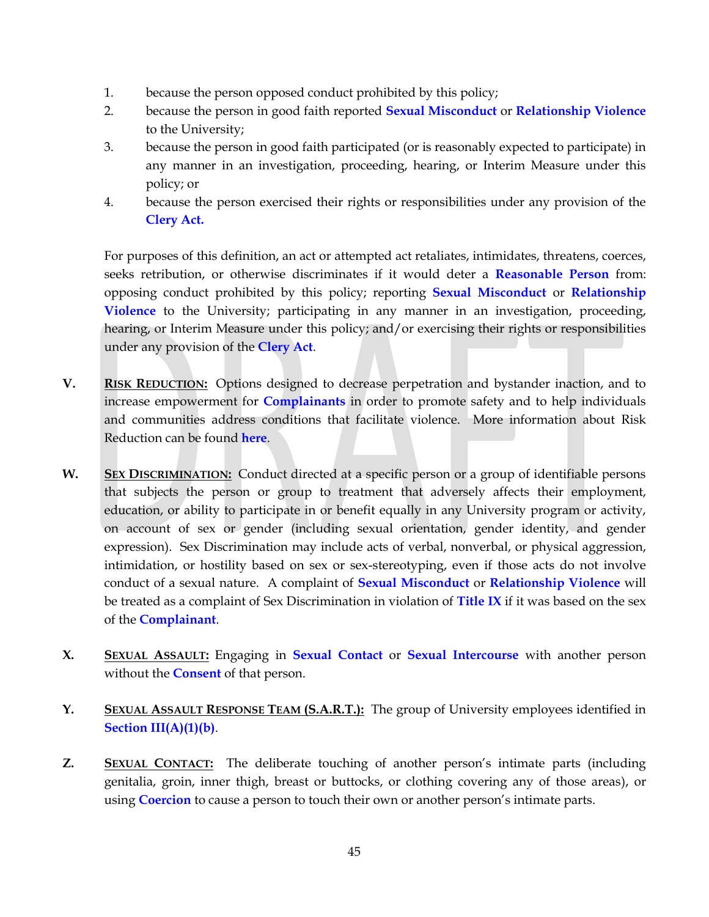1. because the person opposed conduct prohibited by this policy;
2. because the person in good faith reported **Sexual Misconduct** or **Relationship Violence** to the University;
3. because the person in good faith participated (or is reasonably expected to participate) in any manner in an investigation, proceeding, hearing, or Interim Measure under this policy; or
4. because the person exercised their rights or responsibilities under any provision of the **Clery Act.**

For purposes of this definition, an act or attempted act retaliates, intimidates, threatens, coerces, seeks retribution, or otherwise discriminates if it would deter a **Reasonable Person** from: opposing conduct prohibited by this policy; reporting **Sexual Misconduct** or **Relationship Violence** to the University; participating in any manner in an investigation, proceeding, hearing, or Interim Measure under this policy; and/or exercising their rights or responsibilities under any provision of the **Clery Act**.

**V.** **RISK REDUCTION:** Options designed to decrease perpetration and bystander inaction, and to increase empowerment for **Complainants** in order to promote safety and to help individuals and communities address conditions that facilitate violence. More information about Risk Reduction can be found **here**.

**W.** **SEX DISCRIMINATION:** Conduct directed at a specific person or a group of identifiable persons that subjects the person or group to treatment that adversely affects their employment, education, or ability to participate in or benefit equally in any University program or activity, on account of sex or gender (including sexual orientation, gender identity, and gender expression). Sex Discrimination may include acts of verbal, nonverbal, or physical aggression, intimidation, or hostility based on sex or sex-stereotyping, even if those acts do not involve conduct of a sexual nature. A complaint of **Sexual Misconduct** or **Relationship Violence** will be treated as a complaint of Sex Discrimination in violation of **Title IX** if it was based on the sex of the **Complainant**.

**X.** **SEXUAL ASSAULT:** Engaging in **Sexual Contact** or **Sexual Intercourse** with another person without the **Consent** of that person.

**Y.** **SEXUAL ASSAULT RESPONSE TEAM (S.A.R.T.):** The group of University employees identified in **Section III(A)(1)(b)**.

**Z.** **SEXUAL CONTACT:** The deliberate touching of another person's intimate parts (including genitalia, groin, inner thigh, breast or buttocks, or clothing covering any of those areas), or using **Coercion** to cause a person to touch their own or another person's intimate parts.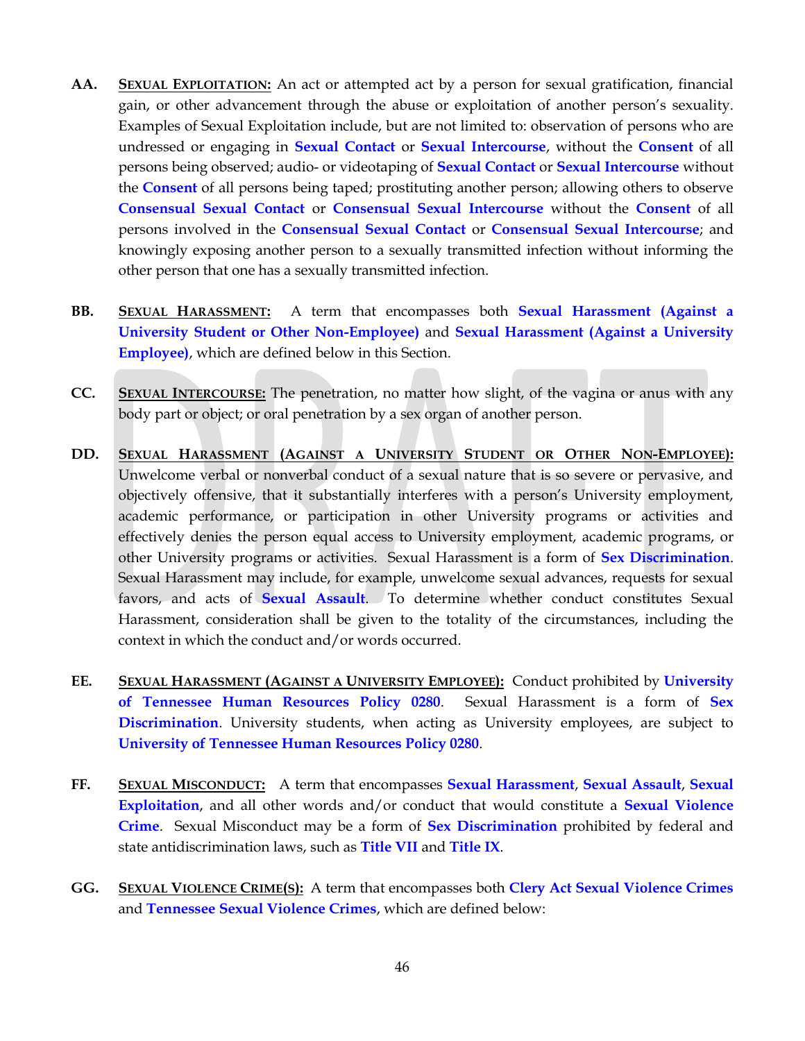**AA.** **SEXUAL EXPLOITATION:** An act or attempted act by a person for sexual gratification, financial gain, or other advancement through the abuse or exploitation of another person's sexuality. Examples of Sexual Exploitation include, but are not limited to: observation of persons who are undressed or engaging in **Sexual Contact** or **Sexual Intercourse**, without the **Consent** of all persons being observed; audio- or videotaping of **Sexual Contact** or **Sexual Intercourse** without the **Consent** of all persons being taped; prostituting another person; allowing others to observe **Consensual Sexual Contact** or **Consensual Sexual Intercourse** without the **Consent** of all persons involved in the **Consensual Sexual Contact** or **Consensual Sexual Intercourse**; and knowingly exposing another person to a sexually transmitted infection without informing the other person that one has a sexually transmitted infection.

**BB.** **SEXUAL HARASSMENT:** A term that encompasses both **Sexual Harassment (Against a University Student or Other Non-Employee)** and **Sexual Harassment (Against a University Employee)**, which are defined below in this Section.

**CC.** **SEXUAL INTERCOURSE:** The penetration, no matter how slight, of the vagina or anus with any body part or object; or oral penetration by a sex organ of another person.

**DD.** **SEXUAL HARASSMENT (AGAINST A UNIVERSITY STUDENT OR OTHER NON-EMPLOYEE):** Unwelcome verbal or nonverbal conduct of a sexual nature that is so severe or pervasive, and objectively offensive, that it substantially interferes with a person's University employment, academic performance, or participation in other University programs or activities and effectively denies the person equal access to University employment, academic programs, or other University programs or activities. Sexual Harassment is a form of **Sex Discrimination**. Sexual Harassment may include, for example, unwelcome sexual advances, requests for sexual favors, and acts of **Sexual Assault**. To determine whether conduct constitutes Sexual Harassment, consideration shall be given to the totality of the circumstances, including the context in which the conduct and/or words occurred.

**EE.** **SEXUAL HARASSMENT (AGAINST A UNIVERSITY EMPLOYEE):** Conduct prohibited by **University of Tennessee Human Resources Policy 0280**. Sexual Harassment is a form of **Sex Discrimination**. University students, when acting as University employees, are subject to **University of Tennessee Human Resources Policy 0280**.

**FF.** **SEXUAL MISCONDUCT:** A term that encompasses **Sexual Harassment**, **Sexual Assault**, **Sexual Exploitation**, and all other words and/or conduct that would constitute a **Sexual Violence Crime**. Sexual Misconduct may be a form of **Sex Discrimination** prohibited by federal and state antidiscrimination laws, such as **Title VII** and **Title IX**.

**GG.** **SEXUAL VIOLENCE CRIME(S):** A term that encompasses both **Clery Act Sexual Violence Crimes** and **Tennessee Sexual Violence Crimes**, which are defined below: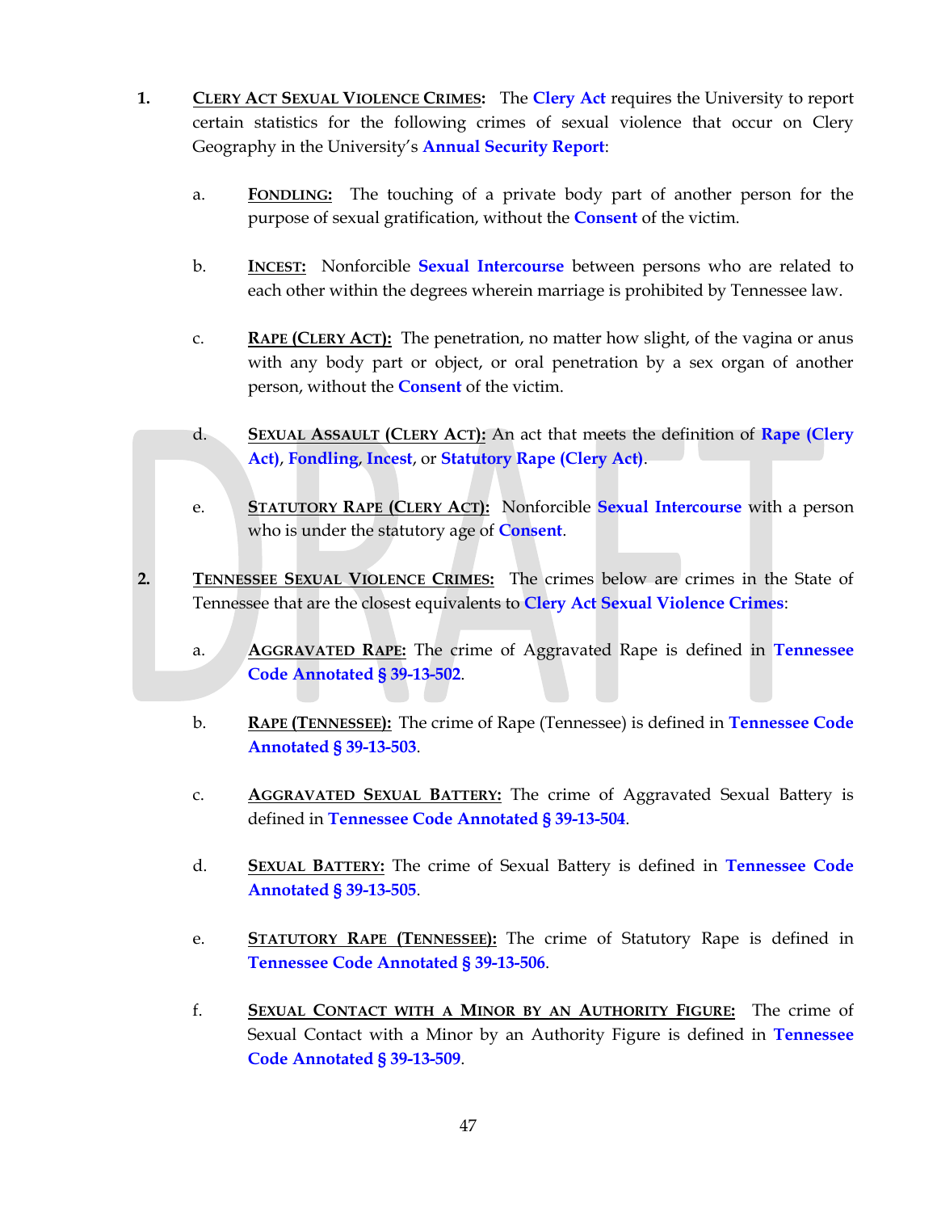1. **<u>Clery Act Sexual Violence Crimes</u>:** The **Clery Act** requires the University to report certain statistics for the following crimes of sexual violence that occur on Clery Geography in the University's **Annual Security Report**:

   a. **<u>Fondling:</u>** The touching of a private body part of another person for the purpose of sexual gratification, without the **Consent** of the victim.

   b. **<u>Incest:</u>** Nonforcible **Sexual Intercourse** between persons who are related to each other within the degrees wherein marriage is prohibited by Tennessee law.

   c. **<u>Rape (Clery Act):</u>** The penetration, no matter how slight, of the vagina or anus with any body part or object, or oral penetration by a sex organ of another person, without the **Consent** of the victim.

   d. **<u>Sexual Assault (Clery Act):</u>** An act that meets the definition of **Rape (Clery Act)**, **Fondling**, **Incest**, or **Statutory Rape (Clery Act)**.

   e. **<u>Statutory Rape (Clery Act):</u>** Nonforcible **Sexual Intercourse** with a person who is under the statutory age of **Consent**.

2. **<u>Tennessee Sexual Violence Crimes</u>:** The crimes below are crimes in the State of Tennessee that are the closest equivalents to **Clery Act Sexual Violence Crimes**:

   a. **<u>Aggravated Rape</u>:** The crime of Aggravated Rape is defined in **Tennessee Code Annotated § 39-13-502**.

   b. **<u>Rape (Tennessee)</u>:** The crime of Rape (Tennessee) is defined in **Tennessee Code Annotated § 39-13-503**.

   c. **<u>Aggravated Sexual Battery:</u>** The crime of Aggravated Sexual Battery is defined in **Tennessee Code Annotated § 39-13-504**.

   d. **<u>Sexual Battery:</u>** The crime of Sexual Battery is defined in **Tennessee Code Annotated § 39-13-505**.

   e. **<u>Statutory Rape (Tennessee)</u>:** The crime of Statutory Rape is defined in **Tennessee Code Annotated § 39-13-506**.

   f. **<u>Sexual Contact with a Minor by an Authority Figure</u>:** The crime of Sexual Contact with a Minor by an Authority Figure is defined in **Tennessee Code Annotated § 39-13-509**.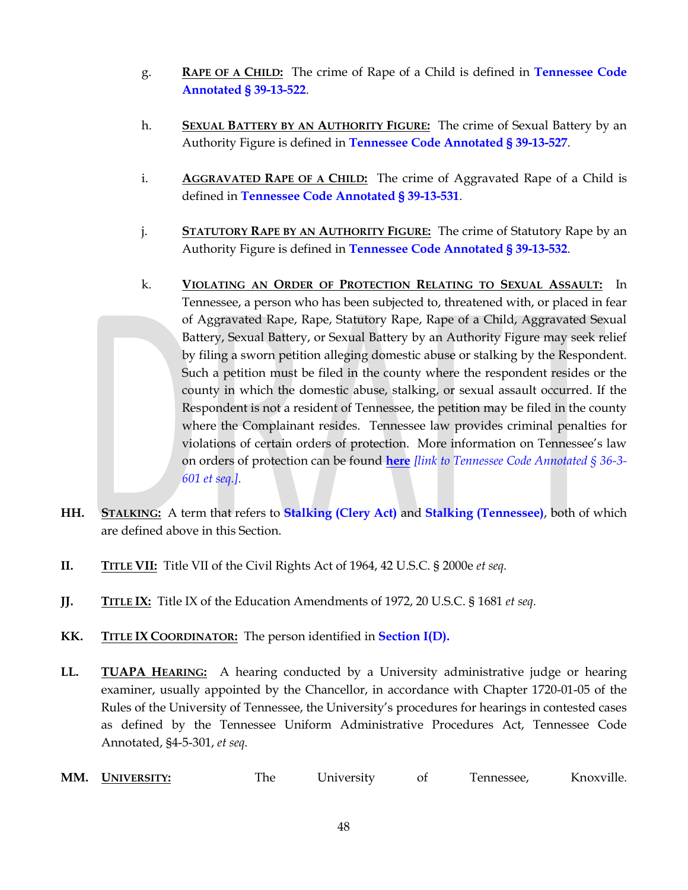g. **RAPE OF A CHILD:** The crime of Rape of a Child is defined in **Tennessee Code Annotated § 39-13-522**.

h. **SEXUAL BATTERY BY AN AUTHORITY FIGURE:** The crime of Sexual Battery by an Authority Figure is defined in **Tennessee Code Annotated § 39-13-527**.

i. **AGGRAVATED RAPE OF A CHILD:** The crime of Aggravated Rape of a Child is defined in **Tennessee Code Annotated § 39-13-531**.

j. **STATUTORY RAPE BY AN AUTHORITY FIGURE:** The crime of Statutory Rape by an Authority Figure is defined in **Tennessee Code Annotated § 39-13-532**.

k. **VIOLATING AN ORDER OF PROTECTION RELATING TO SEXUAL ASSAULT:** In Tennessee, a person who has been subjected to, threatened with, or placed in fear of Aggravated Rape, Rape, Statutory Rape, Rape of a Child, Aggravated Sexual Battery, Sexual Battery, or Sexual Battery by an Authority Figure may seek relief by filing a sworn petition alleging domestic abuse or stalking by the Respondent. Such a petition must be filed in the county where the respondent resides or the county in which the domestic abuse, stalking, or sexual assault occurred. If the Respondent is not a resident of Tennessee, the petition may be filed in the county where the Complainant resides. Tennessee law provides criminal penalties for violations of certain orders of protection. More information on Tennessee's law on orders of protection can be found **here** *[link to Tennessee Code Annotated § 36-3-601 et seq.]*.

**HH. STALKING:** A term that refers to **Stalking (Clery Act)** and **Stalking (Tennessee)**, both of which are defined above in this Section.

**II. TITLE VII:** Title VII of the Civil Rights Act of 1964, 42 U.S.C. § 2000e *et seq.*

**JJ. TITLE IX:** Title IX of the Education Amendments of 1972, 20 U.S.C. § 1681 *et seq.*

**KK. TITLE IX COORDINATOR:** The person identified in **Section I(D).**

**LL. TUAPA HEARING:** A hearing conducted by a University administrative judge or hearing examiner, usually appointed by the Chancellor, in accordance with Chapter 1720-01-05 of the Rules of the University of Tennessee, the University's procedures for hearings in contested cases as defined by the Tennessee Uniform Administrative Procedures Act, Tennessee Code Annotated, §4-5-301, *et seq.*

**MM. UNIVERSITY:** The University of Tennessee, Knoxville.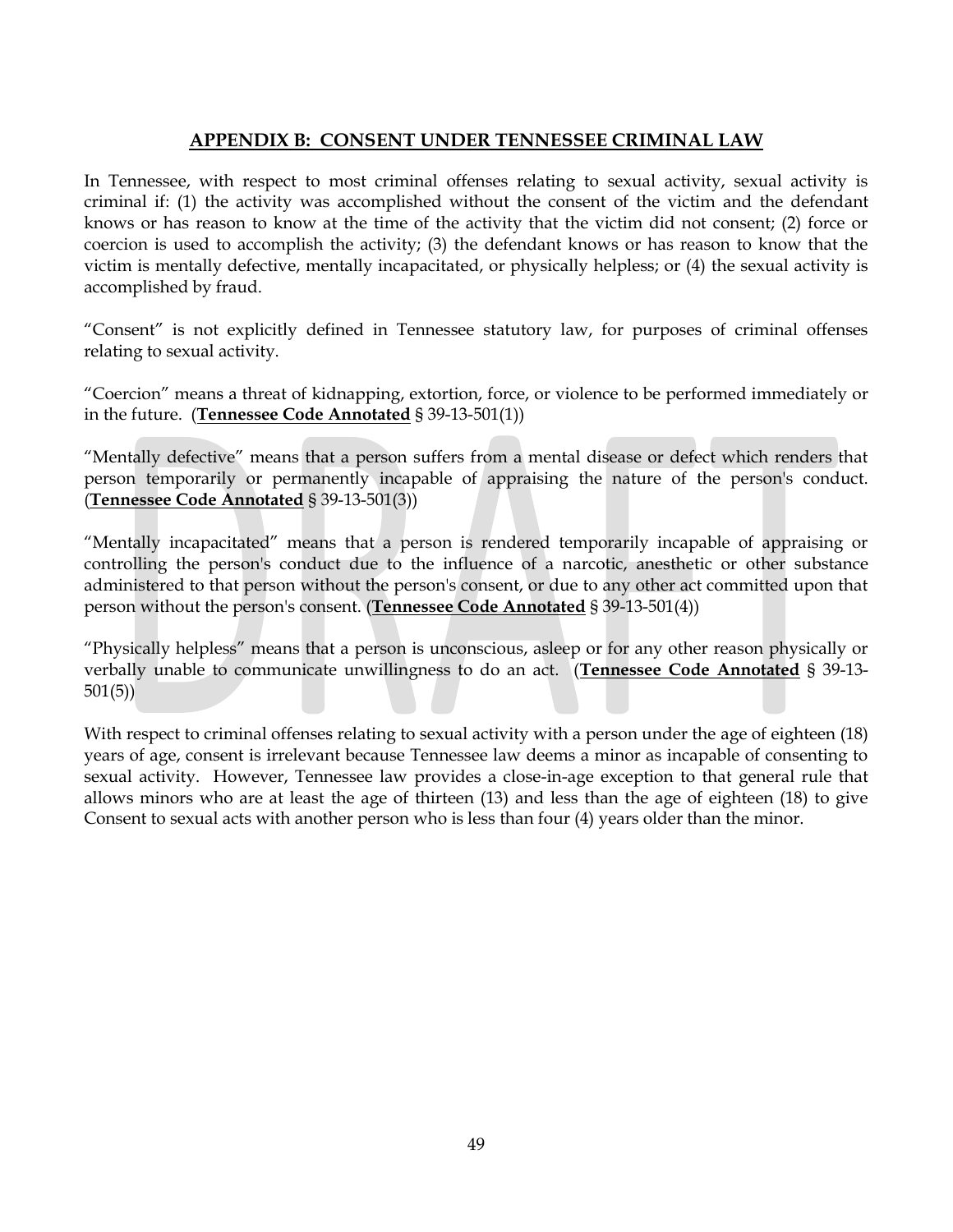## APPENDIX B: CONSENT UNDER TENNESSEE CRIMINAL LAW

In Tennessee, with respect to most criminal offenses relating to sexual activity, sexual activity is criminal if: (1) the activity was accomplished without the consent of the victim and the defendant knows or has reason to know at the time of the activity that the victim did not consent; (2) force or coercion is used to accomplish the activity; (3) the defendant knows or has reason to know that the victim is mentally defective, mentally incapacitated, or physically helpless; or (4) the sexual activity is accomplished by fraud.

"Consent" is not explicitly defined in Tennessee statutory law, for purposes of criminal offenses relating to sexual activity.

"Coercion" means a threat of kidnapping, extortion, force, or violence to be performed immediately or in the future. (**Tennessee Code Annotated** § 39-13-501(1))

"Mentally defective" means that a person suffers from a mental disease or defect which renders that person temporarily or permanently incapable of appraising the nature of the person's conduct. (**Tennessee Code Annotated** § 39-13-501(3))

"Mentally incapacitated" means that a person is rendered temporarily incapable of appraising or controlling the person's conduct due to the influence of a narcotic, anesthetic or other substance administered to that person without the person's consent, or due to any other act committed upon that person without the person's consent. (**Tennessee Code Annotated** § 39-13-501(4))

"Physically helpless" means that a person is unconscious, asleep or for any other reason physically or verbally unable to communicate unwillingness to do an act. (**Tennessee Code Annotated** § 39-13-501(5))

With respect to criminal offenses relating to sexual activity with a person under the age of eighteen (18) years of age, consent is irrelevant because Tennessee law deems a minor as incapable of consenting to sexual activity. However, Tennessee law provides a close-in-age exception to that general rule that allows minors who are at least the age of thirteen (13) and less than the age of eighteen (18) to give Consent to sexual acts with another person who is less than four (4) years older than the minor.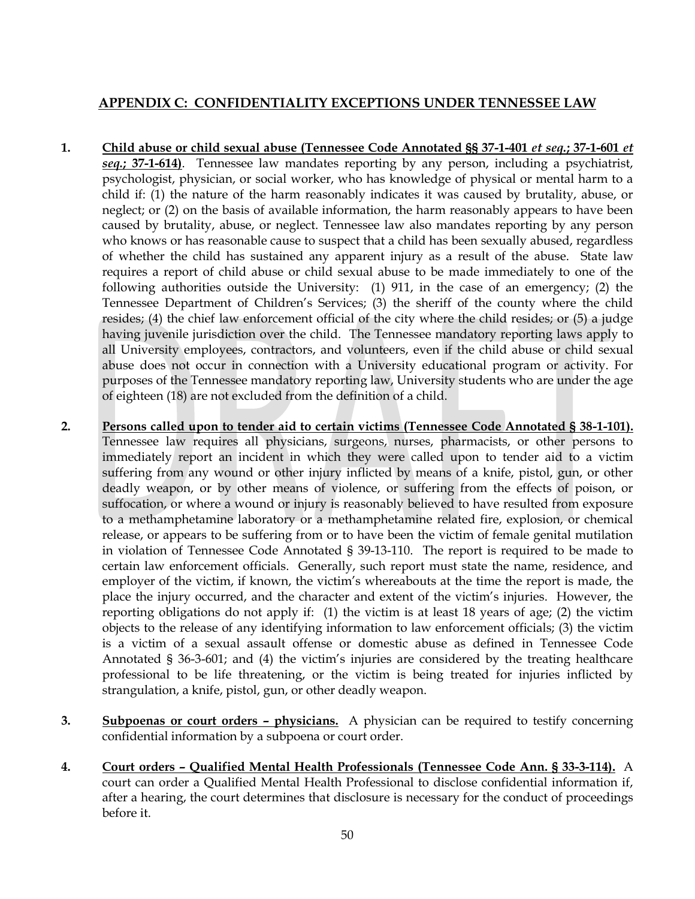## APPENDIX C: CONFIDENTIALITY EXCEPTIONS UNDER TENNESSEE LAW

1. **Child abuse or child sexual abuse (Tennessee Code Annotated §§ 37-1-401 *et seq.*; 37-1-601 *et seq.*; 37-1-614)**. Tennessee law mandates reporting by any person, including a psychiatrist, psychologist, physician, or social worker, who has knowledge of physical or mental harm to a child if: (1) the nature of the harm reasonably indicates it was caused by brutality, abuse, or neglect; or (2) on the basis of available information, the harm reasonably appears to have been caused by brutality, abuse, or neglect. Tennessee law also mandates reporting by any person who knows or has reasonable cause to suspect that a child has been sexually abused, regardless of whether the child has sustained any apparent injury as a result of the abuse. State law requires a report of child abuse or child sexual abuse to be made immediately to one of the following authorities outside the University: (1) 911, in the case of an emergency; (2) the Tennessee Department of Children's Services; (3) the sheriff of the county where the child resides; (4) the chief law enforcement official of the city where the child resides; or (5) a judge having juvenile jurisdiction over the child. The Tennessee mandatory reporting laws apply to all University employees, contractors, and volunteers, even if the child abuse or child sexual abuse does not occur in connection with a University educational program or activity. For purposes of the Tennessee mandatory reporting law, University students who are under the age of eighteen (18) are not excluded from the definition of a child.

2. **Persons called upon to tender aid to certain victims (Tennessee Code Annotated § 38-1-101).** Tennessee law requires all physicians, surgeons, nurses, pharmacists, or other persons to immediately report an incident in which they were called upon to tender aid to a victim suffering from any wound or other injury inflicted by means of a knife, pistol, gun, or other deadly weapon, or by other means of violence, or suffering from the effects of poison, or suffocation, or where a wound or injury is reasonably believed to have resulted from exposure to a methamphetamine laboratory or a methamphetamine related fire, explosion, or chemical release, or appears to be suffering from or to have been the victim of female genital mutilation in violation of Tennessee Code Annotated § 39-13-110. The report is required to be made to certain law enforcement officials. Generally, such report must state the name, residence, and employer of the victim, if known, the victim's whereabouts at the time the report is made, the place the injury occurred, and the character and extent of the victim's injuries. However, the reporting obligations do not apply if: (1) the victim is at least 18 years of age; (2) the victim objects to the release of any identifying information to law enforcement officials; (3) the victim is a victim of a sexual assault offense or domestic abuse as defined in Tennessee Code Annotated § 36-3-601; and (4) the victim's injuries are considered by the treating healthcare professional to be life threatening, or the victim is being treated for injuries inflicted by strangulation, a knife, pistol, gun, or other deadly weapon.

3. **Subpoenas or court orders – physicians.** A physician can be required to testify concerning confidential information by a subpoena or court order.

4. **Court orders – Qualified Mental Health Professionals (Tennessee Code Ann. § 33-3-114).** A court can order a Qualified Mental Health Professional to disclose confidential information if, after a hearing, the court determines that disclosure is necessary for the conduct of proceedings before it.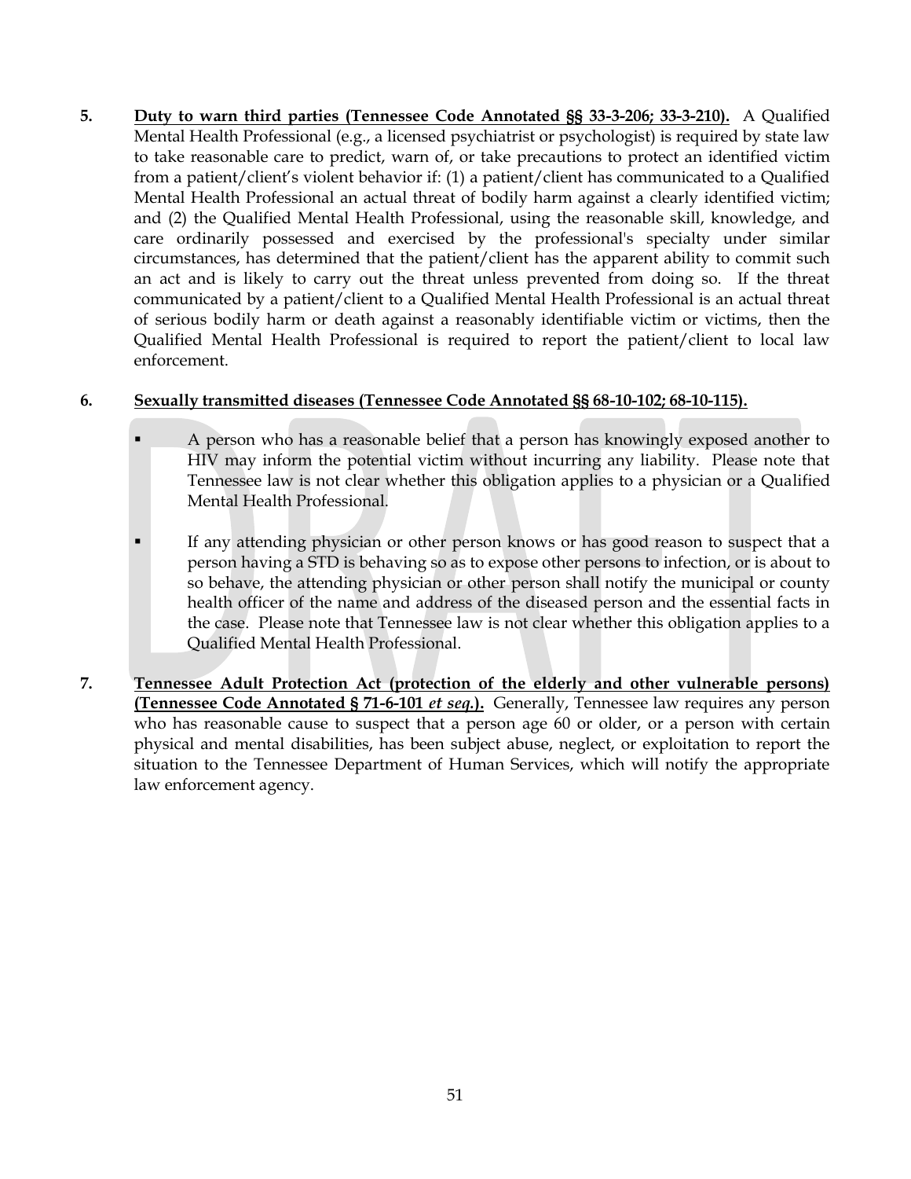5. **Duty to warn third parties (Tennessee Code Annotated §§ 33-3-206; 33-3-210).** A Qualified Mental Health Professional (e.g., a licensed psychiatrist or psychologist) is required by state law to take reasonable care to predict, warn of, or take precautions to protect an identified victim from a patient/client's violent behavior if: (1) a patient/client has communicated to a Qualified Mental Health Professional an actual threat of bodily harm against a clearly identified victim; and (2) the Qualified Mental Health Professional, using the reasonable skill, knowledge, and care ordinarily possessed and exercised by the professional's specialty under similar circumstances, has determined that the patient/client has the apparent ability to commit such an act and is likely to carry out the threat unless prevented from doing so. If the threat communicated by a patient/client to a Qualified Mental Health Professional is an actual threat of serious bodily harm or death against a reasonably identifiable victim or victims, then the Qualified Mental Health Professional is required to report the patient/client to local law enforcement.

6. **Sexually transmitted diseases (Tennessee Code Annotated §§ 68-10-102; 68-10-115).**

   - A person who has a reasonable belief that a person has knowingly exposed another to HIV may inform the potential victim without incurring any liability. Please note that Tennessee law is not clear whether this obligation applies to a physician or a Qualified Mental Health Professional.

   - If any attending physician or other person knows or has good reason to suspect that a person having a STD is behaving so as to expose other persons to infection, or is about to so behave, the attending physician or other person shall notify the municipal or county health officer of the name and address of the diseased person and the essential facts in the case. Please note that Tennessee law is not clear whether this obligation applies to a Qualified Mental Health Professional.

7. **Tennessee Adult Protection Act (protection of the elderly and other vulnerable persons) (Tennessee Code Annotated § 71-6-101 *et seq.*).** Generally, Tennessee law requires any person who has reasonable cause to suspect that a person age 60 or older, or a person with certain physical and mental disabilities, has been subject abuse, neglect, or exploitation to report the situation to the Tennessee Department of Human Services, which will notify the appropriate law enforcement agency.